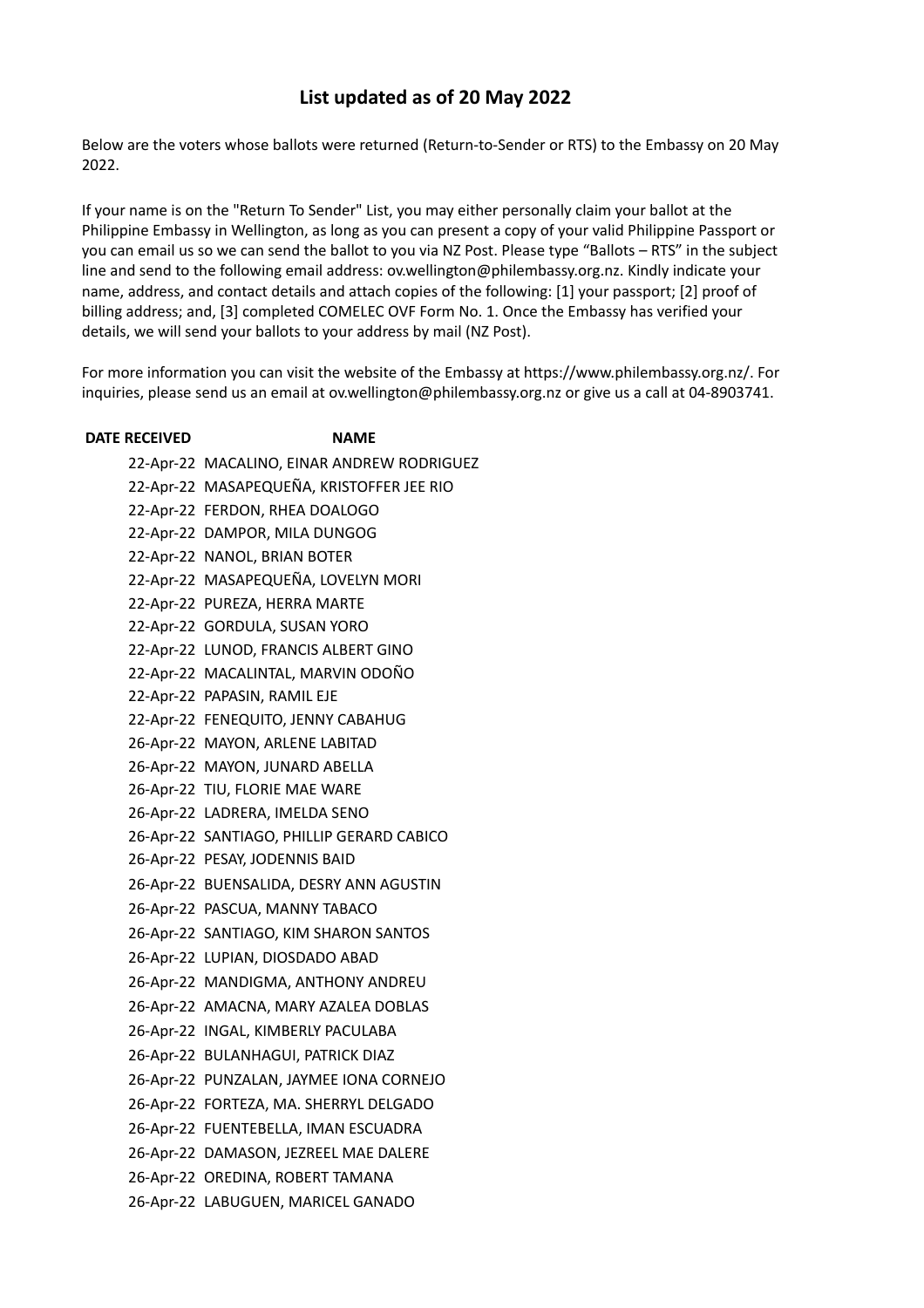# List updated as of 20 May 2022

Below are the voters whose ballots were returned (Return-to-Sender or RTS) to the Embassy on 20 May 2022.

If your name is on the "Return To Sender" List, you may either personally claim your ballot at the Philippine Embassy in Wellington, as long as you can present a copy of your valid Philippine Passport or you can email us so we can send the ballot to you via NZ Post. Please type "Ballots – RTS" in the subject line and send to the following email address: ov.wellington@philembassy.org.nz. Kindly indicate your name, address, and contact details and attach copies of the following: [1] your passport; [2] proof of billing address; and, [3] completed COMELEC OVF Form No. 1. Once the Embassy has verified your details, we will send your ballots to your address by mail (NZ Post).

For more information you can visit the website of the Embassy at https://www.philembassy.org.nz/. For inquiries, please send us an email at ov.wellington@philembassy.org.nz or give us a call at 04-8903741.

| DATE RECEIVED | NAME |
|---|---|
| 22-Apr-22 | MACALINO, EINAR ANDREW RODRIGUEZ |
| 22-Apr-22 | MASAPEQUEÑA, KRISTOFFER JEE RIO |
| 22-Apr-22 | FERDON, RHEA DOALOGO |
| 22-Apr-22 | DAMPOR, MILA DUNGOG |
| 22-Apr-22 | NANOL, BRIAN BOTER |
| 22-Apr-22 | MASAPEQUEÑA, LOVELYN MORI |
| 22-Apr-22 | PUREZA, HERRA MARTE |
| 22-Apr-22 | GORDULA, SUSAN YORO |
| 22-Apr-22 | LUNOD, FRANCIS ALBERT GINO |
| 22-Apr-22 | MACALINTAL, MARVIN ODOÑO |
| 22-Apr-22 | PAPASIN, RAMIL EJE |
| 22-Apr-22 | FENEQUITO, JENNY CABAHUG |
| 26-Apr-22 | MAYON, ARLENE LABITAD |
| 26-Apr-22 | MAYON, JUNARD ABELLA |
| 26-Apr-22 | TIU, FLORIE MAE WARE |
| 26-Apr-22 | LADRERA, IMELDA SENO |
| 26-Apr-22 | SANTIAGO, PHILLIP GERARD CABICO |
| 26-Apr-22 | PESAY, JODENNIS BAID |
| 26-Apr-22 | BUENSALIDA, DESRY ANN AGUSTIN |
| 26-Apr-22 | PASCUA, MANNY TABACO |
| 26-Apr-22 | SANTIAGO, KIM SHARON SANTOS |
| 26-Apr-22 | LUPIAN, DIOSDADO ABAD |
| 26-Apr-22 | MANDIGMA, ANTHONY ANDREU |
| 26-Apr-22 | AMACNA, MARY AZALEA DOBLAS |
| 26-Apr-22 | INGAL, KIMBERLY PACULABA |
| 26-Apr-22 | BULANHAGUI, PATRICK DIAZ |
| 26-Apr-22 | PUNZALAN, JAYMEE IONA CORNEJO |
| 26-Apr-22 | FORTEZA, MA. SHERRYL DELGADO |
| 26-Apr-22 | FUENTEBELLA, IMAN ESCUADRA |
| 26-Apr-22 | DAMASON, JEZREEL MAE DALERE |
| 26-Apr-22 | OREDINA, ROBERT TAMANA |
| 26-Apr-22 | LABUGUEN, MARICEL GANADO |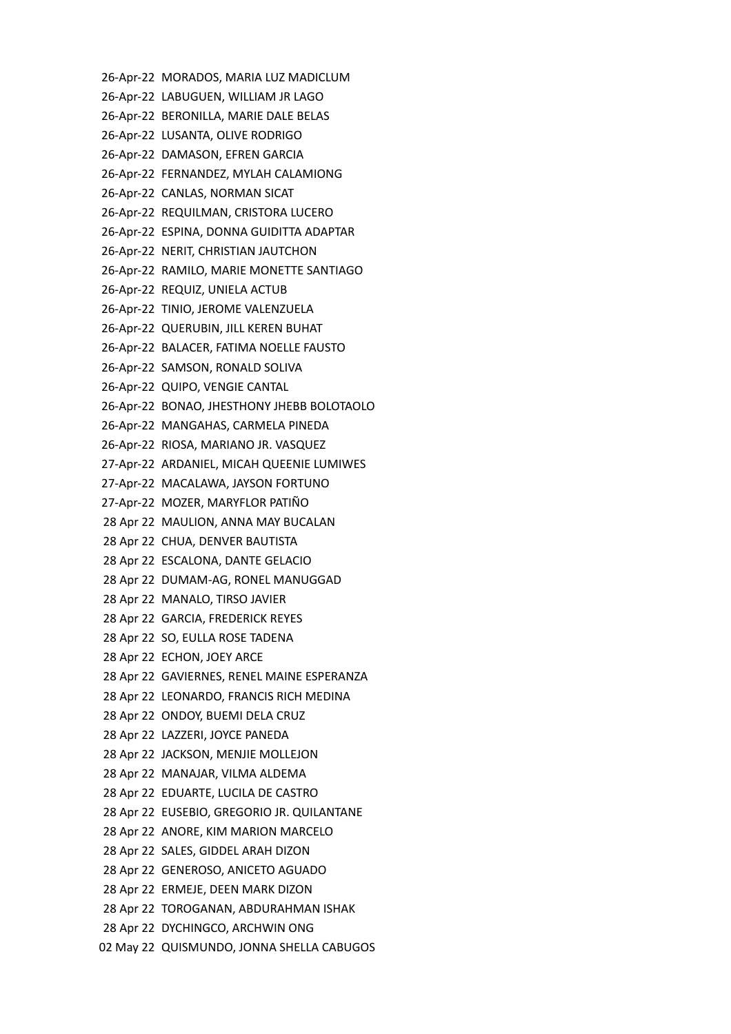26-Apr-22 MORADOS, MARIA LUZ MADICLUM
26-Apr-22 LABUGUEN, WILLIAM JR LAGO
26-Apr-22 BERONILLA, MARIE DALE BELAS
26-Apr-22 LUSANTA, OLIVE RODRIGO
26-Apr-22 DAMASON, EFREN GARCIA
26-Apr-22 FERNANDEZ, MYLAH CALAMIONG
26-Apr-22 CANLAS, NORMAN SICAT
26-Apr-22 REQUILMAN, CRISTORA LUCERO
26-Apr-22 ESPINA, DONNA GUIDITTA ADAPTAR
26-Apr-22 NERIT, CHRISTIAN JAUTCHON
26-Apr-22 RAMILO, MARIE MONETTE SANTIAGO
26-Apr-22 REQUIZ, UNIELA ACTUB
26-Apr-22 TINIO, JEROME VALENZUELA
26-Apr-22 QUERUBIN, JILL KEREN BUHAT
26-Apr-22 BALACER, FATIMA NOELLE FAUSTO
26-Apr-22 SAMSON, RONALD SOLIVA
26-Apr-22 QUIPO, VENGIE CANTAL
26-Apr-22 BONAO, JHESTHONY JHEBB BOLOTAOLO
26-Apr-22 MANGAHAS, CARMELA PINEDA
26-Apr-22 RIOSA, MARIANO JR. VASQUEZ
27-Apr-22 ARDANIEL, MICAH QUEENIE LUMIWES
27-Apr-22 MACALAWA, JAYSON FORTUNO
27-Apr-22 MOZER, MARYFLOR PATIÑO
28 Apr 22 MAULION, ANNA MAY BUCALAN
28 Apr 22 CHUA, DENVER BAUTISTA
28 Apr 22 ESCALONA, DANTE GELACIO
28 Apr 22 DUMAM-AG, RONEL MANUGGAD
28 Apr 22 MANALO, TIRSO JAVIER
28 Apr 22 GARCIA, FREDERICK REYES
28 Apr 22 SO, EULLA ROSE TADENA
28 Apr 22 ECHON, JOEY ARCE
28 Apr 22 GAVIERNES, RENEL MAINE ESPERANZA
28 Apr 22 LEONARDO, FRANCIS RICH MEDINA
28 Apr 22 ONDOY, BUEMI DELA CRUZ
28 Apr 22 LAZZERI, JOYCE PANEDA
28 Apr 22 JACKSON, MENJIE MOLLEJON
28 Apr 22 MANAJAR, VILMA ALDEMA
28 Apr 22 EDUARTE, LUCILA DE CASTRO
28 Apr 22 EUSEBIO, GREGORIO JR. QUILANTANE
28 Apr 22 ANORE, KIM MARION MARCELO
28 Apr 22 SALES, GIDDEL ARAH DIZON
28 Apr 22 GENEROSO, ANICETO AGUADO
28 Apr 22 ERMEJE, DEEN MARK DIZON
28 Apr 22 TOROGANAN, ABDURAHMAN ISHAK
28 Apr 22 DYCHINGCO, ARCHWIN ONG
02 May 22 QUISMUNDO, JONNA SHELLA CABUGOS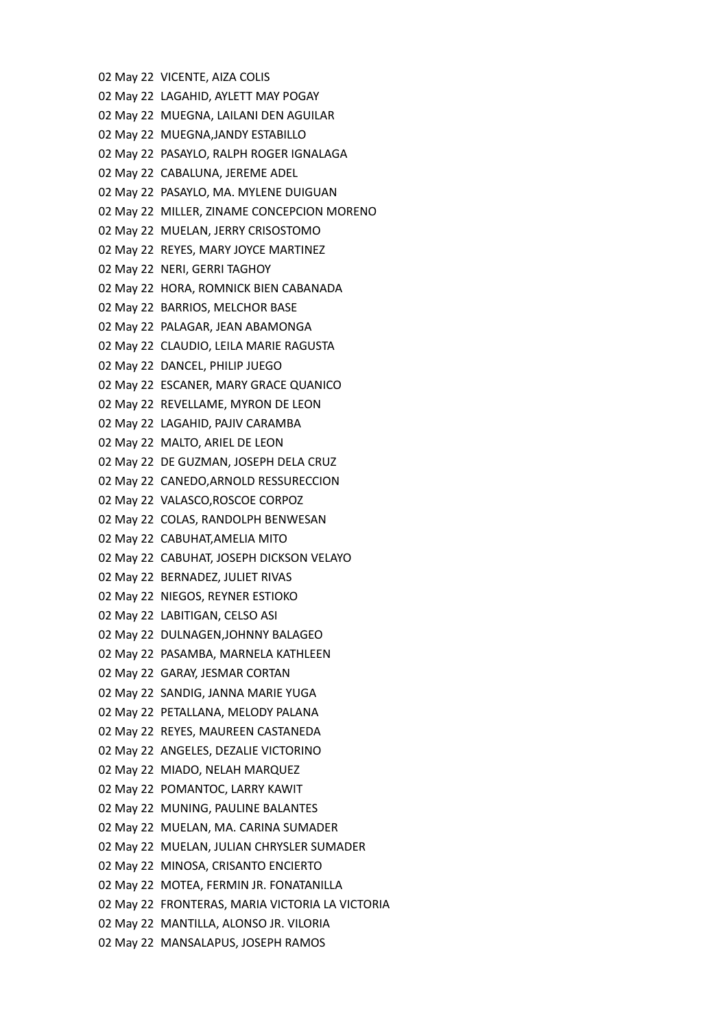02 May 22 VICENTE, AIZA COLIS
02 May 22 LAGAHID, AYLETT MAY POGAY
02 May 22 MUEGNA, LAILANI DEN AGUILAR
02 May 22 MUEGNA,JANDY ESTABILLO
02 May 22 PASAYLO, RALPH ROGER IGNALAGA
02 May 22 CABALUNA, JEREME ADEL
02 May 22 PASAYLO, MA. MYLENE DUIGUAN
02 May 22 MILLER, ZINAME CONCEPCION MORENO
02 May 22 MUELAN, JERRY CRISOSTOMO
02 May 22 REYES, MARY JOYCE MARTINEZ
02 May 22 NERI, GERRI TAGHOY
02 May 22 HORA, ROMNICK BIEN CABANADA
02 May 22 BARRIOS, MELCHOR BASE
02 May 22 PALAGAR, JEAN ABAMONGA
02 May 22 CLAUDIO, LEILA MARIE RAGUSTA
02 May 22 DANCEL, PHILIP JUEGO
02 May 22 ESCANER, MARY GRACE QUANICO
02 May 22 REVELLAME, MYRON DE LEON
02 May 22 LAGAHID, PAJIV CARAMBA
02 May 22 MALTO, ARIEL DE LEON
02 May 22 DE GUZMAN, JOSEPH DELA CRUZ
02 May 22 CANEDO,ARNOLD RESSURECCION
02 May 22 VALASCO,ROSCOE CORPOZ
02 May 22 COLAS, RANDOLPH BENWESAN
02 May 22 CABUHAT,AMELIA MITO
02 May 22 CABUHAT, JOSEPH DICKSON VELAYO
02 May 22 BERNADEZ, JULIET RIVAS
02 May 22 NIEGOS, REYNER ESTIOKO
02 May 22 LABITIGAN, CELSO ASI
02 May 22 DULNAGEN,JOHNNY BALAGEO
02 May 22 PASAMBA, MARNELA KATHLEEN
02 May 22 GARAY, JESMAR CORTAN
02 May 22 SANDIG, JANNA MARIE YUGA
02 May 22 PETALLANA, MELODY PALANA
02 May 22 REYES, MAUREEN CASTANEDA
02 May 22 ANGELES, DEZALIE VICTORINO
02 May 22 MIADO, NELAH MARQUEZ
02 May 22 POMANTOC, LARRY KAWIT
02 May 22 MUNING, PAULINE BALANTES
02 May 22 MUELAN, MA. CARINA SUMADER
02 May 22 MUELAN, JULIAN CHRYSLER SUMADER
02 May 22 MINOSA, CRISANTO ENCIERTO
02 May 22 MOTEA, FERMIN JR. FONATANILLA
02 May 22 FRONTERAS, MARIA VICTORIA LA VICTORIA
02 May 22 MANTILLA, ALONSO JR. VILORIA
02 May 22 MANSALAPUS, JOSEPH RAMOS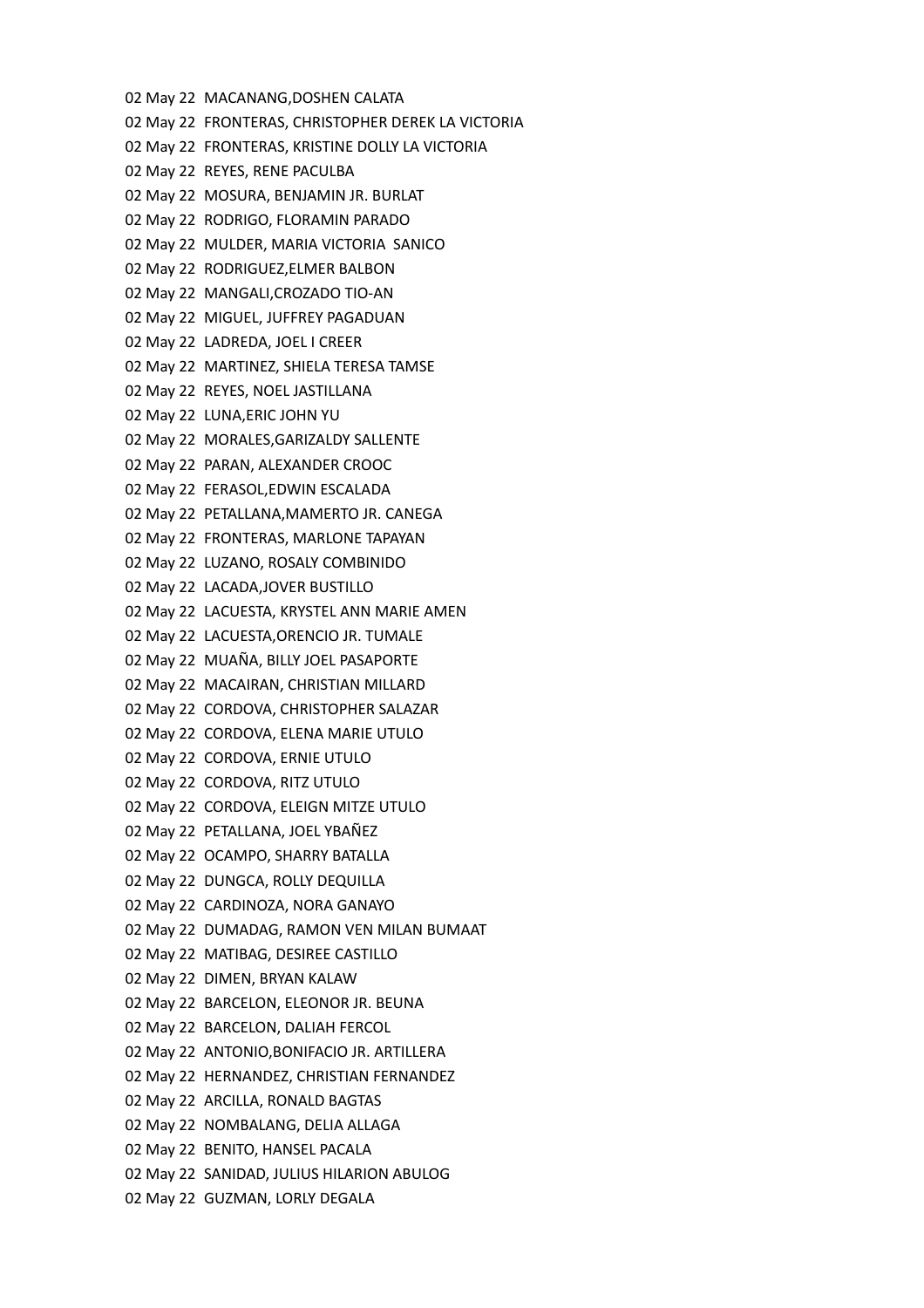02 May 22 MACANANG,DOSHEN CALATA
02 May 22 FRONTERAS, CHRISTOPHER DEREK LA VICTORIA
02 May 22 FRONTERAS, KRISTINE DOLLY LA VICTORIA
02 May 22 REYES, RENE PACULBA
02 May 22 MOSURA, BENJAMIN JR. BURLAT
02 May 22 RODRIGO, FLORAMIN PARADO
02 May 22 MULDER, MARIA VICTORIA SANICO
02 May 22 RODRIGUEZ,ELMER BALBON
02 May 22 MANGALI,CROZADO TIO-AN
02 May 22 MIGUEL, JUFFREY PAGADUAN
02 May 22 LADREDA, JOEL I CREER
02 May 22 MARTINEZ, SHIELA TERESA TAMSE
02 May 22 REYES, NOEL JASTILLANA
02 May 22 LUNA,ERIC JOHN YU
02 May 22 MORALES,GARIZALDY SALLENTE
02 May 22 PARAN, ALEXANDER CROOC
02 May 22 FERASOL,EDWIN ESCALADA
02 May 22 PETALLANA,MAMERTO JR. CANEGA
02 May 22 FRONTERAS, MARLONE TAPAYAN
02 May 22 LUZANO, ROSALY COMBINIDO
02 May 22 LACADA,JOVER BUSTILLO
02 May 22 LACUESTA, KRYSTEL ANN MARIE AMEN
02 May 22 LACUESTA,ORENCIO JR. TUMALE
02 May 22 MUAÑA, BILLY JOEL PASAPORTE
02 May 22 MACAIRAN, CHRISTIAN MILLARD
02 May 22 CORDOVA, CHRISTOPHER SALAZAR
02 May 22 CORDOVA, ELENA MARIE UTULO
02 May 22 CORDOVA, ERNIE UTULO
02 May 22 CORDOVA, RITZ UTULO
02 May 22 CORDOVA, ELEIGN MITZE UTULO
02 May 22 PETALLANA, JOEL YBAÑEZ
02 May 22 OCAMPO, SHARRY BATALLA
02 May 22 DUNGCA, ROLLY DEQUILLA
02 May 22 CARDINOZA, NORA GANAYO
02 May 22 DUMADAG, RAMON VEN MILAN BUMAAT
02 May 22 MATIBAG, DESIREE CASTILLO
02 May 22 DIMEN, BRYAN KALAW
02 May 22 BARCELON, ELEONOR JR. BEUNA
02 May 22 BARCELON, DALIAH FERCOL
02 May 22 ANTONIO,BONIFACIO JR. ARTILLERA
02 May 22 HERNANDEZ, CHRISTIAN FERNANDEZ
02 May 22 ARCILLA, RONALD BAGTAS
02 May 22 NOMBALANG, DELIA ALLAGA
02 May 22 BENITO, HANSEL PACALA
02 May 22 SANIDAD, JULIUS HILARION ABULOG
02 May 22 GUZMAN, LORLY DEGALA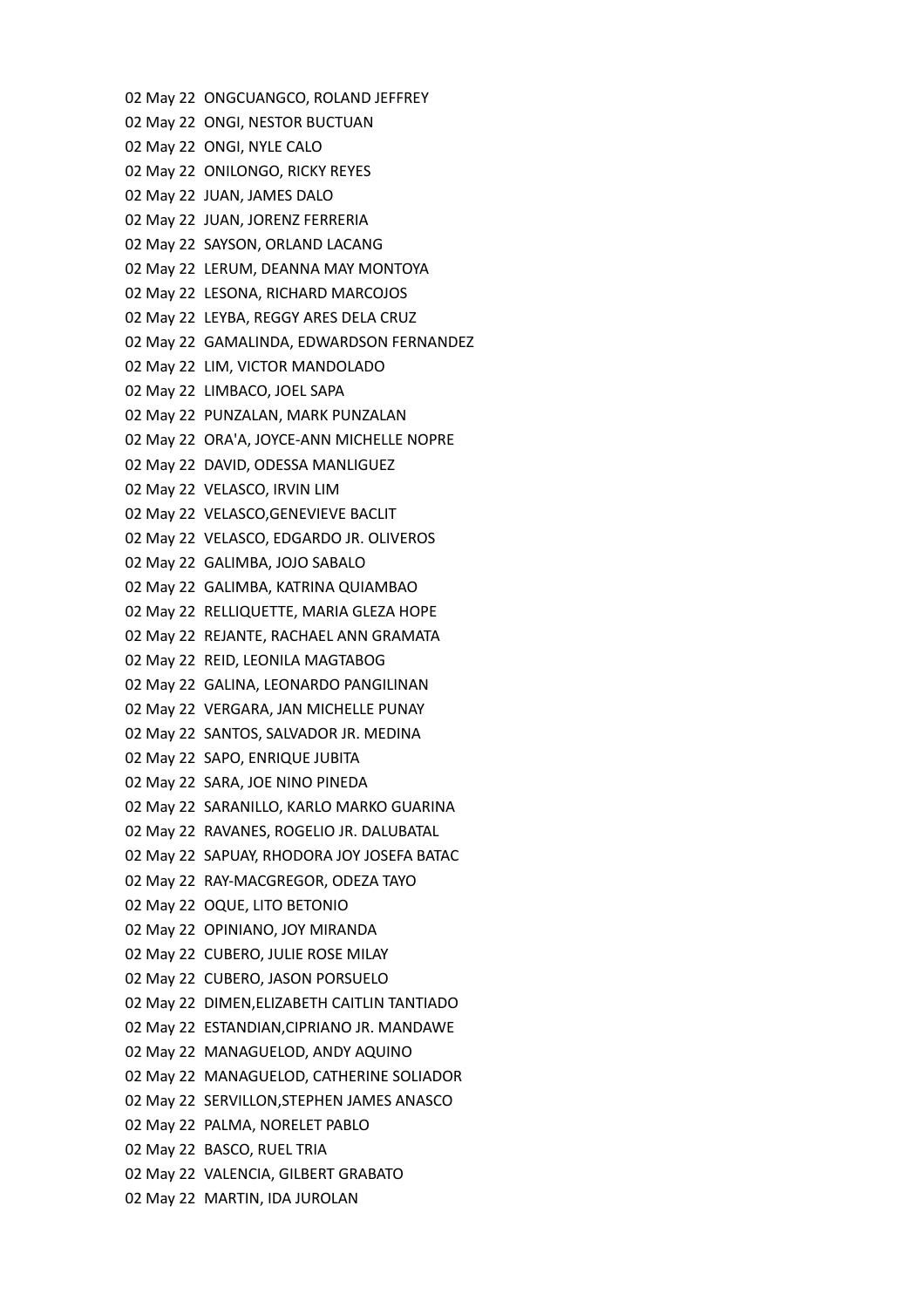02 May 22  ONGCUANGCO, ROLAND JEFFREY
02 May 22  ONGI, NESTOR BUCTUAN
02 May 22  ONGI, NYLE CALO
02 May 22  ONILONGO, RICKY REYES
02 May 22  JUAN, JAMES DALO
02 May 22  JUAN, JORENZ FERRERIA
02 May 22  SAYSON, ORLAND LACANG
02 May 22  LERUM, DEANNA MAY MONTOYA
02 May 22  LESONA, RICHARD MARCOJOS
02 May 22  LEYBA, REGGY ARES DELA CRUZ
02 May 22  GAMALINDA, EDWARDSON FERNANDEZ
02 May 22  LIM, VICTOR MANDOLADO
02 May 22  LIMBACO, JOEL SAPA
02 May 22  PUNZALAN, MARK PUNZALAN
02 May 22  ORA'A, JOYCE-ANN MICHELLE NOPRE
02 May 22  DAVID, ODESSA MANLIGUEZ
02 May 22  VELASCO, IRVIN LIM
02 May 22  VELASCO,GENEVIEVE BACLIT
02 May 22  VELASCO, EDGARDO JR. OLIVEROS
02 May 22  GALIMBA, JOJO SABALO
02 May 22  GALIMBA, KATRINA QUIAMBAO
02 May 22  RELLIQUETTE, MARIA GLEZA HOPE
02 May 22  REJANTE, RACHAEL ANN GRAMATA
02 May 22  REID, LEONILA MAGTABOG
02 May 22  GALINA, LEONARDO PANGILINAN
02 May 22  VERGARA, JAN MICHELLE PUNAY
02 May 22  SANTOS, SALVADOR JR. MEDINA
02 May 22  SAPO, ENRIQUE JUBITA
02 May 22  SARA, JOE NINO PINEDA
02 May 22  SARANILLO, KARLO MARKO GUARINA
02 May 22  RAVANES, ROGELIO JR. DALUBATAL
02 May 22  SAPUAY, RHODORA JOY JOSEFA BATAC
02 May 22  RAY-MACGREGOR, ODEZA TAYO
02 May 22  OQUE, LITO BETONIO
02 May 22  OPINIANO, JOY MIRANDA
02 May 22  CUBERO, JULIE ROSE MILAY
02 May 22  CUBERO, JASON PORSUELO
02 May 22  DIMEN,ELIZABETH CAITLIN TANTIADO
02 May 22  ESTANDIAN,CIPRIANO JR. MANDAWE
02 May 22  MANAGUELOD, ANDY AQUINO
02 May 22  MANAGUELOD, CATHERINE SOLIADOR
02 May 22  SERVILLON,STEPHEN JAMES ANASCO
02 May 22  PALMA, NORELET PABLO
02 May 22  BASCO, RUEL TRIA
02 May 22  VALENCIA, GILBERT GRABATO
02 May 22  MARTIN, IDA JUROLAN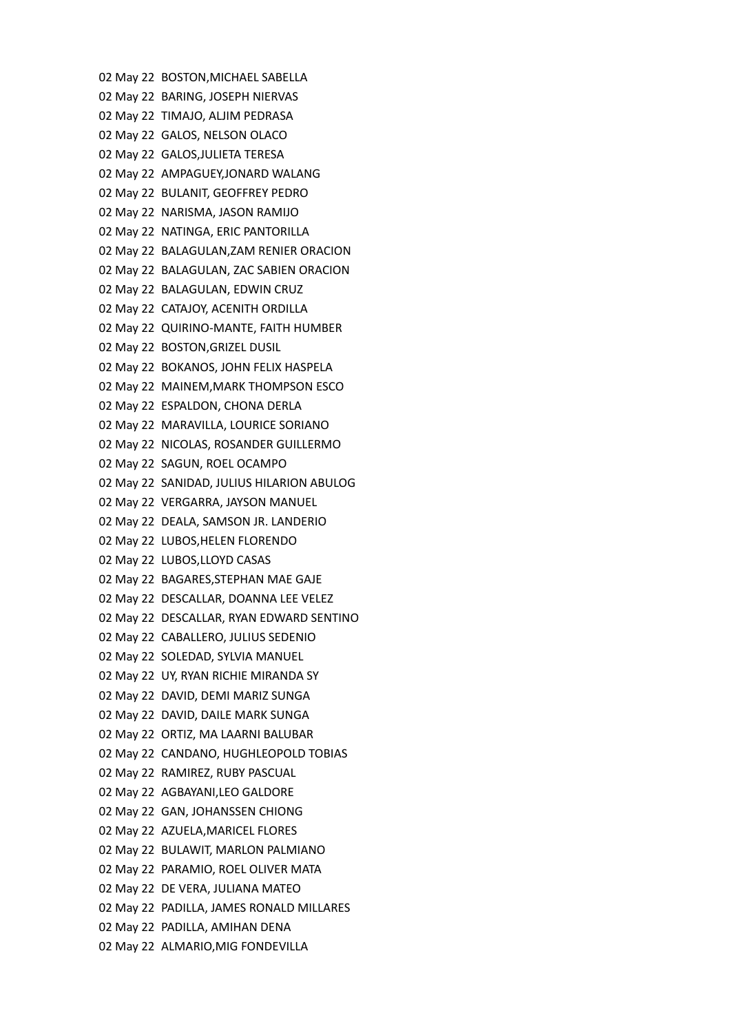02 May 22 BOSTON,MICHAEL SABELLA
02 May 22 BARING, JOSEPH NIERVAS
02 May 22 TIMAJO, ALJIM PEDRASA
02 May 22 GALOS, NELSON OLACO
02 May 22 GALOS,JULIETA TERESA
02 May 22 AMPAGUEY,JONARD WALANG
02 May 22 BULANIT, GEOFFREY PEDRO
02 May 22 NARISMA, JASON RAMIJO
02 May 22 NATINGA, ERIC PANTORILLA
02 May 22 BALAGULAN,ZAM RENIER ORACION
02 May 22 BALAGULAN, ZAC SABIEN ORACION
02 May 22 BALAGULAN, EDWIN CRUZ
02 May 22 CATAJOY, ACENITH ORDILLA
02 May 22 QUIRINO-MANTE, FAITH HUMBER
02 May 22 BOSTON,GRIZEL DUSIL
02 May 22 BOKANOS, JOHN FELIX HASPELA
02 May 22 MAINEM,MARK THOMPSON ESCO
02 May 22 ESPALDON, CHONA DERLA
02 May 22 MARAVILLA, LOURICE SORIANO
02 May 22 NICOLAS, ROSANDER GUILLERMO
02 May 22 SAGUN, ROEL OCAMPO
02 May 22 SANIDAD, JULIUS HILARION ABULOG
02 May 22 VERGARRA, JAYSON MANUEL
02 May 22 DEALA, SAMSON JR. LANDERIO
02 May 22 LUBOS,HELEN FLORENDO
02 May 22 LUBOS,LLOYD CASAS
02 May 22 BAGARES,STEPHAN MAE GAJE
02 May 22 DESCALLAR, DOANNA LEE VELEZ
02 May 22 DESCALLAR, RYAN EDWARD SENTINO
02 May 22 CABALLERO, JULIUS SEDENIO
02 May 22 SOLEDAD, SYLVIA MANUEL
02 May 22 UY, RYAN RICHIE MIRANDA SY
02 May 22 DAVID, DEMI MARIZ SUNGA
02 May 22 DAVID, DAILE MARK SUNGA
02 May 22 ORTIZ, MA LAARNI BALUBAR
02 May 22 CANDANO, HUGHLEOPOLD TOBIAS
02 May 22 RAMIREZ, RUBY PASCUAL
02 May 22 AGBAYANI,LEO GALDORE
02 May 22 GAN, JOHANSSEN CHIONG
02 May 22 AZUELA,MARICEL FLORES
02 May 22 BULAWIT, MARLON PALMIANO
02 May 22 PARAMIO, ROEL OLIVER MATA
02 May 22 DE VERA, JULIANA MATEO
02 May 22 PADILLA, JAMES RONALD MILLARES
02 May 22 PADILLA, AMIHAN DENA
02 May 22 ALMARIO,MIG FONDEVILLA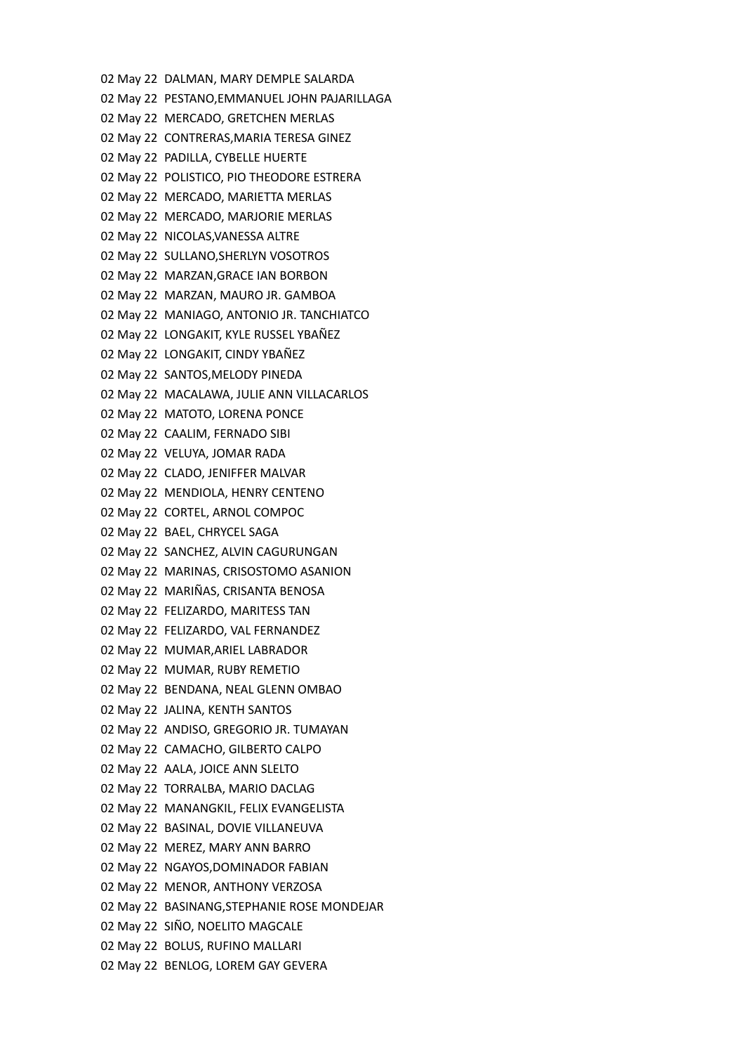02 May 22  DALMAN, MARY DEMPLE SALARDA
02 May 22  PESTANO,EMMANUEL JOHN PAJARILLAGA
02 May 22  MERCADO, GRETCHEN MERLAS
02 May 22  CONTRERAS,MARIA TERESA GINEZ
02 May 22  PADILLA, CYBELLE HUERTE
02 May 22  POLISTICO, PIO THEODORE ESTRERA
02 May 22  MERCADO, MARIETTA MERLAS
02 May 22  MERCADO, MARJORIE MERLAS
02 May 22  NICOLAS,VANESSA ALTRE
02 May 22  SULLANO,SHERLYN VOSOTROS
02 May 22  MARZAN,GRACE IAN BORBON
02 May 22  MARZAN, MAURO JR. GAMBOA
02 May 22  MANIAGO, ANTONIO JR. TANCHIATCO
02 May 22  LONGAKIT, KYLE RUSSEL YBAÑEZ
02 May 22  LONGAKIT, CINDY YBAÑEZ
02 May 22  SANTOS,MELODY PINEDA
02 May 22  MACALAWA, JULIE ANN VILLACARLOS
02 May 22  MATOTO, LORENA PONCE
02 May 22  CAALIM, FERNADO SIBI
02 May 22  VELUYA, JOMAR RADA
02 May 22  CLADO, JENIFFER MALVAR
02 May 22  MENDIOLA, HENRY CENTENO
02 May 22  CORTEL, ARNOL COMPOC
02 May 22  BAEL, CHRYCEL SAGA
02 May 22  SANCHEZ, ALVIN CAGURUNGAN
02 May 22  MARINAS, CRISOSTOMO ASANION
02 May 22  MARIÑAS, CRISANTA BENOSA
02 May 22  FELIZARDO, MARITESS TAN
02 May 22  FELIZARDO, VAL FERNANDEZ
02 May 22  MUMAR,ARIEL LABRADOR
02 May 22  MUMAR, RUBY REMETIO
02 May 22  BENDANA, NEAL GLENN OMBAO
02 May 22  JALINA, KENTH SANTOS
02 May 22  ANDISO, GREGORIO JR. TUMAYAN
02 May 22  CAMACHO, GILBERTO CALPO
02 May 22  AALA, JOICE ANN SLELTO
02 May 22  TORRALBA, MARIO DACLAG
02 May 22  MANANGKIL, FELIX EVANGELISTA
02 May 22  BASINAL, DOVIE VILLANEUVA
02 May 22  MEREZ, MARY ANN BARRO
02 May 22  NGAYOS,DOMINADOR FABIAN
02 May 22  MENOR, ANTHONY VERZOSA
02 May 22  BASINANG,STEPHANIE ROSE MONDEJAR
02 May 22  SIÑO, NOELITO MAGCALE
02 May 22  BOLUS, RUFINO MALLARI
02 May 22  BENLOG, LOREM GAY GEVERA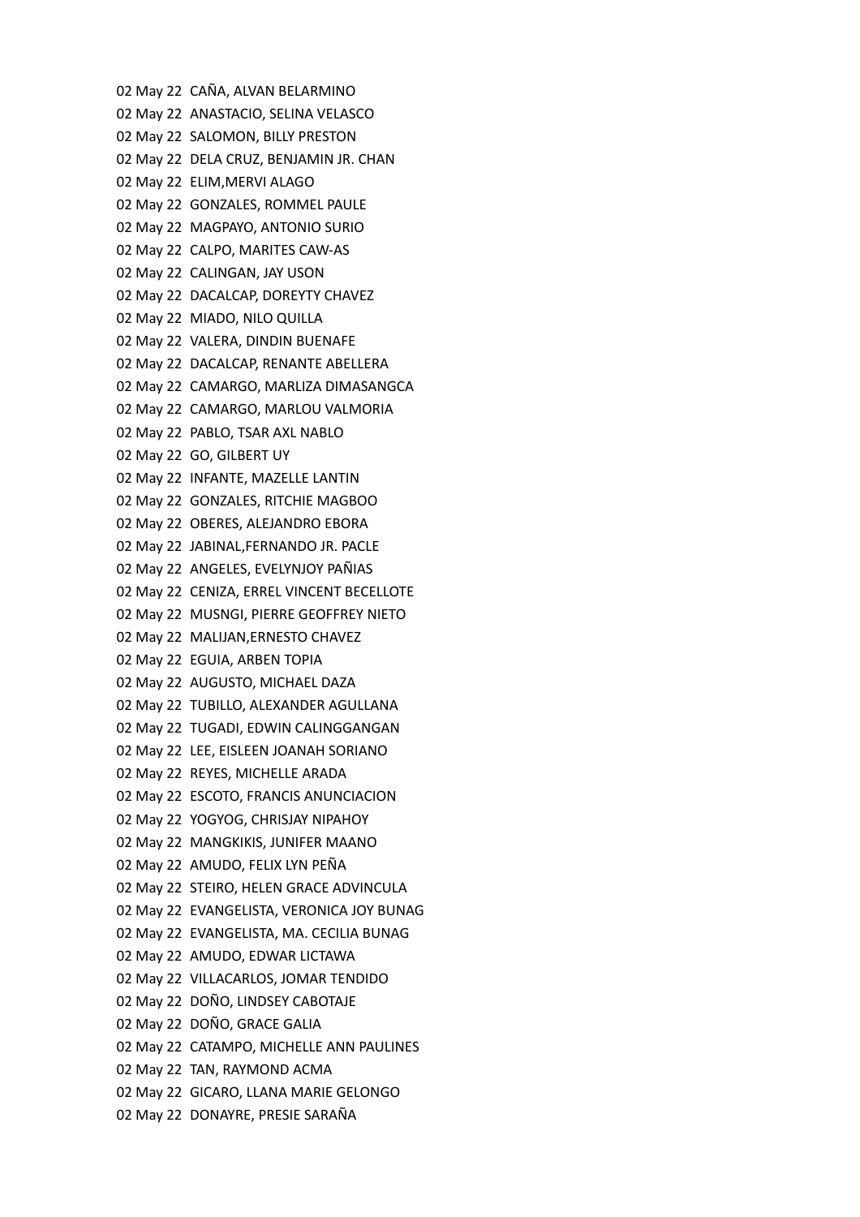02 May 22 CAÑA, ALVAN BELARMINO
02 May 22 ANASTACIO, SELINA VELASCO
02 May 22 SALOMON, BILLY PRESTON
02 May 22 DELA CRUZ, BENJAMIN JR. CHAN
02 May 22 ELIM,MERVI ALAGO
02 May 22 GONZALES, ROMMEL PAULE
02 May 22 MAGPAYO, ANTONIO SURIO
02 May 22 CALPO, MARITES CAW-AS
02 May 22 CALINGAN, JAY USON
02 May 22 DACALCAP, DOREYTY CHAVEZ
02 May 22 MIADO, NILO QUILLA
02 May 22 VALERA, DINDIN BUENAFE
02 May 22 DACALCAP, RENANTE ABELLERA
02 May 22 CAMARGO, MARLIZA DIMASANGCA
02 May 22 CAMARGO, MARLOU VALMORIA
02 May 22 PABLO, TSAR AXL NABLO
02 May 22 GO, GILBERT UY
02 May 22 INFANTE, MAZELLE LANTIN
02 May 22 GONZALES, RITCHIE MAGBOO
02 May 22 OBERES, ALEJANDRO EBORA
02 May 22 JABINAL,FERNANDO JR. PACLE
02 May 22 ANGELES, EVELYNJOY PAÑIAS
02 May 22 CENIZA, ERREL VINCENT BECELLOTE
02 May 22 MUSNGI, PIERRE GEOFFREY NIETO
02 May 22 MALIJAN,ERNESTO CHAVEZ
02 May 22 EGUIA, ARBEN TOPIA
02 May 22 AUGUSTO, MICHAEL DAZA
02 May 22 TUBILLO, ALEXANDER AGULLANA
02 May 22 TUGADI, EDWIN CALINGGANGAN
02 May 22 LEE, EISLEEN JOANAH SORIANO
02 May 22 REYES, MICHELLE ARADA
02 May 22 ESCOTO, FRANCIS ANUNCIACION
02 May 22 YOGYOG, CHRISJAY NIPAHOY
02 May 22 MANGKIKIS, JUNIFER MAANO
02 May 22 AMUDO, FELIX LYN PEÑA
02 May 22 STEIRO, HELEN GRACE ADVINCULA
02 May 22 EVANGELISTA, VERONICA JOY BUNAG
02 May 22 EVANGELISTA, MA. CECILIA BUNAG
02 May 22 AMUDO, EDWAR LICTAWA
02 May 22 VILLACARLOS, JOMAR TENDIDO
02 May 22 DOÑO, LINDSEY CABOTAJE
02 May 22 DOÑO, GRACE GALIA
02 May 22 CATAMPO, MICHELLE ANN PAULINES
02 May 22 TAN, RAYMOND ACMA
02 May 22 GICARO, LLANA MARIE GELONGO
02 May 22 DONAYRE, PRESIE SARAÑA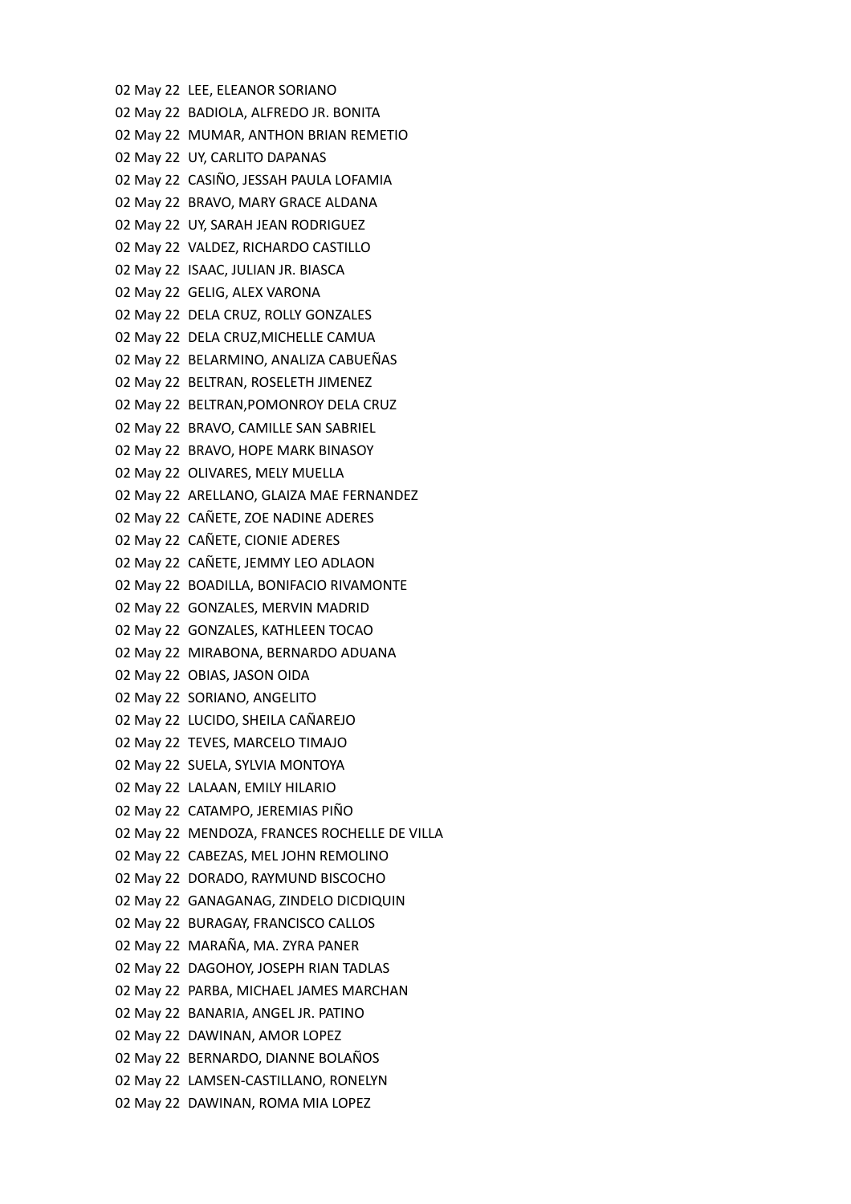02 May 22  LEE, ELEANOR SORIANO
02 May 22  BADIOLA, ALFREDO JR. BONITA
02 May 22  MUMAR, ANTHON BRIAN REMETIO
02 May 22  UY, CARLITO DAPANAS
02 May 22  CASIÑO, JESSAH PAULA LOFAMIA
02 May 22  BRAVO, MARY GRACE ALDANA
02 May 22  UY, SARAH JEAN RODRIGUEZ
02 May 22  VALDEZ, RICHARDO CASTILLO
02 May 22  ISAAC, JULIAN JR. BIASCA
02 May 22  GELIG, ALEX VARONA
02 May 22  DELA CRUZ, ROLLY GONZALES
02 May 22  DELA CRUZ,MICHELLE CAMUA
02 May 22  BELARMINO, ANALIZA CABUEÑAS
02 May 22  BELTRAN, ROSELETH JIMENEZ
02 May 22  BELTRAN,POMONROY DELA CRUZ
02 May 22  BRAVO, CAMILLE SAN SABRIEL
02 May 22  BRAVO, HOPE MARK BINASOY
02 May 22  OLIVARES, MELY MUELLA
02 May 22  ARELLANO, GLAIZA MAE FERNANDEZ
02 May 22  CAÑETE, ZOE NADINE ADERES
02 May 22  CAÑETE, CIONIE ADERES
02 May 22  CAÑETE, JEMMY LEO ADLAON
02 May 22  BOADILLA, BONIFACIO RIVAMONTE
02 May 22  GONZALES, MERVIN MADRID
02 May 22  GONZALES, KATHLEEN TOCAO
02 May 22  MIRABONA, BERNARDO ADUANA
02 May 22  OBIAS, JASON OIDA
02 May 22  SORIANO, ANGELITO
02 May 22  LUCIDO, SHEILA CAÑAREJO
02 May 22  TEVES, MARCELO TIMAJO
02 May 22  SUELA, SYLVIA MONTOYA
02 May 22  LALAAN, EMILY HILARIO
02 May 22  CATAMPO, JEREMIAS PIÑO
02 May 22  MENDOZA, FRANCES ROCHELLE DE VILLA
02 May 22  CABEZAS, MEL JOHN REMOLINO
02 May 22  DORADO, RAYMUND BISCOCHO
02 May 22  GANAGANAG, ZINDELO DICDIQUIN
02 May 22  BURAGAY, FRANCISCO CALLOS
02 May 22  MARAÑA, MA. ZYRA PANER
02 May 22  DAGOHOY, JOSEPH RIAN TADLAS
02 May 22  PARBA, MICHAEL JAMES MARCHAN
02 May 22  BANARIA, ANGEL JR. PATINO
02 May 22  DAWINAN, AMOR LOPEZ
02 May 22  BERNARDO, DIANNE BOLAÑOS
02 May 22  LAMSEN-CASTILLANO, RONELYN
02 May 22  DAWINAN, ROMA MIA LOPEZ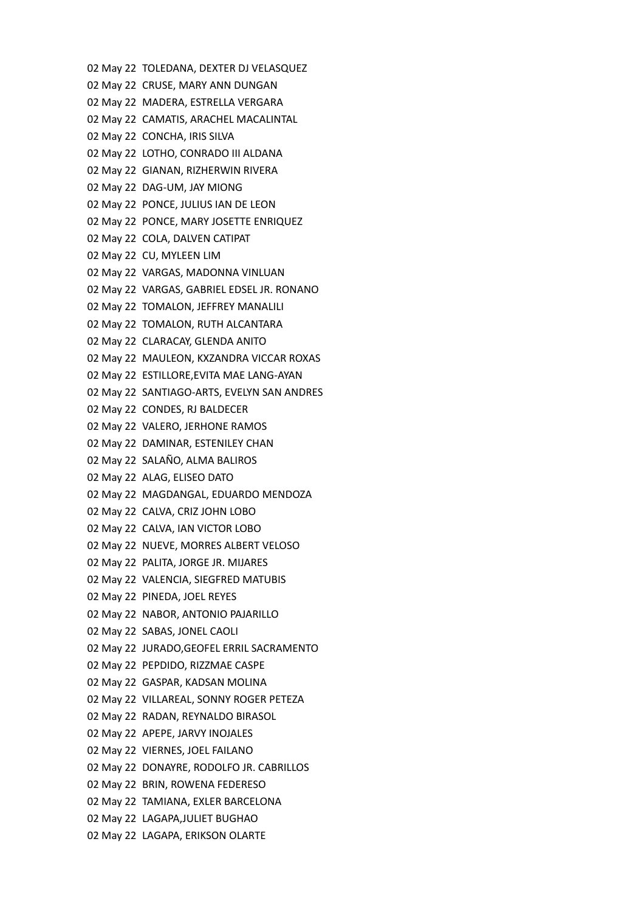02 May 22 TOLEDANA, DEXTER DJ VELASQUEZ
02 May 22 CRUSE, MARY ANN DUNGAN
02 May 22 MADERA, ESTRELLA VERGARA
02 May 22 CAMATIS, ARACHEL MACALINTAL
02 May 22 CONCHA, IRIS SILVA
02 May 22 LOTHO, CONRADO III ALDANA
02 May 22 GIANAN, RIZHERWIN RIVERA
02 May 22 DAG-UM, JAY MIONG
02 May 22 PONCE, JULIUS IAN DE LEON
02 May 22 PONCE, MARY JOSETTE ENRIQUEZ
02 May 22 COLA, DALVEN CATIPAT
02 May 22 CU, MYLEEN LIM
02 May 22 VARGAS, MADONNA VINLUAN
02 May 22 VARGAS, GABRIEL EDSEL JR. RONANO
02 May 22 TOMALON, JEFFREY MANALILI
02 May 22 TOMALON, RUTH ALCANTARA
02 May 22 CLARACAY, GLENDA ANITO
02 May 22 MAULEON, KXZANDRA VICCAR ROXAS
02 May 22 ESTILLORE,EVITA MAE LANG-AYAN
02 May 22 SANTIAGO-ARTS, EVELYN SAN ANDRES
02 May 22 CONDES, RJ BALDECER
02 May 22 VALERO, JERHONE RAMOS
02 May 22 DAMINAR, ESTENILEY CHAN
02 May 22 SALAÑO, ALMA BALIROS
02 May 22 ALAG, ELISEO DATO
02 May 22 MAGDANGAL, EDUARDO MENDOZA
02 May 22 CALVA, CRIZ JOHN LOBO
02 May 22 CALVA, IAN VICTOR LOBO
02 May 22 NUEVE, MORRES ALBERT VELOSO
02 May 22 PALITA, JORGE JR. MIJARES
02 May 22 VALENCIA, SIEGFRED MATUBIS
02 May 22 PINEDA, JOEL REYES
02 May 22 NABOR, ANTONIO PAJARILLO
02 May 22 SABAS, JONEL CAOLI
02 May 22 JURADO,GEOFEL ERRIL SACRAMENTO
02 May 22 PEPDIDO, RIZZMAE CASPE
02 May 22 GASPAR, KADSAN MOLINA
02 May 22 VILLAREAL, SONNY ROGER PETEZA
02 May 22 RADAN, REYNALDO BIRASOL
02 May 22 APEPE, JARVY INOJALES
02 May 22 VIERNES, JOEL FAILANO
02 May 22 DONAYRE, RODOLFO JR. CABRILLOS
02 May 22 BRIN, ROWENA FEDERESO
02 May 22 TAMIANA, EXLER BARCELONA
02 May 22 LAGAPA,JULIET BUGHAO
02 May 22 LAGAPA, ERIKSON OLARTE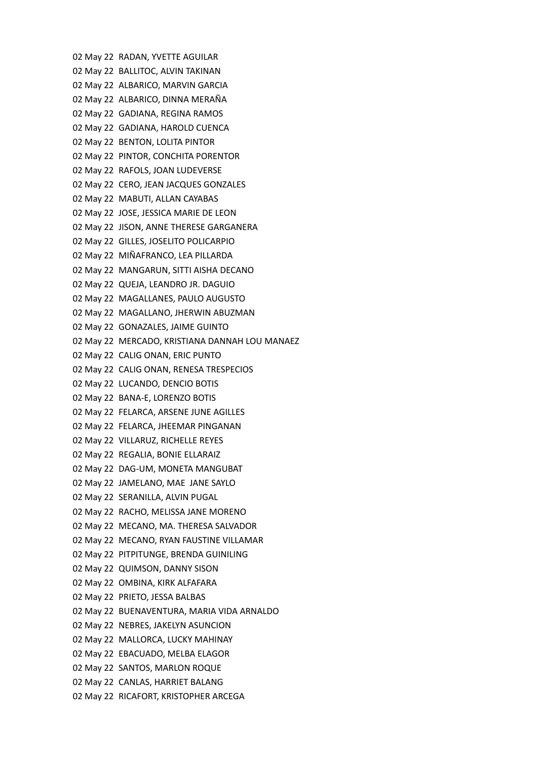02 May 22 RADAN, YVETTE AGUILAR
02 May 22 BALLITOC, ALVIN TAKINAN
02 May 22 ALBARICO, MARVIN GARCIA
02 May 22 ALBARICO, DINNA MERAÑA
02 May 22 GADIANA, REGINA RAMOS
02 May 22 GADIANA, HAROLD CUENCA
02 May 22 BENTON, LOLITA PINTOR
02 May 22 PINTOR, CONCHITA PORENTOR
02 May 22 RAFOLS, JOAN LUDEVERSE
02 May 22 CERO, JEAN JACQUES GONZALES
02 May 22 MABUTI, ALLAN CAYABAS
02 May 22 JOSE, JESSICA MARIE DE LEON
02 May 22 JISON, ANNE THERESE GARGANERA
02 May 22 GILLES, JOSELITO POLICARPIO
02 May 22 MIÑAFRANCO, LEA PILLARDA
02 May 22 MANGARUN, SITTI AISHA DECANO
02 May 22 QUEJA, LEANDRO JR. DAGUIO
02 May 22 MAGALLANES, PAULO AUGUSTO
02 May 22 MAGALLANO, JHERWIN ABUZMAN
02 May 22 GONAZALES, JAIME GUINTO
02 May 22 MERCADO, KRISTIANA DANNAH LOU MANAEZ
02 May 22 CALIG ONAN, ERIC PUNTO
02 May 22 CALIG ONAN, RENESA TRESPECIOS
02 May 22 LUCANDO, DENCIO BOTIS
02 May 22 BANA-E, LORENZO BOTIS
02 May 22 FELARCA, ARSENE JUNE AGILLES
02 May 22 FELARCA, JHEEMAR PINGANAN
02 May 22 VILLARUZ, RICHELLE REYES
02 May 22 REGALIA, BONIE ELLARAIZ
02 May 22 DAG-UM, MONETA MANGUBAT
02 May 22 JAMELANO, MAE JANE SAYLO
02 May 22 SERANILLA, ALVIN PUGAL
02 May 22 RACHO, MELISSA JANE MORENO
02 May 22 MECANO, MA. THERESA SALVADOR
02 May 22 MECANO, RYAN FAUSTINE VILLAMAR
02 May 22 PITPITUNGE, BRENDA GUINILING
02 May 22 QUIMSON, DANNY SISON
02 May 22 OMBINA, KIRK ALFAFARA
02 May 22 PRIETO, JESSA BALBAS
02 May 22 BUENAVENTURA, MARIA VIDA ARNALDO
02 May 22 NEBRES, JAKELYN ASUNCION
02 May 22 MALLORCA, LUCKY MAHINAY
02 May 22 EBACUADO, MELBA ELAGOR
02 May 22 SANTOS, MARLON ROQUE
02 May 22 CANLAS, HARRIET BALANG
02 May 22 RICAFORT, KRISTOPHER ARCEGA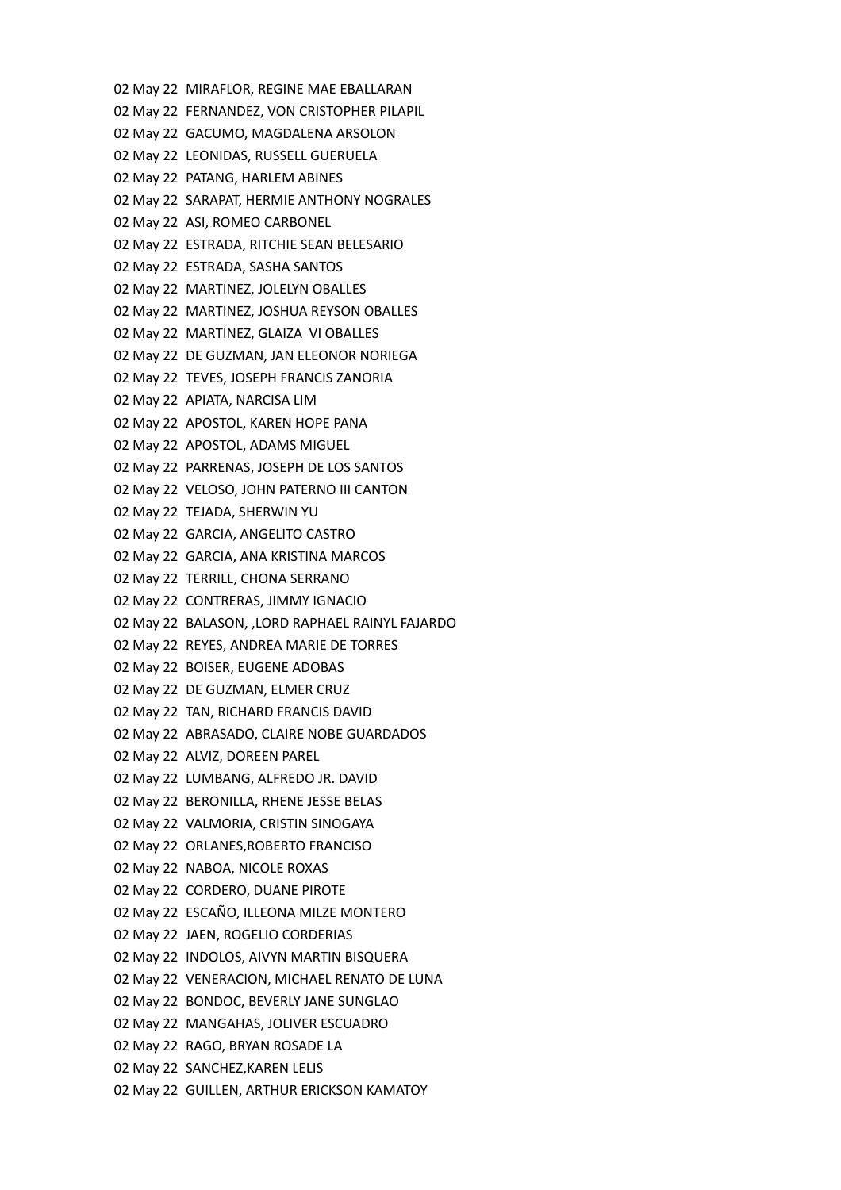02 May 22  MIRAFLOR, REGINE MAE EBALLARAN
02 May 22  FERNANDEZ, VON CRISTOPHER PILAPIL
02 May 22  GACUMO, MAGDALENA ARSOLON
02 May 22  LEONIDAS, RUSSELL GUERUELA
02 May 22  PATANG, HARLEM ABINES
02 May 22  SARAPAT, HERMIE ANTHONY NOGRALES
02 May 22  ASI, ROMEO CARBONEL
02 May 22  ESTRADA, RITCHIE SEAN BELESARIO
02 May 22  ESTRADA, SASHA SANTOS
02 May 22  MARTINEZ, JOLELYN OBALLES
02 May 22  MARTINEZ, JOSHUA REYSON OBALLES
02 May 22  MARTINEZ, GLAIZA  VI OBALLES
02 May 22  DE GUZMAN, JAN ELEONOR NORIEGA
02 May 22  TEVES, JOSEPH FRANCIS ZANORIA
02 May 22  APIATA, NARCISA LIM
02 May 22  APOSTOL, KAREN HOPE PANA
02 May 22  APOSTOL, ADAMS MIGUEL
02 May 22  PARRENAS, JOSEPH DE LOS SANTOS
02 May 22  VELOSO, JOHN PATERNO III CANTON
02 May 22  TEJADA, SHERWIN YU
02 May 22  GARCIA, ANGELITO CASTRO
02 May 22  GARCIA, ANA KRISTINA MARCOS
02 May 22  TERRILL, CHONA SERRANO
02 May 22  CONTRERAS, JIMMY IGNACIO
02 May 22  BALASON, ,LORD RAPHAEL RAINYL FAJARDO
02 May 22  REYES, ANDREA MARIE DE TORRES
02 May 22  BOISER, EUGENE ADOBAS
02 May 22  DE GUZMAN, ELMER CRUZ
02 May 22  TAN, RICHARD FRANCIS DAVID
02 May 22  ABRASADO, CLAIRE NOBE GUARDADOS
02 May 22  ALVIZ, DOREEN PAREL
02 May 22  LUMBANG, ALFREDO JR. DAVID
02 May 22  BERONILLA, RHENE JESSE BELAS
02 May 22  VALMORIA, CRISTIN SINOGAYA
02 May 22  ORLANES,ROBERTO FRANCISO
02 May 22  NABOA, NICOLE ROXAS
02 May 22  CORDERO, DUANE PIROTE
02 May 22  ESCAÑO, ILLEONA MILZE MONTERO
02 May 22  JAEN, ROGELIO CORDERIAS
02 May 22  INDOLOS, AIVYN MARTIN BISQUERA
02 May 22  VENERACION, MICHAEL RENATO DE LUNA
02 May 22  BONDOC, BEVERLY JANE SUNGLAO
02 May 22  MANGAHAS, JOLIVER ESCUADRO
02 May 22  RAGO, BRYAN ROSADE LA
02 May 22  SANCHEZ,KAREN LELIS
02 May 22  GUILLEN, ARTHUR ERICKSON KAMATOY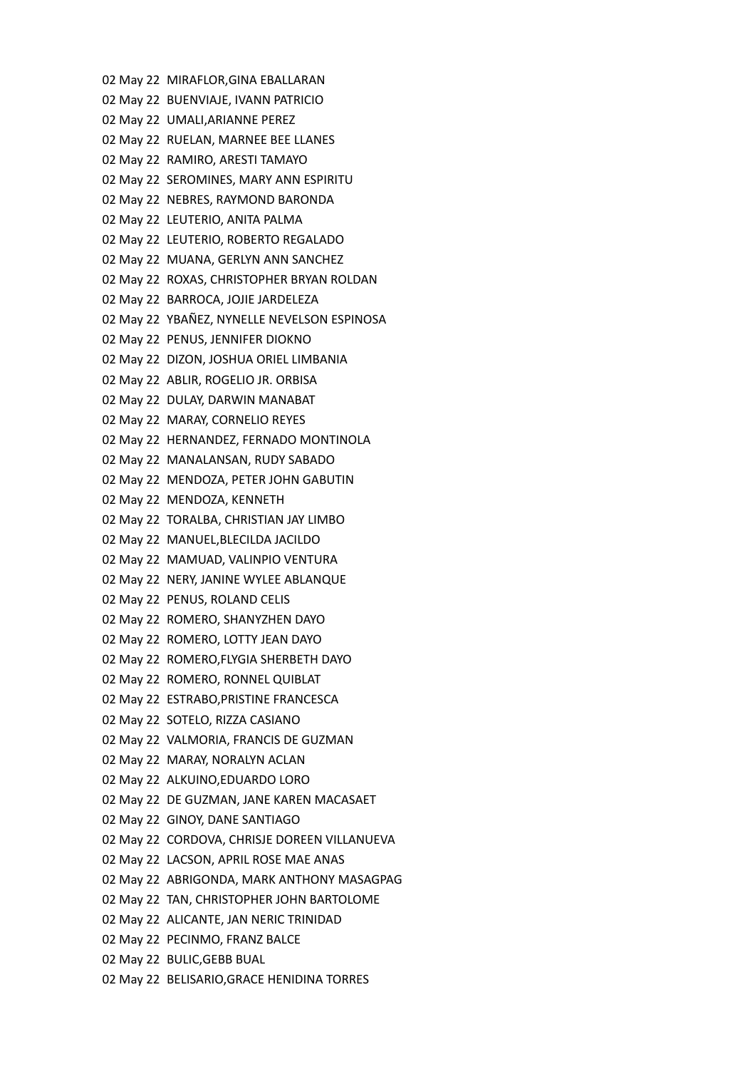02 May 22 MIRAFLOR,GINA EBALLARAN
02 May 22 BUENVIAJE, IVANN PATRICIO
02 May 22 UMALI,ARIANNE PEREZ
02 May 22 RUELAN, MARNEE BEE LLANES
02 May 22 RAMIRO, ARESTI TAMAYO
02 May 22 SEROMINES, MARY ANN ESPIRITU
02 May 22 NEBRES, RAYMOND BARONDA
02 May 22 LEUTERIO, ANITA PALMA
02 May 22 LEUTERIO, ROBERTO REGALADO
02 May 22 MUANA, GERLYN ANN SANCHEZ
02 May 22 ROXAS, CHRISTOPHER BRYAN ROLDAN
02 May 22 BARROCA, JOJIE JARDELEZA
02 May 22 YBAÑEZ, NYNELLE NEVELSON ESPINOSA
02 May 22 PENUS, JENNIFER DIOKNO
02 May 22 DIZON, JOSHUA ORIEL LIMBANIA
02 May 22 ABLIR, ROGELIO JR. ORBISA
02 May 22 DULAY, DARWIN MANABAT
02 May 22 MARAY, CORNELIO REYES
02 May 22 HERNANDEZ, FERNADO MONTINOLA
02 May 22 MANALANSAN, RUDY SABADO
02 May 22 MENDOZA, PETER JOHN GABUTIN
02 May 22 MENDOZA, KENNETH
02 May 22 TORALBA, CHRISTIAN JAY LIMBO
02 May 22 MANUEL,BLECILDA JACILDO
02 May 22 MAMUAD, VALINPIO VENTURA
02 May 22 NERY, JANINE WYLEE ABLANQUE
02 May 22 PENUS, ROLAND CELIS
02 May 22 ROMERO, SHANYZHEN DAYO
02 May 22 ROMERO, LOTTY JEAN DAYO
02 May 22 ROMERO,FLYGIA SHERBETH DAYO
02 May 22 ROMERO, RONNEL QUIBLAT
02 May 22 ESTRABO,PRISTINE FRANCESCA
02 May 22 SOTELO, RIZZA CASIANO
02 May 22 VALMORIA, FRANCIS DE GUZMAN
02 May 22 MARAY, NORALYN ACLAN
02 May 22 ALKUINO,EDUARDO LORO
02 May 22 DE GUZMAN, JANE KAREN MACASAET
02 May 22 GINOY, DANE SANTIAGO
02 May 22 CORDOVA, CHRISJE DOREEN VILLANUEVA
02 May 22 LACSON, APRIL ROSE MAE ANAS
02 May 22 ABRIGONDA, MARK ANTHONY MASAGPAG
02 May 22 TAN, CHRISTOPHER JOHN BARTOLOME
02 May 22 ALICANTE, JAN NERIC TRINIDAD
02 May 22 PECINMO, FRANZ BALCE
02 May 22 BULIC,GEBB BUAL
02 May 22 BELISARIO,GRACE HENIDINA TORRES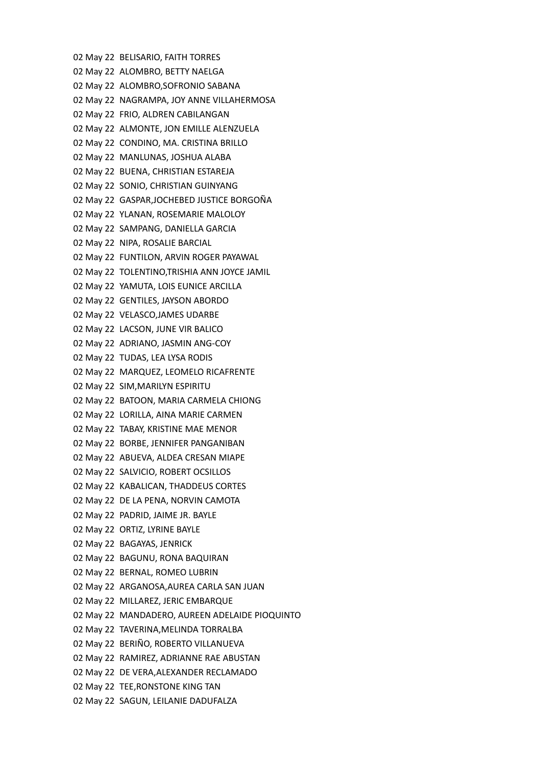02 May 22 BELISARIO, FAITH TORRES
02 May 22 ALOMBRO, BETTY NAELGA
02 May 22 ALOMBRO,SOFRONIO SABANA
02 May 22 NAGRAMPA, JOY ANNE VILLAHERMOSA
02 May 22 FRIO, ALDREN CABILANGAN
02 May 22 ALMONTE, JON EMILLE ALENZUELA
02 May 22 CONDINO, MA. CRISTINA BRILLO
02 May 22 MANLUNAS, JOSHUA ALABA
02 May 22 BUENA, CHRISTIAN ESTAREJA
02 May 22 SONIO, CHRISTIAN GUINYANG
02 May 22 GASPAR,JOCHEBED JUSTICE BORGOÑA
02 May 22 YLANAN, ROSEMARIE MALOLOY
02 May 22 SAMPANG, DANIELLA GARCIA
02 May 22 NIPA, ROSALIE BARCIAL
02 May 22 FUNTILON, ARVIN ROGER PAYAWAL
02 May 22 TOLENTINO,TRISHIA ANN JOYCE JAMIL
02 May 22 YAMUTA, LOIS EUNICE ARCILLA
02 May 22 GENTILES, JAYSON ABORDO
02 May 22 VELASCO,JAMES UDARBE
02 May 22 LACSON, JUNE VIR BALICO
02 May 22 ADRIANO, JASMIN ANG-COY
02 May 22 TUDAS, LEA LYSA RODIS
02 May 22 MARQUEZ, LEOMELO RICAFRENTE
02 May 22 SIM,MARILYN ESPIRITU
02 May 22 BATOON, MARIA CARMELA CHIONG
02 May 22 LORILLA, AINA MARIE CARMEN
02 May 22 TABAY, KRISTINE MAE MENOR
02 May 22 BORBE, JENNIFER PANGANIBAN
02 May 22 ABUEVA, ALDEA CRESAN MIAPE
02 May 22 SALVICIO, ROBERT OCSILLOS
02 May 22 KABALICAN, THADDEUS CORTES
02 May 22 DE LA PENA, NORVIN CAMOTA
02 May 22 PADRID, JAIME JR. BAYLE
02 May 22 ORTIZ, LYRINE BAYLE
02 May 22 BAGAYAS, JENRICK
02 May 22 BAGUNU, RONA BAQUIRAN
02 May 22 BERNAL, ROMEO LUBRIN
02 May 22 ARGANOSA,AUREA CARLA SAN JUAN
02 May 22 MILLAREZ, JERIC EMBARQUE
02 May 22 MANDADERO, AUREEN ADELAIDE PIOQUINTO
02 May 22 TAVERINA,MELINDA TORRALBA
02 May 22 BERIÑO, ROBERTO VILLANUEVA
02 May 22 RAMIREZ, ADRIANNE RAE ABUSTAN
02 May 22 DE VERA,ALEXANDER RECLAMADO
02 May 22 TEE,RONSTONE KING TAN
02 May 22 SAGUN, LEILANIE DADUFALZA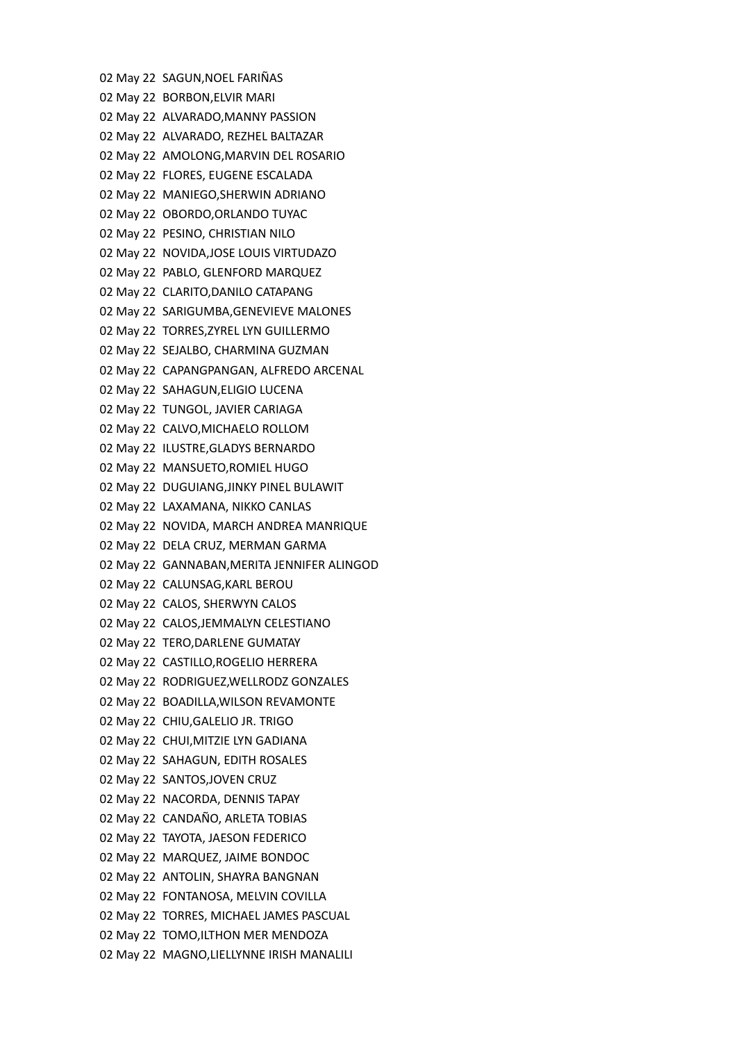02 May 22  SAGUN,NOEL FARIÑAS
02 May 22  BORBON,ELVIR MARI
02 May 22  ALVARADO,MANNY PASSION
02 May 22  ALVARADO, REZHEL BALTAZAR
02 May 22  AMOLONG,MARVIN DEL ROSARIO
02 May 22  FLORES, EUGENE ESCALADA
02 May 22  MANIEGO,SHERWIN ADRIANO
02 May 22  OBORDO,ORLANDO TUYAC
02 May 22  PESINO, CHRISTIAN NILO
02 May 22  NOVIDA,JOSE LOUIS VIRTUDAZO
02 May 22  PABLO, GLENFORD MARQUEZ
02 May 22  CLARITO,DANILO CATAPANG
02 May 22  SARIGUMBA,GENEVIEVE MALONES
02 May 22  TORRES,ZYREL LYN GUILLERMO
02 May 22  SEJALBO, CHARMINA GUZMAN
02 May 22  CAPANGPANGAN, ALFREDO ARCENAL
02 May 22  SAHAGUN,ELIGIO LUCENA
02 May 22  TUNGOL, JAVIER CARIAGA
02 May 22  CALVO,MICHAELO ROLLOM
02 May 22  ILUSTRE,GLADYS BERNARDO
02 May 22  MANSUETO,ROMIEL HUGO
02 May 22  DUGUIANG,JINKY PINEL BULAWIT
02 May 22  LAXAMANA, NIKKO CANLAS
02 May 22  NOVIDA, MARCH ANDREA MANRIQUE
02 May 22  DELA CRUZ, MERMAN GARMA
02 May 22  GANNABAN,MERITA JENNIFER ALINGOD
02 May 22  CALUNSAG,KARL BEROU
02 May 22  CALOS, SHERWYN CALOS
02 May 22  CALOS,JEMMALYN CELESTIANO
02 May 22  TERO,DARLENE GUMATAY
02 May 22  CASTILLO,ROGELIO HERRERA
02 May 22  RODRIGUEZ,WELLRODZ GONZALES
02 May 22  BOADILLA,WILSON REVAMONTE
02 May 22  CHIU,GALELIO JR. TRIGO
02 May 22  CHUI,MITZIE LYN GADIANA
02 May 22  SAHAGUN, EDITH ROSALES
02 May 22  SANTOS,JOVEN CRUZ
02 May 22  NACORDA, DENNIS TAPAY
02 May 22  CANDAÑO, ARLETA TOBIAS
02 May 22  TAYOTA, JAESON FEDERICO
02 May 22  MARQUEZ, JAIME BONDOC
02 May 22  ANTOLIN, SHAYRA BANGNAN
02 May 22  FONTANOSA, MELVIN COVILLA
02 May 22  TORRES, MICHAEL JAMES PASCUAL
02 May 22  TOMO,ILTHON MER MENDOZA
02 May 22  MAGNO,LIELLYNNE IRISH MANALILI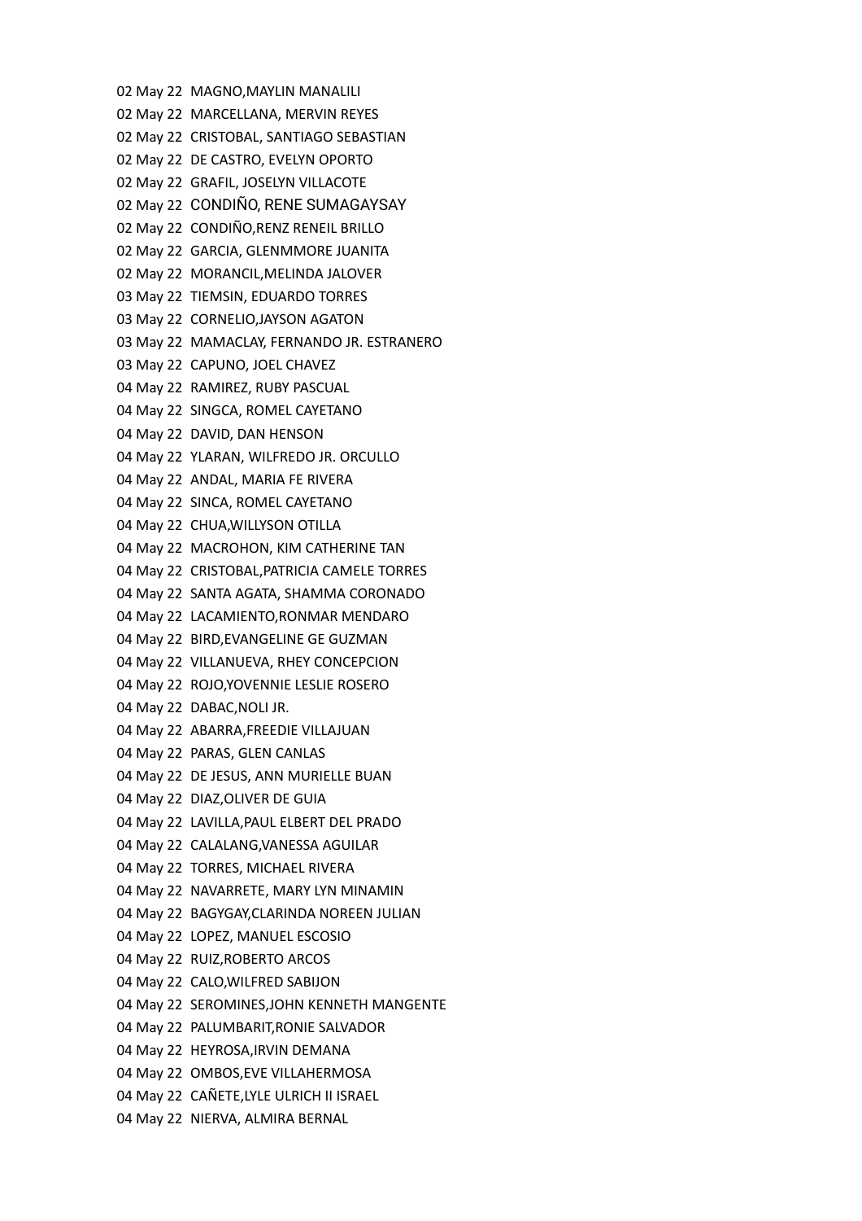02 May 22 MAGNO,MAYLIN MANALILI
02 May 22 MARCELLANA, MERVIN REYES
02 May 22 CRISTOBAL, SANTIAGO SEBASTIAN
02 May 22 DE CASTRO, EVELYN OPORTO
02 May 22 GRAFIL, JOSELYN VILLACOTE
02 May 22 CONDIÑO, RENE SUMAGAYSAY
02 May 22 CONDIÑO,RENZ RENEIL BRILLO
02 May 22 GARCIA, GLENMMORE JUANITA
02 May 22 MORANCIL,MELINDA JALOVER
03 May 22 TIEMSIN, EDUARDO TORRES
03 May 22 CORNELIO,JAYSON AGATON
03 May 22 MAMACLAY, FERNANDO JR. ESTRANERO
03 May 22 CAPUNO, JOEL CHAVEZ
04 May 22 RAMIREZ, RUBY PASCUAL
04 May 22 SINGCA, ROMEL CAYETANO
04 May 22 DAVID, DAN HENSON
04 May 22 YLARAN, WILFREDO JR. ORCULLO
04 May 22 ANDAL, MARIA FE RIVERA
04 May 22 SINCA, ROMEL CAYETANO
04 May 22 CHUA,WILLYSON OTILLA
04 May 22 MACROHON, KIM CATHERINE TAN
04 May 22 CRISTOBAL,PATRICIA CAMELE TORRES
04 May 22 SANTA AGATA, SHAMMA CORONADO
04 May 22 LACAMIENTO,RONMAR MENDARO
04 May 22 BIRD,EVANGELINE GE GUZMAN
04 May 22 VILLANUEVA, RHEY CONCEPCION
04 May 22 ROJO,YOVENNIE LESLIE ROSERO
04 May 22 DABAC,NOLI JR.
04 May 22 ABARRA,FREEDIE VILLAJUAN
04 May 22 PARAS, GLEN CANLAS
04 May 22 DE JESUS, ANN MURIELLE BUAN
04 May 22 DIAZ,OLIVER DE GUIA
04 May 22 LAVILLA,PAUL ELBERT DEL PRADO
04 May 22 CALALANG,VANESSA AGUILAR
04 May 22 TORRES, MICHAEL RIVERA
04 May 22 NAVARRETE, MARY LYN MINAMIN
04 May 22 BAGYGAY,CLARINDA NOREEN JULIAN
04 May 22 LOPEZ, MANUEL ESCOSIO
04 May 22 RUIZ,ROBERTO ARCOS
04 May 22 CALO,WILFRED SABIJON
04 May 22 SEROMINES,JOHN KENNETH MANGENTE
04 May 22 PALUMBARIT,RONIE SALVADOR
04 May 22 HEYROSA,IRVIN DEMANA
04 May 22 OMBOS,EVE VILLAHERMOSA
04 May 22 CAÑETE,LYLE ULRICH II ISRAEL
04 May 22 NIERVA, ALMIRA BERNAL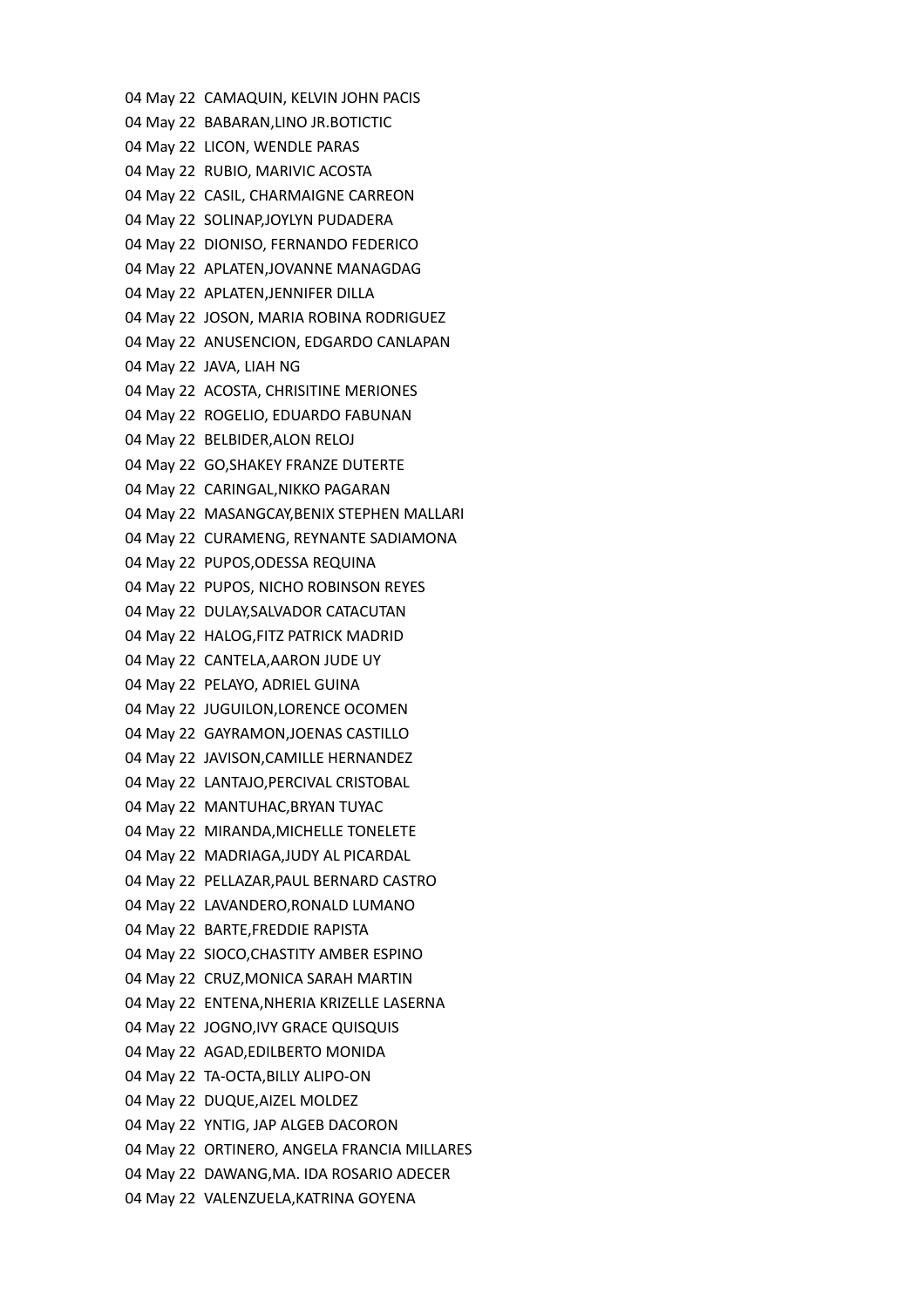04 May 22 CAMAQUIN, KELVIN JOHN PACIS
04 May 22 BABARAN,LINO JR.BOTICTIC
04 May 22 LICON, WENDLE PARAS
04 May 22 RUBIO, MARIVIC ACOSTA
04 May 22 CASIL, CHARMAIGNE CARREON
04 May 22 SOLINAP,JOYLYN PUDADERA
04 May 22 DIONISO, FERNANDO FEDERICO
04 May 22 APLATEN,JOVANNE MANAGDAG
04 May 22 APLATEN,JENNIFER DILLA
04 May 22 JOSON, MARIA ROBINA RODRIGUEZ
04 May 22 ANUSENCION, EDGARDO CANLAPAN
04 May 22 JAVA, LIAH NG
04 May 22 ACOSTA, CHRISITINE MERIONES
04 May 22 ROGELIO, EDUARDO FABUNAN
04 May 22 BELBIDER,ALON RELOJ
04 May 22 GO,SHAKEY FRANZE DUTERTE
04 May 22 CARINGAL,NIKKO PAGARAN
04 May 22 MASANGCAY,BENIX STEPHEN MALLARI
04 May 22 CURAMENG, REYNANTE SADIAMONA
04 May 22 PUPOS,ODESSA REQUINA
04 May 22 PUPOS, NICHO ROBINSON REYES
04 May 22 DULAY,SALVADOR CATACUTAN
04 May 22 HALOG,FITZ PATRICK MADRID
04 May 22 CANTELA,AARON JUDE UY
04 May 22 PELAYO, ADRIEL GUINA
04 May 22 JUGUILON,LORENCE OCOMEN
04 May 22 GAYRAMON,JOENAS CASTILLO
04 May 22 JAVISON,CAMILLE HERNANDEZ
04 May 22 LANTAJO,PERCIVAL CRISTOBAL
04 May 22 MANTUHAC,BRYAN TUYAC
04 May 22 MIRANDA,MICHELLE TONELETE
04 May 22 MADRIAGA,JUDY AL PICARDAL
04 May 22 PELLAZAR,PAUL BERNARD CASTRO
04 May 22 LAVANDERO,RONALD LUMANO
04 May 22 BARTE,FREDDIE RAPISTA
04 May 22 SIOCO,CHASTITY AMBER ESPINO
04 May 22 CRUZ,MONICA SARAH MARTIN
04 May 22 ENTENA,NHERIA KRIZELLE LASERNA
04 May 22 JOGNO,IVY GRACE QUISQUIS
04 May 22 AGAD,EDILBERTO MONIDA
04 May 22 TA-OCTA,BILLY ALIPO-ON
04 May 22 DUQUE,AIZEL MOLDEZ
04 May 22 YNTIG, JAP ALGEB DACORON
04 May 22 ORTINERO, ANGELA FRANCIA MILLARES
04 May 22 DAWANG,MA. IDA ROSARIO ADECER
04 May 22 VALENZUELA,KATRINA GOYENA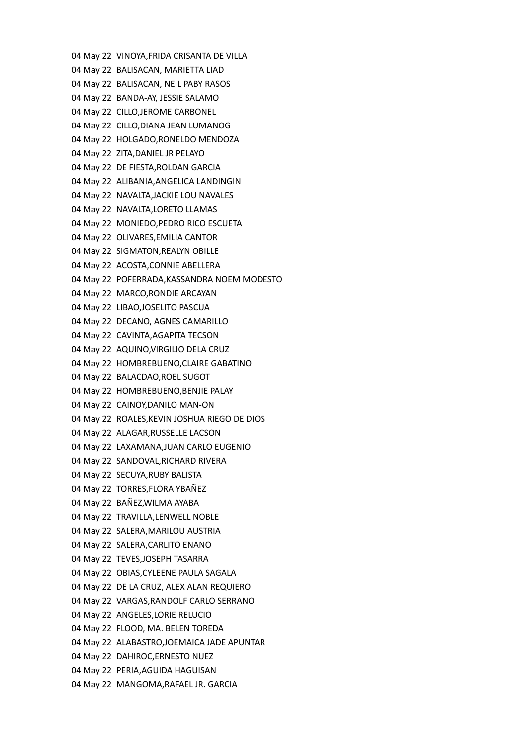04 May 22  VINOYA,FRIDA CRISANTA DE VILLA
04 May 22  BALISACAN, MARIETTA LIAD
04 May 22  BALISACAN, NEIL PABY RASOS
04 May 22  BANDA-AY, JESSIE SALAMO
04 May 22  CILLO,JEROME CARBONEL
04 May 22  CILLO,DIANA JEAN LUMANOG
04 May 22  HOLGADO,RONELDO MENDOZA
04 May 22  ZITA,DANIEL JR PELAYO
04 May 22  DE FIESTA,ROLDAN GARCIA
04 May 22  ALIBANIA,ANGELICA LANDINGIN
04 May 22  NAVALTA,JACKIE LOU NAVALES
04 May 22  NAVALTA,LORETO LLAMAS
04 May 22  MONIEDO,PEDRO RICO ESCUETA
04 May 22  OLIVARES,EMILIA CANTOR
04 May 22  SIGMATON,REALYN OBILLE
04 May 22  ACOSTA,CONNIE ABELLERA
04 May 22  POFERRADA,KASSANDRA NOEM MODESTO
04 May 22  MARCO,RONDIE ARCAYAN
04 May 22  LIBAO,JOSELITO PASCUA
04 May 22  DECANO, AGNES CAMARILLO
04 May 22  CAVINTA,AGAPITA TECSON
04 May 22  AQUINO,VIRGILIO DELA CRUZ
04 May 22  HOMBREBUENO,CLAIRE GABATINO
04 May 22  BALACDAO,ROEL SUGOT
04 May 22  HOMBREBUENO,BENJIE PALAY
04 May 22  CAINOY,DANILO MAN-ON
04 May 22  ROALES,KEVIN JOSHUA RIEGO DE DIOS
04 May 22  ALAGAR,RUSSELLE LACSON
04 May 22  LAXAMANA,JUAN CARLO EUGENIO
04 May 22  SANDOVAL,RICHARD RIVERA
04 May 22  SECUYA,RUBY BALISTA
04 May 22  TORRES,FLORA YBAÑEZ
04 May 22  BAÑEZ,WILMA AYABA
04 May 22  TRAVILLA,LENWELL NOBLE
04 May 22  SALERA,MARILOU AUSTRIA
04 May 22  SALERA,CARLITO ENANO
04 May 22  TEVES,JOSEPH TASARRA
04 May 22  OBIAS,CYLEENE PAULA SAGALA
04 May 22  DE LA CRUZ, ALEX ALAN REQUIERO
04 May 22  VARGAS,RANDOLF CARLO SERRANO
04 May 22  ANGELES,LORIE RELUCIO
04 May 22  FLOOD, MA. BELEN TOREDA
04 May 22  ALABASTRO,JOEMAICA JADE APUNTAR
04 May 22  DAHIROC,ERNESTO NUEZ
04 May 22  PERIA,AGUIDA HAGUISAN
04 May 22  MANGOMA,RAFAEL JR. GARCIA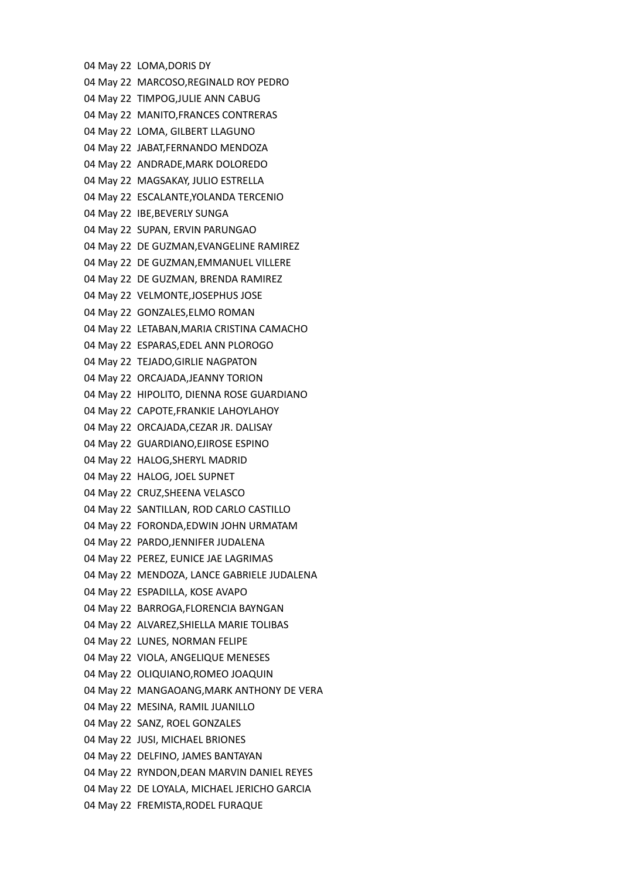04 May 22  LOMA,DORIS DY
04 May 22  MARCOSO,REGINALD ROY PEDRO
04 May 22  TIMPOG,JULIE ANN CABUG
04 May 22  MANITO,FRANCES CONTRERAS
04 May 22  LOMA, GILBERT LLAGUNO
04 May 22  JABAT,FERNANDO MENDOZA
04 May 22  ANDRADE,MARK DOLOREDO
04 May 22  MAGSAKAY, JULIO ESTRELLA
04 May 22  ESCALANTE,YOLANDA TERCENIO
04 May 22  IBE,BEVERLY SUNGA
04 May 22  SUPAN, ERVIN PARUNGAO
04 May 22  DE GUZMAN,EVANGELINE RAMIREZ
04 May 22  DE GUZMAN,EMMANUEL VILLERE
04 May 22  DE GUZMAN, BRENDA RAMIREZ
04 May 22  VELMONTE,JOSEPHUS JOSE
04 May 22  GONZALES,ELMO ROMAN
04 May 22  LETABAN,MARIA CRISTINA CAMACHO
04 May 22  ESPARAS,EDEL ANN PLOROGO
04 May 22  TEJADO,GIRLIE NAGPATON
04 May 22  ORCAJADA,JEANNY TORION
04 May 22  HIPOLITO, DIENNA ROSE GUARDIANO
04 May 22  CAPOTE,FRANKIE LAHOYLAHOY
04 May 22  ORCAJADA,CEZAR JR. DALISAY
04 May 22  GUARDIANO,EJIROSE ESPINO
04 May 22  HALOG,SHERYL MADRID
04 May 22  HALOG, JOEL SUPNET
04 May 22  CRUZ,SHEENA VELASCO
04 May 22  SANTILLAN, ROD CARLO CASTILLO
04 May 22  FORONDA,EDWIN JOHN URMATAM
04 May 22  PARDO,JENNIFER JUDALENA
04 May 22  PEREZ, EUNICE JAE LAGRIMAS
04 May 22  MENDOZA, LANCE GABRIELE JUDALENA
04 May 22  ESPADILLA, KOSE AVAPO
04 May 22  BARROGA,FLORENCIA BAYNGAN
04 May 22  ALVAREZ,SHIELLA MARIE TOLIBAS
04 May 22  LUNES, NORMAN FELIPE
04 May 22  VIOLA, ANGELIQUE MENESES
04 May 22  OLIQUIANO,ROMEO JOAQUIN
04 May 22  MANGAOANG,MARK ANTHONY DE VERA
04 May 22  MESINA, RAMIL JUANILLO
04 May 22  SANZ, ROEL GONZALES
04 May 22  JUSI, MICHAEL BRIONES
04 May 22  DELFINO, JAMES BANTAYAN
04 May 22  RYNDON,DEAN MARVIN DANIEL REYES
04 May 22  DE LOYALA, MICHAEL JERICHO GARCIA
04 May 22  FREMISTA,RODEL FURAQUE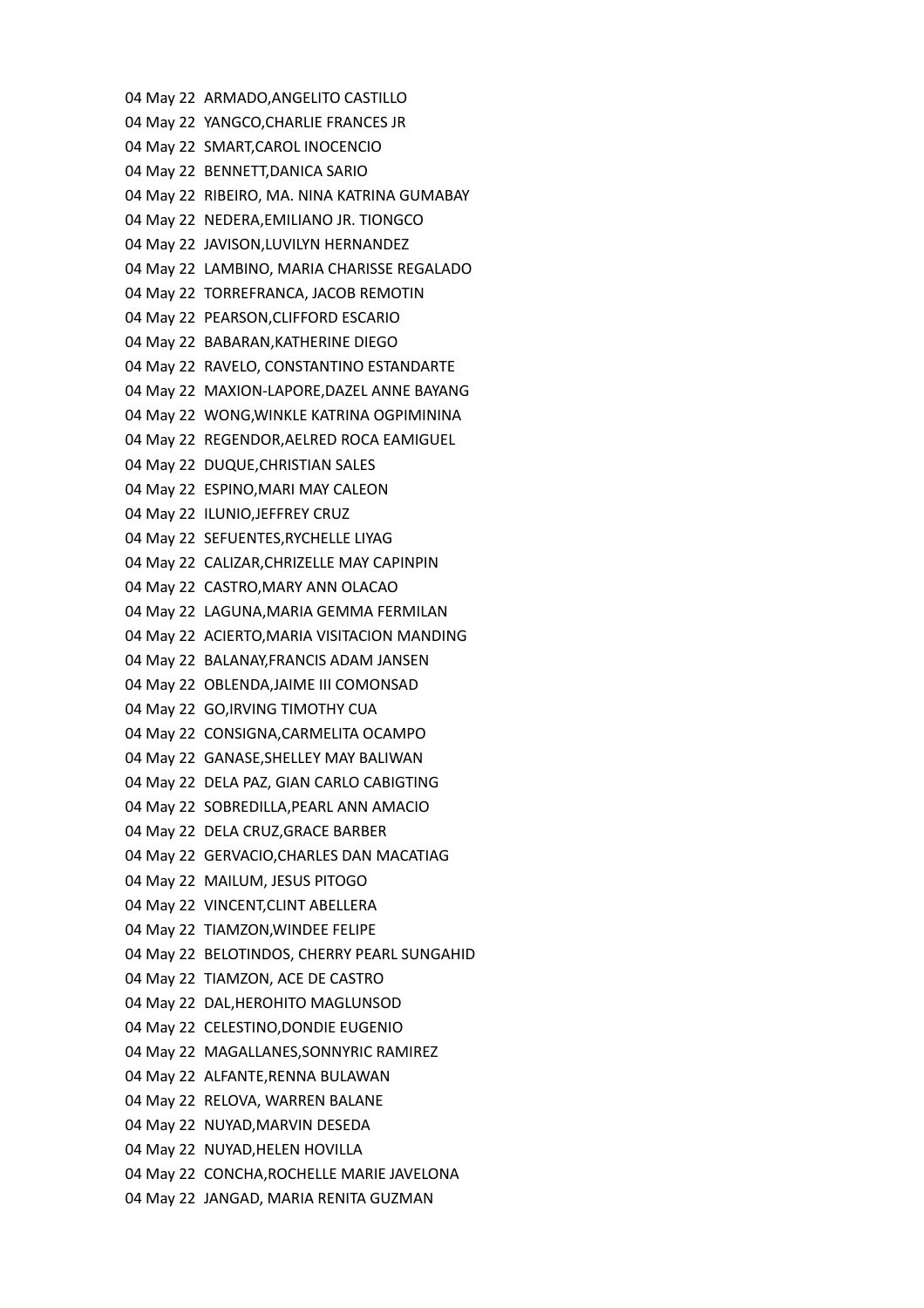04 May 22  ARMADO,ANGELITO CASTILLO
04 May 22  YANGCO,CHARLIE FRANCES JR
04 May 22  SMART,CAROL INOCENCIO
04 May 22  BENNETT,DANICA SARIO
04 May 22  RIBEIRO, MA. NINA KATRINA GUMABAY
04 May 22  NEDERA,EMILIANO JR. TIONGCO
04 May 22  JAVISON,LUVILYN HERNANDEZ
04 May 22  LAMBINO, MARIA CHARISSE REGALADO
04 May 22  TORREFRANCA, JACOB REMOTIN
04 May 22  PEARSON,CLIFFORD ESCARIO
04 May 22  BABARAN,KATHERINE DIEGO
04 May 22  RAVELO, CONSTANTINO ESTANDARTE
04 May 22  MAXION-LAPORE,DAZEL ANNE BAYANG
04 May 22  WONG,WINKLE KATRINA OGPIMININA
04 May 22  REGENDOR,AELRED ROCA EAMIGUEL
04 May 22  DUQUE,CHRISTIAN SALES
04 May 22  ESPINO,MARI MAY CALEON
04 May 22  ILUNIO,JEFFREY CRUZ
04 May 22  SEFUENTES,RYCHELLE LIYAG
04 May 22  CALIZAR,CHRIZELLE MAY CAPINPIN
04 May 22  CASTRO,MARY ANN OLACAO
04 May 22  LAGUNA,MARIA GEMMA FERMILAN
04 May 22  ACIERTO,MARIA VISITACION MANDING
04 May 22  BALANAY,FRANCIS ADAM JANSEN
04 May 22  OBLENDA,JAIME III COMONSAD
04 May 22  GO,IRVING TIMOTHY CUA
04 May 22  CONSIGNA,CARMELITA OCAMPO
04 May 22  GANASE,SHELLEY MAY BALIWAN
04 May 22  DELA PAZ, GIAN CARLO CABIGTING
04 May 22  SOBREDILLA,PEARL ANN AMACIO
04 May 22  DELA CRUZ,GRACE BARBER
04 May 22  GERVACIO,CHARLES DAN MACATIAG
04 May 22  MAILUM, JESUS PITOGO
04 May 22  VINCENT,CLINT ABELLERA
04 May 22  TIAMZON,WINDEE FELIPE
04 May 22  BELOTINDOS, CHERRY PEARL SUNGAHID
04 May 22  TIAMZON, ACE DE CASTRO
04 May 22  DAL,HEROHITO MAGLUNSOD
04 May 22  CELESTINO,DONDIE EUGENIO
04 May 22  MAGALLANES,SONNYRIC RAMIREZ
04 May 22  ALFANTE,RENNA BULAWAN
04 May 22  RELOVA, WARREN BALANE
04 May 22  NUYAD,MARVIN DESEDA
04 May 22  NUYAD,HELEN HOVILLA
04 May 22  CONCHA,ROCHELLE MARIE JAVELONA
04 May 22  JANGAD, MARIA RENITA GUZMAN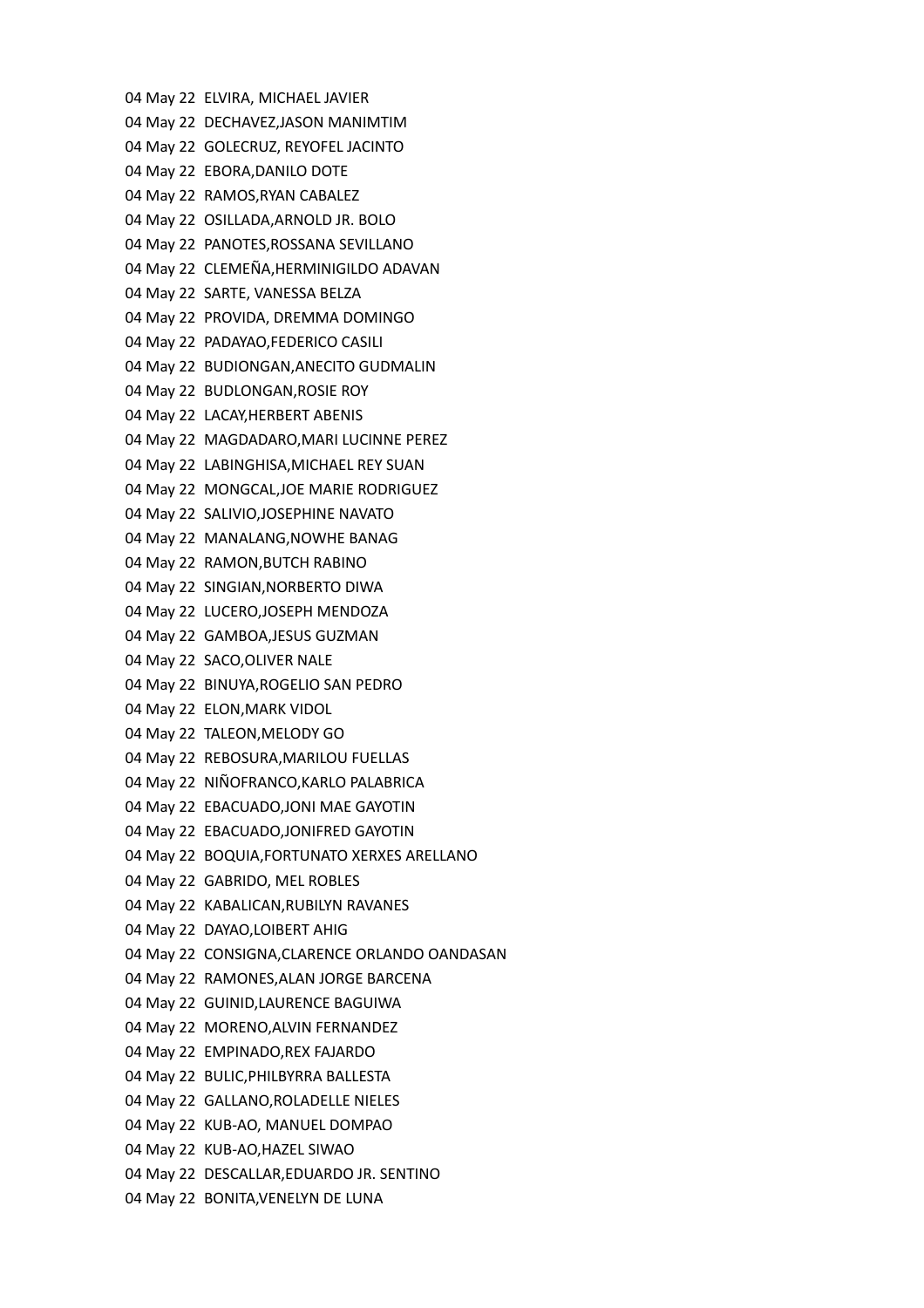04 May 22  ELVIRA, MICHAEL JAVIER
04 May 22  DECHAVEZ,JASON MANIMTIM
04 May 22  GOLECRUZ, REYOFEL JACINTO
04 May 22  EBORA,DANILO DOTE
04 May 22  RAMOS,RYAN CABALEZ
04 May 22  OSILLADA,ARNOLD JR. BOLO
04 May 22  PANOTES,ROSSANA SEVILLANO
04 May 22  CLEMEÑA,HERMINIGILDO ADAVAN
04 May 22  SARTE, VANESSA BELZA
04 May 22  PROVIDA, DREMMA DOMINGO
04 May 22  PADAYAO,FEDERICO CASILI
04 May 22  BUDIONGAN,ANECITO GUDMALIN
04 May 22  BUDLONGAN,ROSIE ROY
04 May 22  LACAY,HERBERT ABENIS
04 May 22  MAGDADARO,MARI LUCINNE PEREZ
04 May 22  LABINGHISA,MICHAEL REY SUAN
04 May 22  MONGCAL,JOE MARIE RODRIGUEZ
04 May 22  SALIVIO,JOSEPHINE NAVATO
04 May 22  MANALANG,NOWHE BANAG
04 May 22  RAMON,BUTCH RABINO
04 May 22  SINGIAN,NORBERTO DIWA
04 May 22  LUCERO,JOSEPH MENDOZA
04 May 22  GAMBOA,JESUS GUZMAN
04 May 22  SACO,OLIVER NALE
04 May 22  BINUYA,ROGELIO SAN PEDRO
04 May 22  ELON,MARK VIDOL
04 May 22  TALEON,MELODY GO
04 May 22  REBOSURA,MARILOU FUELLAS
04 May 22  NIÑOFRANCO,KARLO PALABRICA
04 May 22  EBACUADO,JONI MAE GAYOTIN
04 May 22  EBACUADO,JONIFRED GAYOTIN
04 May 22  BOQUIA,FORTUNATO XERXES ARELLANO
04 May 22  GABRIDO, MEL ROBLES
04 May 22  KABALICAN,RUBILYN RAVANES
04 May 22  DAYAO,LOIBERT AHIG
04 May 22  CONSIGNA,CLARENCE ORLANDO OANDASAN
04 May 22  RAMONES,ALAN JORGE BARCENA
04 May 22  GUINID,LAURENCE BAGUIWA
04 May 22  MORENO,ALVIN FERNANDEZ
04 May 22  EMPINADO,REX FAJARDO
04 May 22  BULIC,PHILBYRRA BALLESTA
04 May 22  GALLANO,ROLADELLE NIELES
04 May 22  KUB-AO, MANUEL DOMPAO
04 May 22  KUB-AO,HAZEL SIWAO
04 May 22  DESCALLAR,EDUARDO JR. SENTINO
04 May 22  BONITA,VENELYN DE LUNA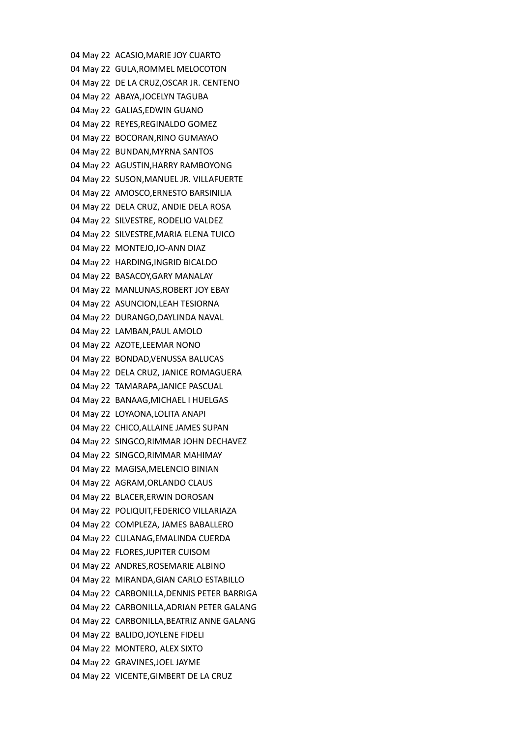04 May 22  ACASIO,MARIE JOY CUARTO
04 May 22  GULA,ROMMEL MELOCOTON
04 May 22  DE LA CRUZ,OSCAR JR. CENTENO
04 May 22  ABAYA,JOCELYN TAGUBA
04 May 22  GALIAS,EDWIN GUANO
04 May 22  REYES,REGINALDO GOMEZ
04 May 22  BOCORAN,RINO GUMAYAO
04 May 22  BUNDAN,MYRNA SANTOS
04 May 22  AGUSTIN,HARRY RAMBOYONG
04 May 22  SUSON,MANUEL JR. VILLAFUERTE
04 May 22  AMOSCO,ERNESTO BARSINILIA
04 May 22  DELA CRUZ, ANDIE DELA ROSA
04 May 22  SILVESTRE, RODELIO VALDEZ
04 May 22  SILVESTRE,MARIA ELENA TUICO
04 May 22  MONTEJO,JO-ANN DIAZ
04 May 22  HARDING,INGRID BICALDO
04 May 22  BASACOY,GARY MANALAY
04 May 22  MANLUNAS,ROBERT JOY EBAY
04 May 22  ASUNCION,LEAH TESIORNA
04 May 22  DURANGO,DAYLINDA NAVAL
04 May 22  LAMBAN,PAUL AMOLO
04 May 22  AZOTE,LEEMAR NONO
04 May 22  BONDAD,VENUSSA BALUCAS
04 May 22  DELA CRUZ, JANICE ROMAGUERA
04 May 22  TAMARAPA,JANICE PASCUAL
04 May 22  BANAAG,MICHAEL I HUELGAS
04 May 22  LOYAONA,LOLITA ANAPI
04 May 22  CHICO,ALLAINE JAMES SUPAN
04 May 22  SINGCO,RIMMAR JOHN DECHAVEZ
04 May 22  SINGCO,RIMMAR MAHIMAY
04 May 22  MAGISA,MELENCIO BINIAN
04 May 22  AGRAM,ORLANDO CLAUS
04 May 22  BLACER,ERWIN DOROSAN
04 May 22  POLIQUIT,FEDERICO VILLARIAZA
04 May 22  COMPLEZA, JAMES BABALLERO
04 May 22  CULANAG,EMALINDA CUERDA
04 May 22  FLORES,JUPITER CUISOM
04 May 22  ANDRES,ROSEMARIE ALBINO
04 May 22  MIRANDA,GIAN CARLO ESTABILLO
04 May 22  CARBONILLA,DENNIS PETER BARRIGA
04 May 22  CARBONILLA,ADRIAN PETER GALANG
04 May 22  CARBONILLA,BEATRIZ ANNE GALANG
04 May 22  BALIDO,JOYLENE FIDELI
04 May 22  MONTERO, ALEX SIXTO
04 May 22  GRAVINES,JOEL JAYME
04 May 22  VICENTE,GIMBERT DE LA CRUZ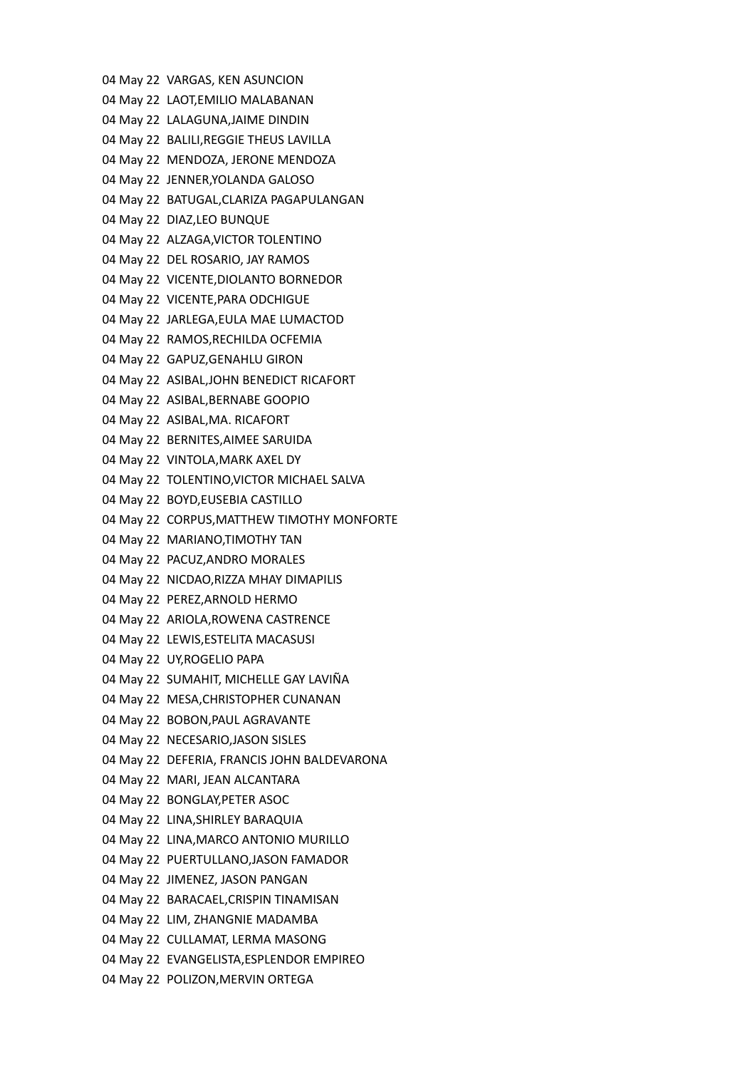04 May 22 VARGAS, KEN ASUNCION
04 May 22 LAOT,EMILIO MALABANAN
04 May 22 LALAGUNA,JAIME DINDIN
04 May 22 BALILI,REGGIE THEUS LAVILLA
04 May 22 MENDOZA, JERONE MENDOZA
04 May 22 JENNER,YOLANDA GALOSO
04 May 22 BATUGAL,CLARIZA PAGAPULANGAN
04 May 22 DIAZ,LEO BUNQUE
04 May 22 ALZAGA,VICTOR TOLENTINO
04 May 22 DEL ROSARIO, JAY RAMOS
04 May 22 VICENTE,DIOLANTO BORNEDOR
04 May 22 VICENTE,PARA ODCHIGUE
04 May 22 JARLEGA,EULA MAE LUMACTOD
04 May 22 RAMOS,RECHILDA OCFEMIA
04 May 22 GAPUZ,GENAHLU GIRON
04 May 22 ASIBAL,JOHN BENEDICT RICAFORT
04 May 22 ASIBAL,BERNABE GOOPIO
04 May 22 ASIBAL,MA. RICAFORT
04 May 22 BERNITES,AIMEE SARUIDA
04 May 22 VINTOLA,MARK AXEL DY
04 May 22 TOLENTINO,VICTOR MICHAEL SALVA
04 May 22 BOYD,EUSEBIA CASTILLO
04 May 22 CORPUS,MATTHEW TIMOTHY MONFORTE
04 May 22 MARIANO,TIMOTHY TAN
04 May 22 PACUZ,ANDRO MORALES
04 May 22 NICDAO,RIZZA MHAY DIMAPILIS
04 May 22 PEREZ,ARNOLD HERMO
04 May 22 ARIOLA,ROWENA CASTRENCE
04 May 22 LEWIS,ESTELITA MACASUSI
04 May 22 UY,ROGELIO PAPA
04 May 22 SUMAHIT, MICHELLE GAY LAVIÑA
04 May 22 MESA,CHRISTOPHER CUNANAN
04 May 22 BOBON,PAUL AGRAVANTE
04 May 22 NECESARIO,JASON SISLES
04 May 22 DEFERIA, FRANCIS JOHN BALDEVARONA
04 May 22 MARI, JEAN ALCANTARA
04 May 22 BONGLAY,PETER ASOC
04 May 22 LINA,SHIRLEY BARAQUIA
04 May 22 LINA,MARCO ANTONIO MURILLO
04 May 22 PUERTULLANO,JASON FAMADOR
04 May 22 JIMENEZ, JASON PANGAN
04 May 22 BARACAEL,CRISPIN TINAMISAN
04 May 22 LIM, ZHANGNIE MADAMBA
04 May 22 CULLAMAT, LERMA MASONG
04 May 22 EVANGELISTA,ESPLENDOR EMPIREO
04 May 22 POLIZON,MERVIN ORTEGA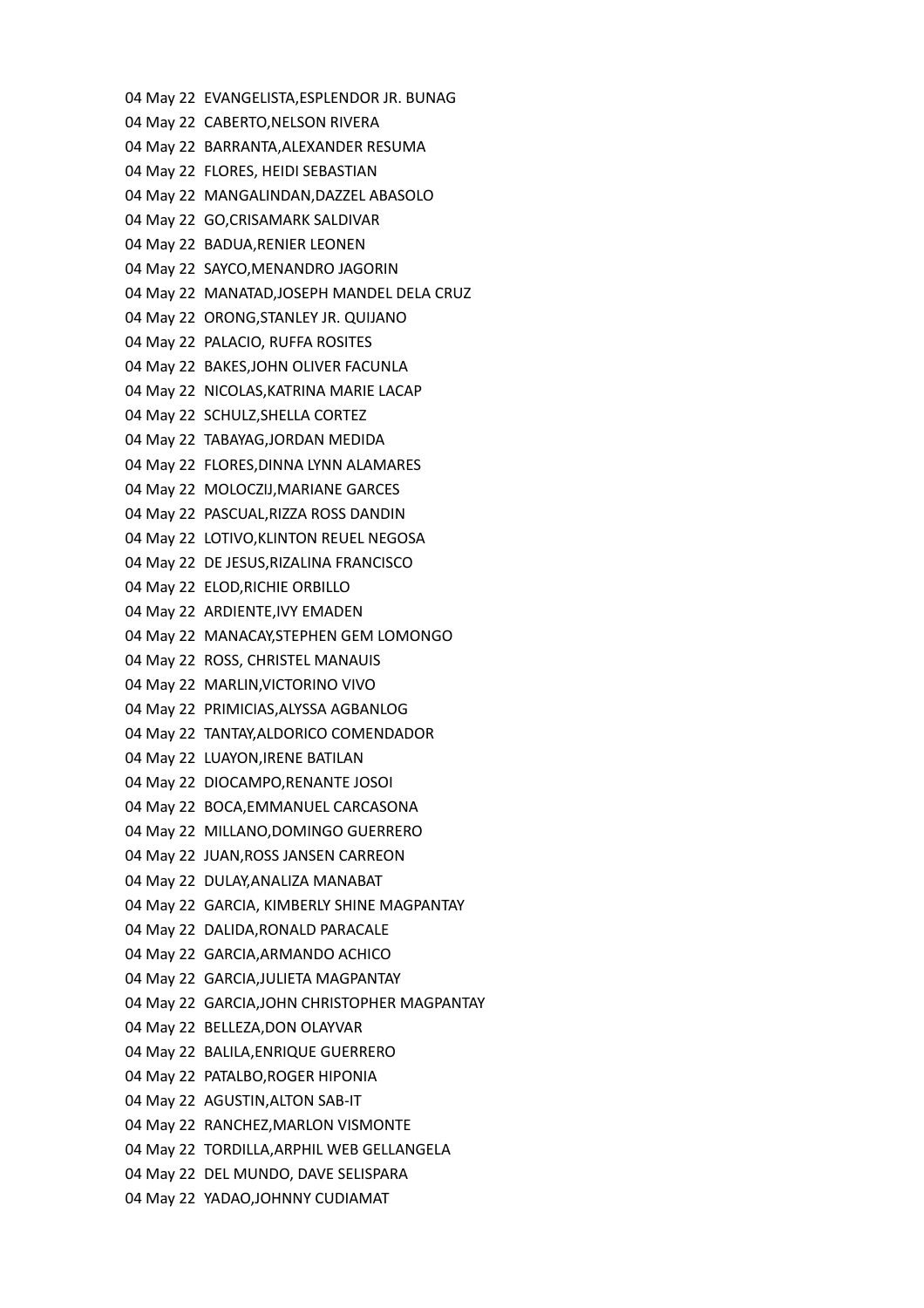04 May 22 EVANGELISTA,ESPLENDOR JR. BUNAG
04 May 22 CABERTO,NELSON RIVERA
04 May 22 BARRANTA,ALEXANDER RESUMA
04 May 22 FLORES, HEIDI SEBASTIAN
04 May 22 MANGALINDAN,DAZZEL ABASOLO
04 May 22 GO,CRISAMARK SALDIVAR
04 May 22 BADUA,RENIER LEONEN
04 May 22 SAYCO,MENANDRO JAGORIN
04 May 22 MANATAD,JOSEPH MANDEL DELA CRUZ
04 May 22 ORONG,STANLEY JR. QUIJANO
04 May 22 PALACIO, RUFFA ROSITES
04 May 22 BAKES,JOHN OLIVER FACUNLA
04 May 22 NICOLAS,KATRINA MARIE LACAP
04 May 22 SCHULZ,SHELLA CORTEZ
04 May 22 TABAYAG,JORDAN MEDIDA
04 May 22 FLORES,DINNA LYNN ALAMARES
04 May 22 MOLOCZIJ,MARIANE GARCES
04 May 22 PASCUAL,RIZZA ROSS DANDIN
04 May 22 LOTIVO,KLINTON REUEL NEGOSA
04 May 22 DE JESUS,RIZALINA FRANCISCO
04 May 22 ELOD,RICHIE ORBILLO
04 May 22 ARDIENTE,IVY EMADEN
04 May 22 MANACAY,STEPHEN GEM LOMONGO
04 May 22 ROSS, CHRISTEL MANAUIS
04 May 22 MARLIN,VICTORINO VIVO
04 May 22 PRIMICIAS,ALYSSA AGBANLOG
04 May 22 TANTAY,ALDORICO COMENDADOR
04 May 22 LUAYON,IRENE BATILAN
04 May 22 DIOCAMPO,RENANTE JOSOI
04 May 22 BOCA,EMMANUEL CARCASONA
04 May 22 MILLANO,DOMINGO GUERRERO
04 May 22 JUAN,ROSS JANSEN CARREON
04 May 22 DULAY,ANALIZA MANABAT
04 May 22 GARCIA, KIMBERLY SHINE MAGPANTAY
04 May 22 DALIDA,RONALD PARACALE
04 May 22 GARCIA,ARMANDO ACHICO
04 May 22 GARCIA,JULIETA MAGPANTAY
04 May 22 GARCIA,JOHN CHRISTOPHER MAGPANTAY
04 May 22 BELLEZA,DON OLAYVAR
04 May 22 BALILA,ENRIQUE GUERRERO
04 May 22 PATALBO,ROGER HIPONIA
04 May 22 AGUSTIN,ALTON SAB-IT
04 May 22 RANCHEZ,MARLON VISMONTE
04 May 22 TORDILLA,ARPHIL WEB GELLANGELA
04 May 22 DEL MUNDO, DAVE SELISPARA
04 May 22 YADAO,JOHNNY CUDIAMAT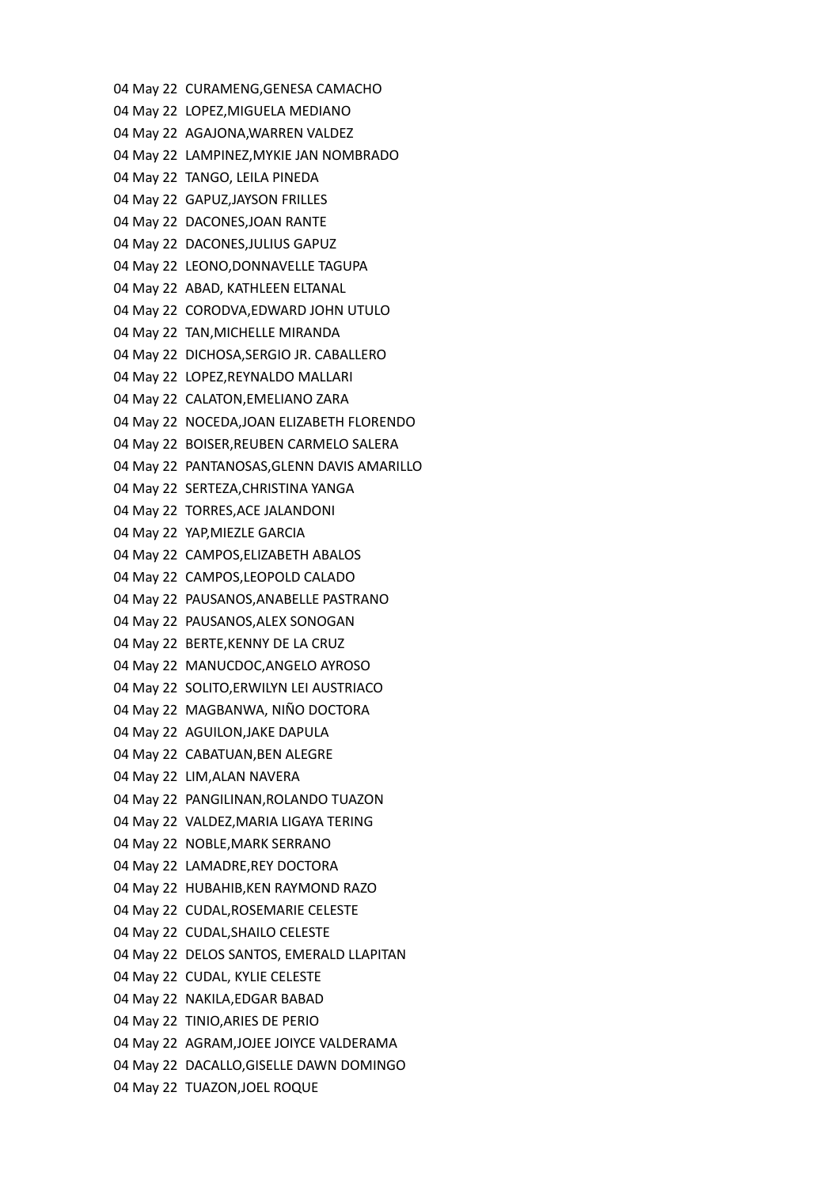04 May 22  CURAMENG,GENESA CAMACHO
04 May 22  LOPEZ,MIGUELA MEDIANO
04 May 22  AGAJONA,WARREN VALDEZ
04 May 22  LAMPINEZ,MYKIE JAN NOMBRADO
04 May 22  TANGO, LEILA PINEDA
04 May 22  GAPUZ,JAYSON FRILLES
04 May 22  DACONES,JOAN RANTE
04 May 22  DACONES,JULIUS GAPUZ
04 May 22  LEONO,DONNAVELLE TAGUPA
04 May 22  ABAD, KATHLEEN ELTANAL
04 May 22  CORODVA,EDWARD JOHN UTULO
04 May 22  TAN,MICHELLE MIRANDA
04 May 22  DICHOSA,SERGIO JR. CABALLERO
04 May 22  LOPEZ,REYNALDO MALLARI
04 May 22  CALATON,EMELIANO ZARA
04 May 22  NOCEDA,JOAN ELIZABETH FLORENDO
04 May 22  BOISER,REUBEN CARMELO SALERA
04 May 22  PANTANOSAS,GLENN DAVIS AMARILLO
04 May 22  SERTEZA,CHRISTINA YANGA
04 May 22  TORRES,ACE JALANDONI
04 May 22  YAP,MIEZLE GARCIA
04 May 22  CAMPOS,ELIZABETH ABALOS
04 May 22  CAMPOS,LEOPOLD CALADO
04 May 22  PAUSANOS,ANABELLE PASTRANO
04 May 22  PAUSANOS,ALEX SONOGAN
04 May 22  BERTE,KENNY DE LA CRUZ
04 May 22  MANUCDOC,ANGELO AYROSO
04 May 22  SOLITO,ERWILYN LEI AUSTRIACO
04 May 22  MAGBANWA, NIÑO DOCTORA
04 May 22  AGUILON,JAKE DAPULA
04 May 22  CABATUAN,BEN ALEGRE
04 May 22  LIM,ALAN NAVERA
04 May 22  PANGILINAN,ROLANDO TUAZON
04 May 22  VALDEZ,MARIA LIGAYA TERING
04 May 22  NOBLE,MARK SERRANO
04 May 22  LAMADRE,REY DOCTORA
04 May 22  HUBAHIB,KEN RAYMOND RAZO
04 May 22  CUDAL,ROSEMARIE CELESTE
04 May 22  CUDAL,SHAILO CELESTE
04 May 22  DELOS SANTOS, EMERALD LLAPITAN
04 May 22  CUDAL, KYLIE CELESTE
04 May 22  NAKILA,EDGAR BABAD
04 May 22  TINIO,ARIES DE PERIO
04 May 22  AGRAM,JOJEE JOIYCE VALDERAMA
04 May 22  DACALLO,GISELLE DAWN DOMINGO
04 May 22  TUAZON,JOEL ROQUE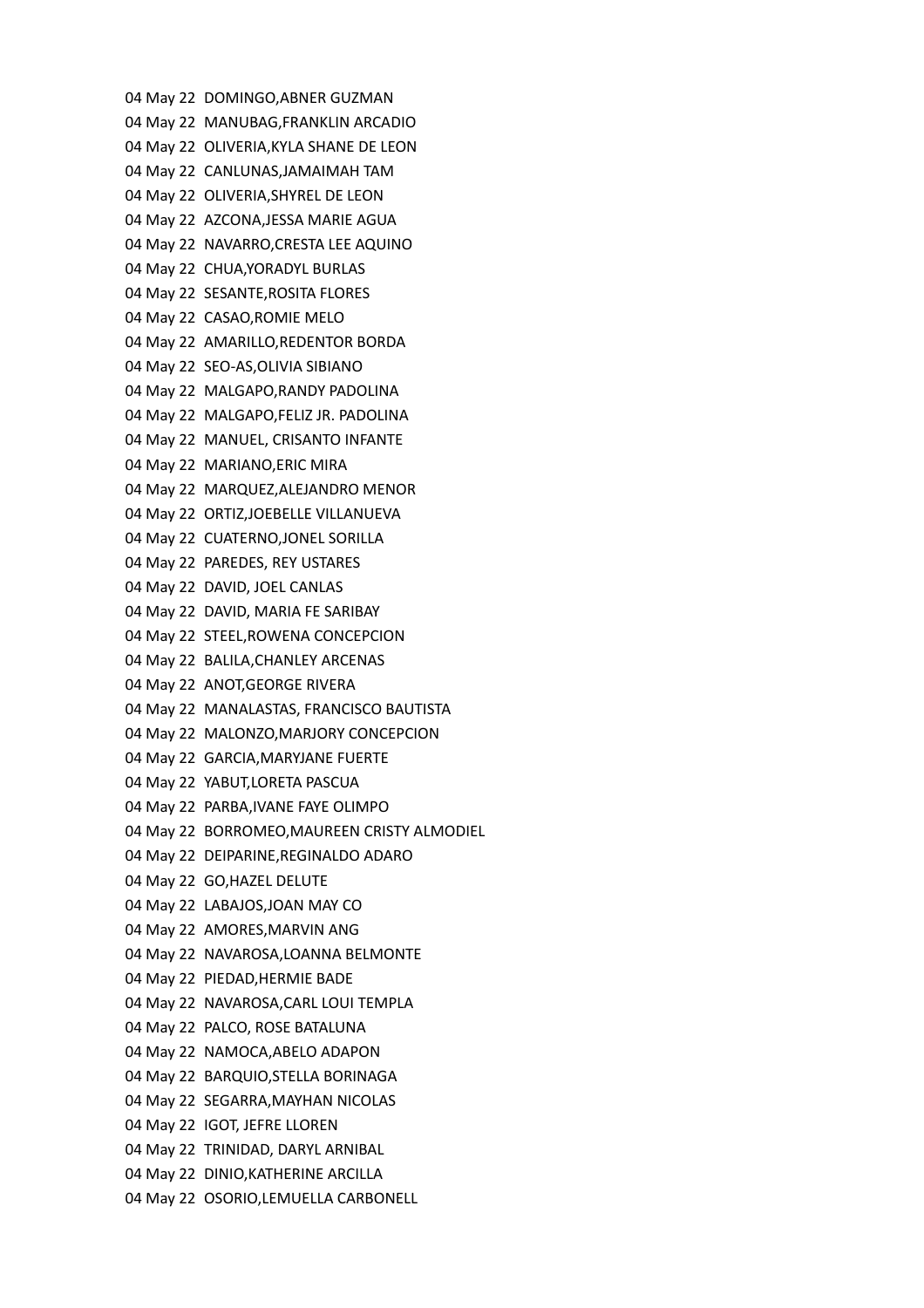04 May 22 DOMINGO,ABNER GUZMAN
04 May 22 MANUBAG,FRANKLIN ARCADIO
04 May 22 OLIVERIA,KYLA SHANE DE LEON
04 May 22 CANLUNAS,JAMAIMAH TAM
04 May 22 OLIVERIA,SHYREL DE LEON
04 May 22 AZCONA,JESSA MARIE AGUA
04 May 22 NAVARRO,CRESTA LEE AQUINO
04 May 22 CHUA,YORADYL BURLAS
04 May 22 SESANTE,ROSITA FLORES
04 May 22 CASAO,ROMIE MELO
04 May 22 AMARILLO,REDENTOR BORDA
04 May 22 SEO-AS,OLIVIA SIBIANO
04 May 22 MALGAPO,RANDY PADOLINA
04 May 22 MALGAPO,FELIZ JR. PADOLINA
04 May 22 MANUEL, CRISANTO INFANTE
04 May 22 MARIANO,ERIC MIRA
04 May 22 MARQUEZ,ALEJANDRO MENOR
04 May 22 ORTIZ,JOEBELLE VILLANUEVA
04 May 22 CUATERNO,JONEL SORILLA
04 May 22 PAREDES, REY USTARES
04 May 22 DAVID, JOEL CANLAS
04 May 22 DAVID, MARIA FE SARIBAY
04 May 22 STEEL,ROWENA CONCEPCION
04 May 22 BALILA,CHANLEY ARCENAS
04 May 22 ANOT,GEORGE RIVERA
04 May 22 MANALASTAS, FRANCISCO BAUTISTA
04 May 22 MALONZO,MARJORY CONCEPCION
04 May 22 GARCIA,MARYJANE FUERTE
04 May 22 YABUT,LORETA PASCUA
04 May 22 PARBA,IVANE FAYE OLIMPO
04 May 22 BORROMEO,MAUREEN CRISTY ALMODIEL
04 May 22 DEIPARINE,REGINALDO ADARO
04 May 22 GO,HAZEL DELUTE
04 May 22 LABAJOS,JOAN MAY CO
04 May 22 AMORES,MARVIN ANG
04 May 22 NAVAROSA,LOANNA BELMONTE
04 May 22 PIEDAD,HERMIE BADE
04 May 22 NAVAROSA,CARL LOUI TEMPLA
04 May 22 PALCO, ROSE BATALUNA
04 May 22 NAMOCA,ABELO ADAPON
04 May 22 BARQUIO,STELLA BORINAGA
04 May 22 SEGARRA,MAYHAN NICOLAS
04 May 22 IGOT, JEFRE LLOREN
04 May 22 TRINIDAD, DARYL ARNIBAL
04 May 22 DINIO,KATHERINE ARCILLA
04 May 22 OSORIO,LEMUELLA CARBONELL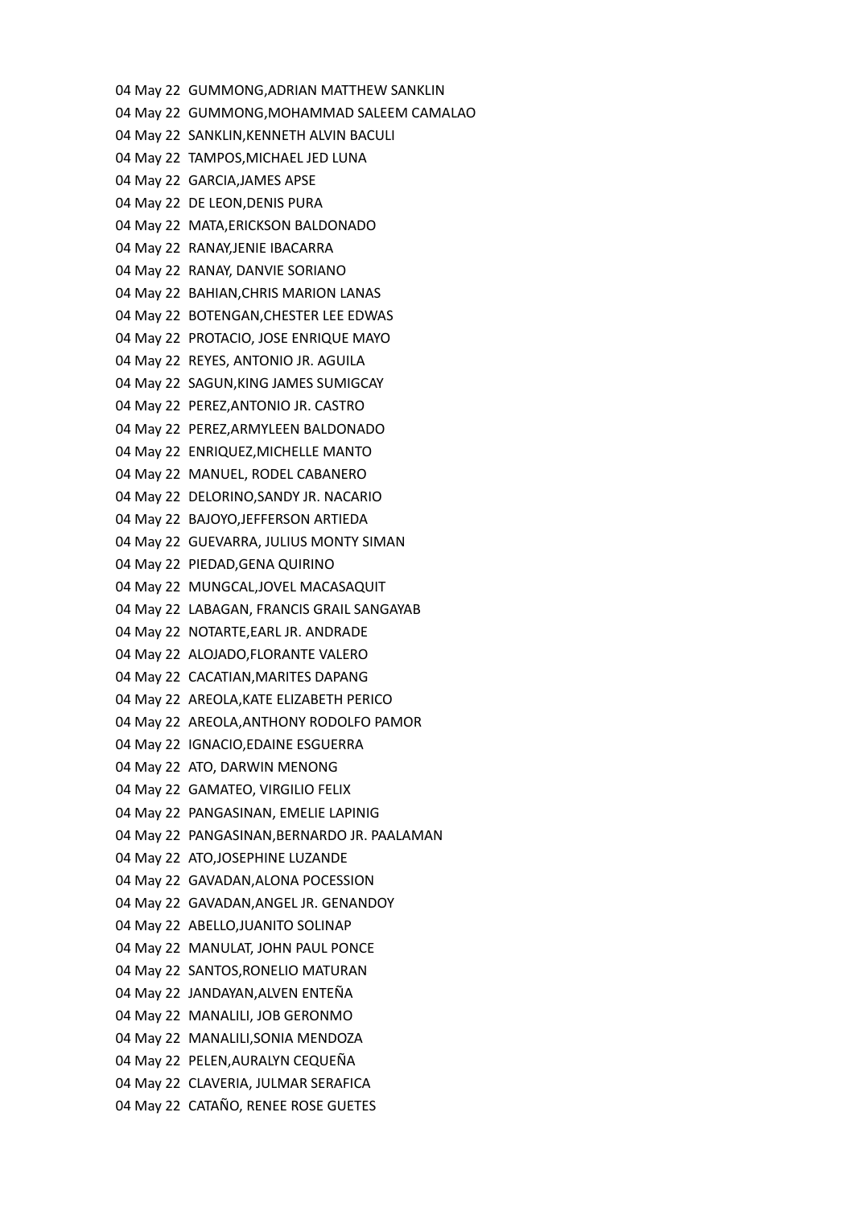04 May 22 GUMMONG,ADRIAN MATTHEW SANKLIN
04 May 22 GUMMONG,MOHAMMAD SALEEM CAMALAO
04 May 22 SANKLIN,KENNETH ALVIN BACULI
04 May 22 TAMPOS,MICHAEL JED LUNA
04 May 22 GARCIA,JAMES APSE
04 May 22 DE LEON,DENIS PURA
04 May 22 MATA,ERICKSON BALDONADO
04 May 22 RANAY,JENIE IBACARRA
04 May 22 RANAY, DANVIE SORIANO
04 May 22 BAHIAN,CHRIS MARION LANAS
04 May 22 BOTENGAN,CHESTER LEE EDWAS
04 May 22 PROTACIO, JOSE ENRIQUE MAYO
04 May 22 REYES, ANTONIO JR. AGUILA
04 May 22 SAGUN,KING JAMES SUMIGCAY
04 May 22 PEREZ,ANTONIO JR. CASTRO
04 May 22 PEREZ,ARMYLEEN BALDONADO
04 May 22 ENRIQUEZ,MICHELLE MANTO
04 May 22 MANUEL, RODEL CABANERO
04 May 22 DELORINO,SANDY JR. NACARIO
04 May 22 BAJOYO,JEFFERSON ARTIEDA
04 May 22 GUEVARRA, JULIUS MONTY SIMAN
04 May 22 PIEDAD,GENA QUIRINO
04 May 22 MUNGCAL,JOVEL MACASAQUIT
04 May 22 LABAGAN, FRANCIS GRAIL SANGAYAB
04 May 22 NOTARTE,EARL JR. ANDRADE
04 May 22 ALOJADO,FLORANTE VALERO
04 May 22 CACATIAN,MARITES DAPANG
04 May 22 AREOLA,KATE ELIZABETH PERICO
04 May 22 AREOLA,ANTHONY RODOLFO PAMOR
04 May 22 IGNACIO,EDAINE ESGUERRA
04 May 22 ATO, DARWIN MENONG
04 May 22 GAMATEO, VIRGILIO FELIX
04 May 22 PANGASINAN, EMELIE LAPINIG
04 May 22 PANGASINAN,BERNARDO JR. PAALAMAN
04 May 22 ATO,JOSEPHINE LUZANDE
04 May 22 GAVADAN,ALONA POCESSION
04 May 22 GAVADAN,ANGEL JR. GENANDOY
04 May 22 ABELLO,JUANITO SOLINAP
04 May 22 MANULAT, JOHN PAUL PONCE
04 May 22 SANTOS,RONELIO MATURAN
04 May 22 JANDAYAN,ALVEN ENTEÑA
04 May 22 MANALILI, JOB GERONMO
04 May 22 MANALILI,SONIA MENDOZA
04 May 22 PELEN,AURALYN CEQUEÑA
04 May 22 CLAVERIA, JULMAR SERAFICA
04 May 22 CATAÑO, RENEE ROSE GUETES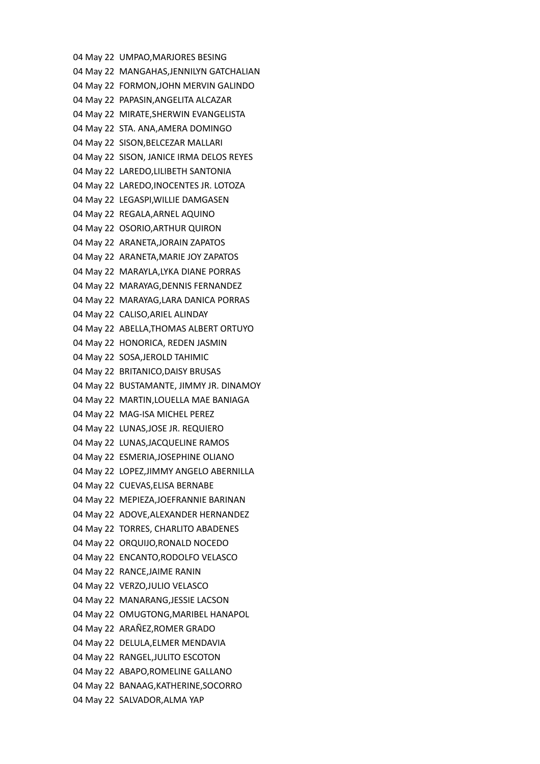04 May 22 UMPAO,MARJORES BESING
04 May 22 MANGAHAS,JENNILYN GATCHALIAN
04 May 22 FORMON,JOHN MERVIN GALINDO
04 May 22 PAPASIN,ANGELITA ALCAZAR
04 May 22 MIRATE,SHERWIN EVANGELISTA
04 May 22 STA. ANA,AMERA DOMINGO
04 May 22 SISON,BELCEZAR MALLARI
04 May 22 SISON, JANICE IRMA DELOS REYES
04 May 22 LAREDO,LILIBETH SANTONIA
04 May 22 LAREDO,INOCENTES JR. LOTOZA
04 May 22 LEGASPI,WILLIE DAMGASEN
04 May 22 REGALA,ARNEL AQUINO
04 May 22 OSORIO,ARTHUR QUIRON
04 May 22 ARANETA,JORAIN ZAPATOS
04 May 22 ARANETA,MARIE JOY ZAPATOS
04 May 22 MARAYLA,LYKA DIANE PORRAS
04 May 22 MARAYAG,DENNIS FERNANDEZ
04 May 22 MARAYAG,LARA DANICA PORRAS
04 May 22 CALISO,ARIEL ALINDAY
04 May 22 ABELLA,THOMAS ALBERT ORTUYO
04 May 22 HONORICA, REDEN JASMIN
04 May 22 SOSA,JEROLD TAHIMIC
04 May 22 BRITANICO,DAISY BRUSAS
04 May 22 BUSTAMANTE, JIMMY JR. DINAMOY
04 May 22 MARTIN,LOUELLA MAE BANIAGA
04 May 22 MAG-ISA MICHEL PEREZ
04 May 22 LUNAS,JOSE JR. REQUIERO
04 May 22 LUNAS,JACQUELINE RAMOS
04 May 22 ESMERIA,JOSEPHINE OLIANO
04 May 22 LOPEZ,JIMMY ANGELO ABERNILLA
04 May 22 CUEVAS,ELISA BERNABE
04 May 22 MEPIEZA,JOEFRANNIE BARINAN
04 May 22 ADOVE,ALEXANDER HERNANDEZ
04 May 22 TORRES, CHARLITO ABADENES
04 May 22 ORQUIJO,RONALD NOCEDO
04 May 22 ENCANTO,RODOLFO VELASCO
04 May 22 RANCE,JAIME RANIN
04 May 22 VERZO,JULIO VELASCO
04 May 22 MANARANG,JESSIE LACSON
04 May 22 OMUGTONG,MARIBEL HANAPOL
04 May 22 ARAÑEZ,ROMER GRADO
04 May 22 DELULA,ELMER MENDAVIA
04 May 22 RANGEL,JULITO ESCOTON
04 May 22 ABAPO,ROMELINE GALLANO
04 May 22 BANAAG,KATHERINE,SOCORRO
04 May 22 SALVADOR,ALMA YAP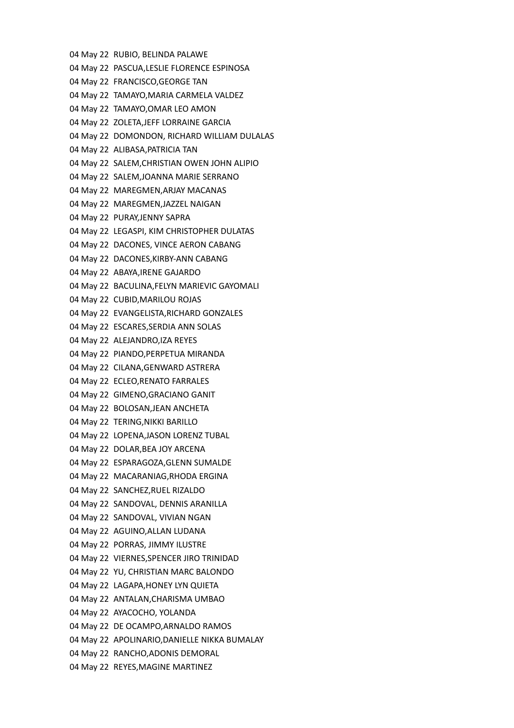04 May 22 RUBIO, BELINDA PALAWE
04 May 22 PASCUA,LESLIE FLORENCE ESPINOSA
04 May 22 FRANCISCO,GEORGE TAN
04 May 22 TAMAYO,MARIA CARMELA VALDEZ
04 May 22 TAMAYO,OMAR LEO AMON
04 May 22 ZOLETA,JEFF LORRAINE GARCIA
04 May 22 DOMONDON, RICHARD WILLIAM DULALAS
04 May 22 ALIBASA,PATRICIA TAN
04 May 22 SALEM,CHRISTIAN OWEN JOHN ALIPIO
04 May 22 SALEM,JOANNA MARIE SERRANO
04 May 22 MAREGMEN,ARJAY MACANAS
04 May 22 MAREGMEN,JAZZEL NAIGAN
04 May 22 PURAY,JENNY SAPRA
04 May 22 LEGASPI, KIM CHRISTOPHER DULATAS
04 May 22 DACONES, VINCE AERON CABANG
04 May 22 DACONES,KIRBY-ANN CABANG
04 May 22 ABAYA,IRENE GAJARDO
04 May 22 BACULINA,FELYN MARIEVIC GAYOMALI
04 May 22 CUBID,MARILOU ROJAS
04 May 22 EVANGELISTA,RICHARD GONZALES
04 May 22 ESCARES,SERDIA ANN SOLAS
04 May 22 ALEJANDRO,IZA REYES
04 May 22 PIANDO,PERPETUA MIRANDA
04 May 22 CILANA,GENWARD ASTRERA
04 May 22 ECLEO,RENATO FARRALES
04 May 22 GIMENO,GRACIANO GANIT
04 May 22 BOLOSAN,JEAN ANCHETA
04 May 22 TERING,NIKKI BARILLO
04 May 22 LOPENA,JASON LORENZ TUBAL
04 May 22 DOLAR,BEA JOY ARCENA
04 May 22 ESPARAGOZA,GLENN SUMALDE
04 May 22 MACARANIAG,RHODA ERGINA
04 May 22 SANCHEZ,RUEL RIZALDO
04 May 22 SANDOVAL, DENNIS ARANILLA
04 May 22 SANDOVAL, VIVIAN NGAN
04 May 22 AGUINO,ALLAN LUDANA
04 May 22 PORRAS, JIMMY ILUSTRE
04 May 22 VIERNES,SPENCER JIRO TRINIDAD
04 May 22 YU, CHRISTIAN MARC BALONDO
04 May 22 LAGAPA,HONEY LYN QUIETA
04 May 22 ANTALAN,CHARISMA UMBAO
04 May 22 AYACOCHO, YOLANDA
04 May 22 DE OCAMPO,ARNALDO RAMOS
04 May 22 APOLINARIO,DANIELLE NIKKA BUMALAY
04 May 22 RANCHO,ADONIS DEMORAL
04 May 22 REYES,MAGINE MARTINEZ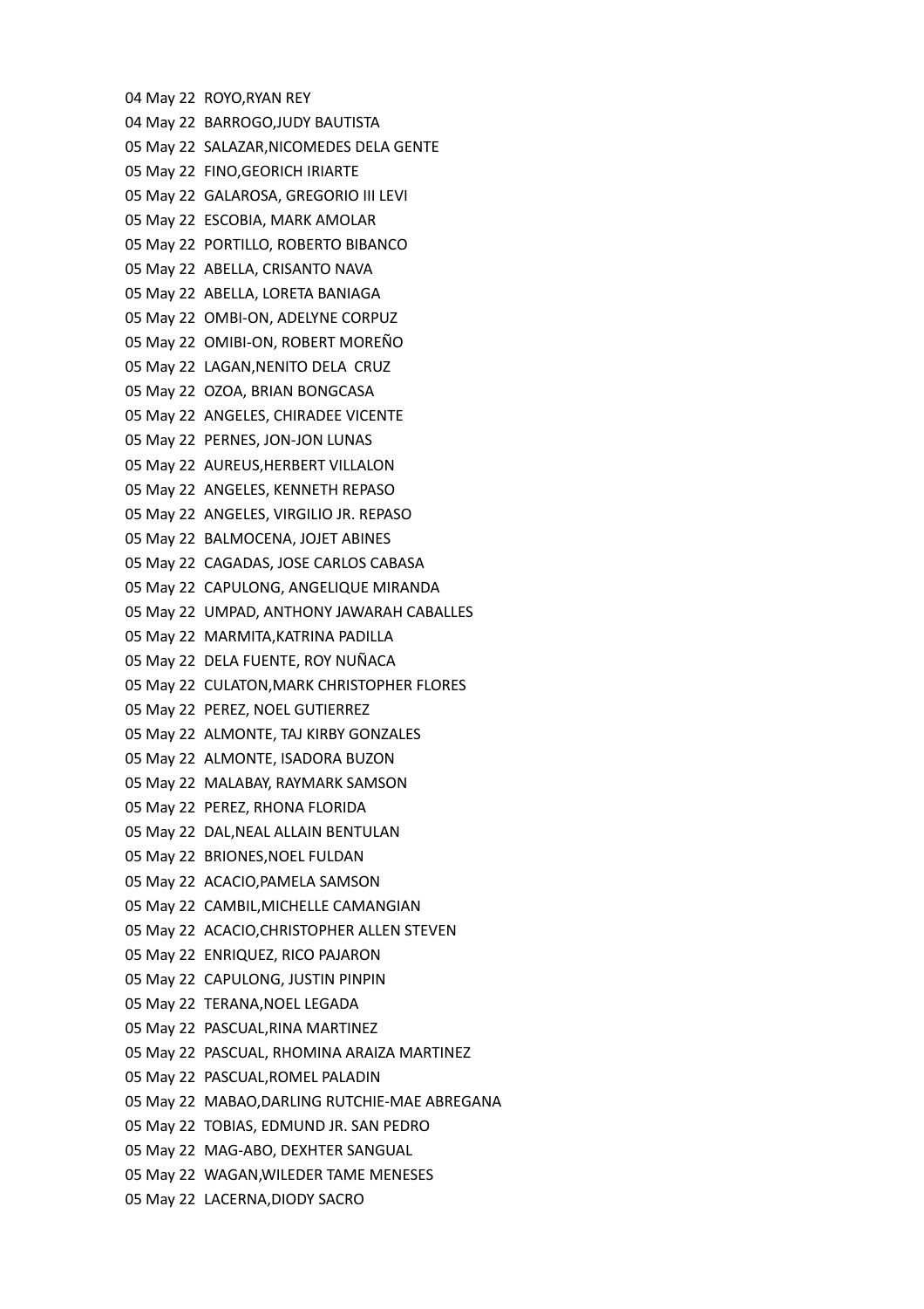04 May 22  ROYO,RYAN REY
04 May 22  BARROGO,JUDY BAUTISTA
05 May 22  SALAZAR,NICOMEDES DELA GENTE
05 May 22  FINO,GEORICH IRIARTE
05 May 22  GALAROSA, GREGORIO III LEVI
05 May 22  ESCOBIA, MARK AMOLAR
05 May 22  PORTILLO, ROBERTO BIBANCO
05 May 22  ABELLA, CRISANTO NAVA
05 May 22  ABELLA, LORETA BANIAGA
05 May 22  OMBI-ON, ADELYNE CORPUZ
05 May 22  OMIBI-ON, ROBERT MOREÑO
05 May 22  LAGAN,NENITO DELA  CRUZ
05 May 22  OZOA, BRIAN BONGCASA
05 May 22  ANGELES, CHIRADEE VICENTE
05 May 22  PERNES, JON-JON LUNAS
05 May 22  AUREUS,HERBERT VILLALON
05 May 22  ANGELES, KENNETH REPASO
05 May 22  ANGELES, VIRGILIO JR. REPASO
05 May 22  BALMOCENA, JOJET ABINES
05 May 22  CAGADAS, JOSE CARLOS CABASA
05 May 22  CAPULONG, ANGELIQUE MIRANDA
05 May 22  UMPAD, ANTHONY JAWARAH CABALLES
05 May 22  MARMITA,KATRINA PADILLA
05 May 22  DELA FUENTE, ROY NUÑACA
05 May 22  CULATON,MARK CHRISTOPHER FLORES
05 May 22  PEREZ, NOEL GUTIERREZ
05 May 22  ALMONTE, TAJ KIRBY GONZALES
05 May 22  ALMONTE, ISADORA BUZON
05 May 22  MALABAY, RAYMARK SAMSON
05 May 22  PEREZ, RHONA FLORIDA
05 May 22  DAL,NEAL ALLAIN BENTULAN
05 May 22  BRIONES,NOEL FULDAN
05 May 22  ACACIO,PAMELA SAMSON
05 May 22  CAMBIL,MICHELLE CAMANGIAN
05 May 22  ACACIO,CHRISTOPHER ALLEN STEVEN
05 May 22  ENRIQUEZ, RICO PAJARON
05 May 22  CAPULONG, JUSTIN PINPIN
05 May 22  TERANA,NOEL LEGADA
05 May 22  PASCUAL,RINA MARTINEZ
05 May 22  PASCUAL, RHOMINA ARAIZA MARTINEZ
05 May 22  PASCUAL,ROMEL PALADIN
05 May 22  MABAO,DARLING RUTCHIE-MAE ABREGANA
05 May 22  TOBIAS, EDMUND JR. SAN PEDRO
05 May 22  MAG-ABO, DEXHTER SANGUAL
05 May 22  WAGAN,WILEDER TAME MENESES
05 May 22  LACERNA,DIODY SACRO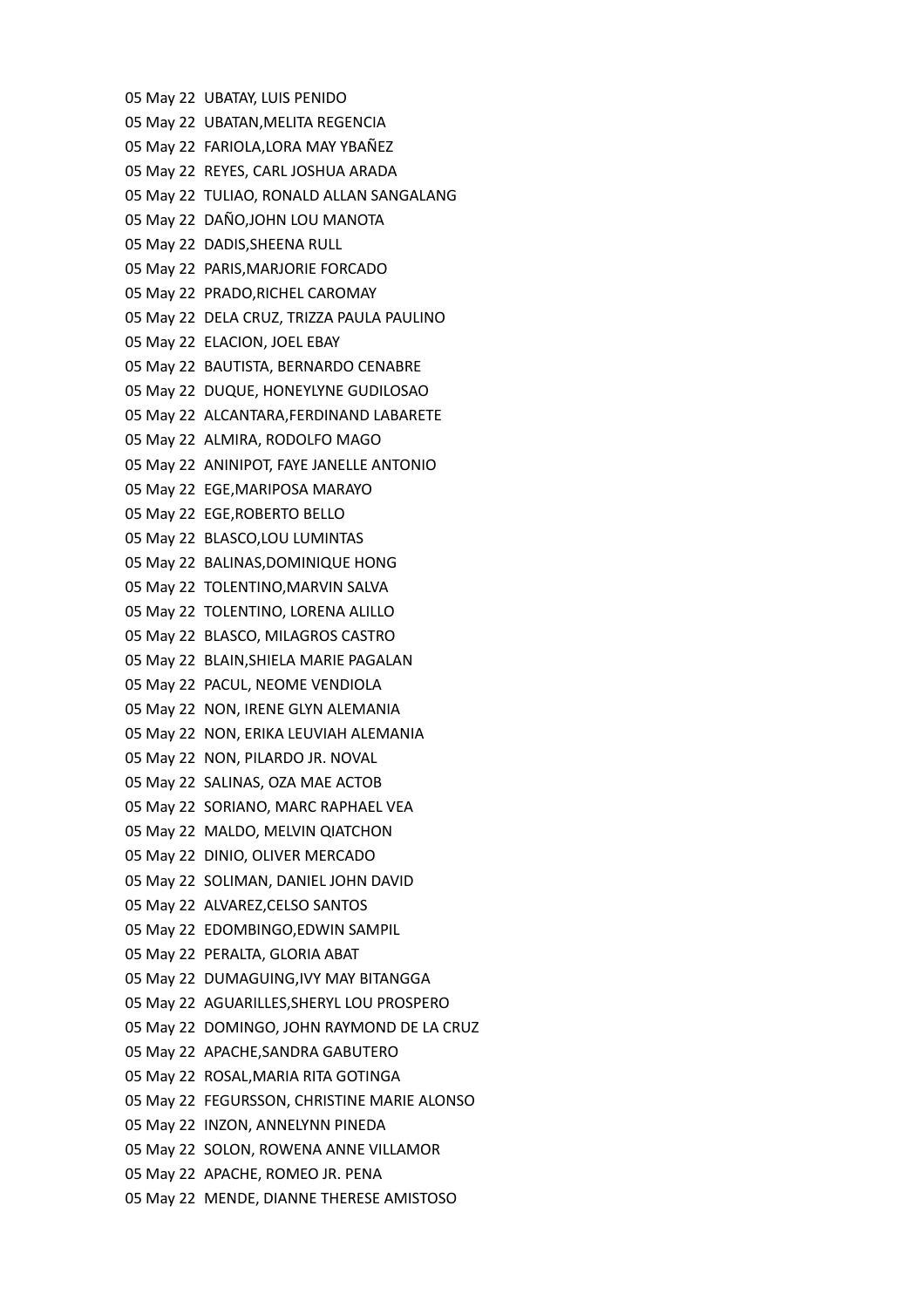05 May 22  UBATAY, LUIS PENIDO
05 May 22  UBATAN,MELITA REGENCIA
05 May 22  FARIOLA,LORA MAY YBAÑEZ
05 May 22  REYES, CARL JOSHUA ARADA
05 May 22  TULIAO, RONALD ALLAN SANGALANG
05 May 22  DAÑO,JOHN LOU MANOTA
05 May 22  DADIS,SHEENA RULL
05 May 22  PARIS,MARJORIE FORCADO
05 May 22  PRADO,RICHEL CAROMAY
05 May 22  DELA CRUZ, TRIZZA PAULA PAULINO
05 May 22  ELACION, JOEL EBAY
05 May 22  BAUTISTA, BERNARDO CENABRE
05 May 22  DUQUE, HONEYLYNE GUDILOSAO
05 May 22  ALCANTARA,FERDINAND LABARETE
05 May 22  ALMIRA, RODOLFO MAGO
05 May 22  ANINIPOT, FAYE JANELLE ANTONIO
05 May 22  EGE,MARIPOSA MARAYO
05 May 22  EGE,ROBERTO BELLO
05 May 22  BLASCO,LOU LUMINTAS
05 May 22  BALINAS,DOMINIQUE HONG
05 May 22  TOLENTINO,MARVIN SALVA
05 May 22  TOLENTINO, LORENA ALILLO
05 May 22  BLASCO, MILAGROS CASTRO
05 May 22  BLAIN,SHIELA MARIE PAGALAN
05 May 22  PACUL, NEOME VENDIOLA
05 May 22  NON, IRENE GLYN ALEMANIA
05 May 22  NON, ERIKA LEUVIAH ALEMANIA
05 May 22  NON, PILARDO JR. NOVAL
05 May 22  SALINAS, OZA MAE ACTOB
05 May 22  SORIANO, MARC RAPHAEL VEA
05 May 22  MALDO, MELVIN QIATCHON
05 May 22  DINIO, OLIVER MERCADO
05 May 22  SOLIMAN, DANIEL JOHN DAVID
05 May 22  ALVAREZ,CELSO SANTOS
05 May 22  EDOMBINGO,EDWIN SAMPIL
05 May 22  PERALTA, GLORIA ABAT
05 May 22  DUMAGUING,IVY MAY BITANGGA
05 May 22  AGUARILLES,SHERYL LOU PROSPERO
05 May 22  DOMINGO, JOHN RAYMOND DE LA CRUZ
05 May 22  APACHE,SANDRA GABUTERO
05 May 22  ROSAL,MARIA RITA GOTINGA
05 May 22  FEGURSSON, CHRISTINE MARIE ALONSO
05 May 22  INZON, ANNELYNN PINEDA
05 May 22  SOLON, ROWENA ANNE VILLAMOR
05 May 22  APACHE, ROMEO JR. PENA
05 May 22  MENDE, DIANNE THERESE AMISTOSO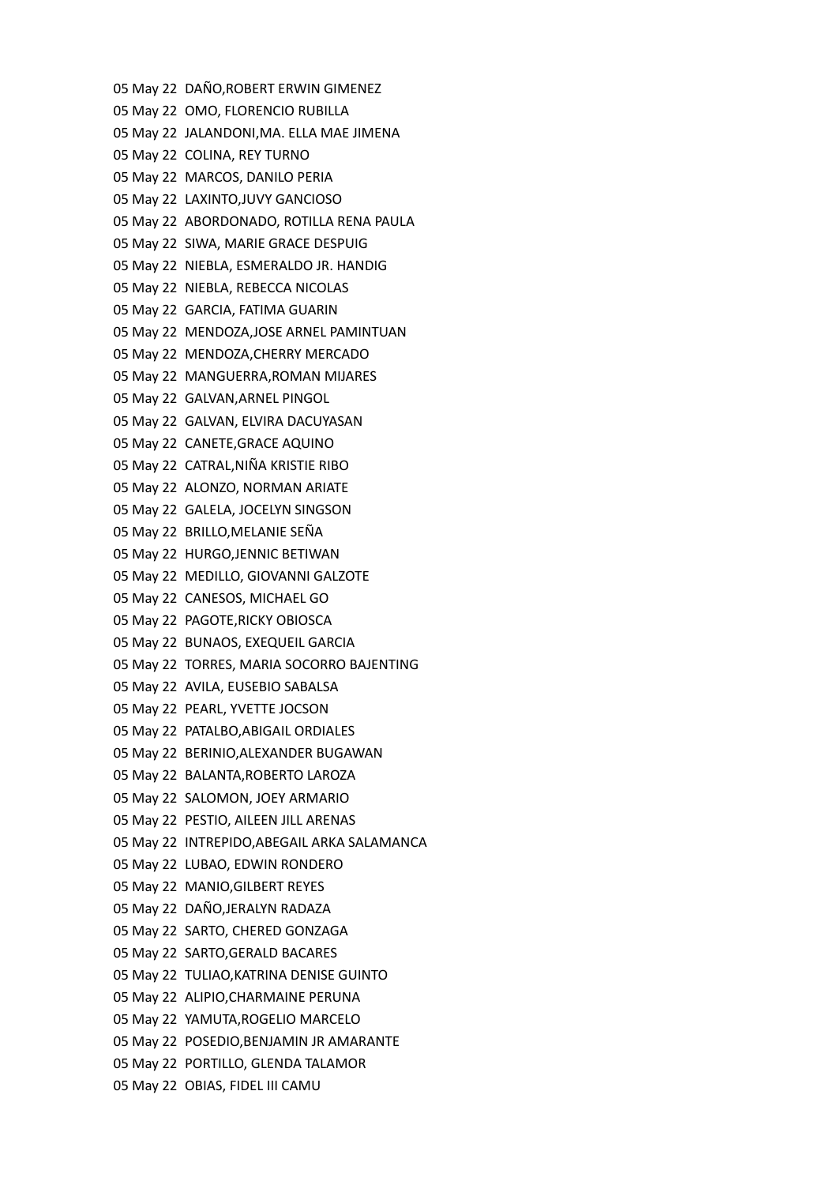05 May 22  DAÑO,ROBERT ERWIN GIMENEZ
05 May 22  OMO, FLORENCIO RUBILLA
05 May 22  JALANDONI,MA. ELLA MAE JIMENA
05 May 22  COLINA, REY TURNO
05 May 22  MARCOS, DANILO PERIA
05 May 22  LAXINTO,JUVY GANCIOSO
05 May 22  ABORDONADO, ROTILLA RENA PAULA
05 May 22  SIWA, MARIE GRACE DESPUIG
05 May 22  NIEBLA, ESMERALDO JR. HANDIG
05 May 22  NIEBLA, REBECCA NICOLAS
05 May 22  GARCIA, FATIMA GUARIN
05 May 22  MENDOZA,JOSE ARNEL PAMINTUAN
05 May 22  MENDOZA,CHERRY MERCADO
05 May 22  MANGUERRA,ROMAN MIJARES
05 May 22  GALVAN,ARNEL PINGOL
05 May 22  GALVAN, ELVIRA DACUYASAN
05 May 22  CANETE,GRACE AQUINO
05 May 22  CATRAL,NIÑA KRISTIE RIBO
05 May 22  ALONZO, NORMAN ARIATE
05 May 22  GALELA, JOCELYN SINGSON
05 May 22  BRILLO,MELANIE SEÑA
05 May 22  HURGO,JENNIC BETIWAN
05 May 22  MEDILLO, GIOVANNI GALZOTE
05 May 22  CANESOS, MICHAEL GO
05 May 22  PAGOTE,RICKY OBIOSCA
05 May 22  BUNAOS, EXEQUEIL GARCIA
05 May 22  TORRES, MARIA SOCORRO BAJENTING
05 May 22  AVILA, EUSEBIO SABALSA
05 May 22  PEARL, YVETTE JOCSON
05 May 22  PATALBO,ABIGAIL ORDIALES
05 May 22  BERINIO,ALEXANDER BUGAWAN
05 May 22  BALANTA,ROBERTO LAROZA
05 May 22  SALOMON, JOEY ARMARIO
05 May 22  PESTIO, AILEEN JILL ARENAS
05 May 22  INTREPIDO,ABEGAIL ARKA SALAMANCA
05 May 22  LUBAO, EDWIN RONDERO
05 May 22  MANIO,GILBERT REYES
05 May 22  DAÑO,JERALYN RADAZA
05 May 22  SARTO, CHERED GONZAGA
05 May 22  SARTO,GERALD BACARES
05 May 22  TULIAO,KATRINA DENISE GUINTO
05 May 22  ALIPIO,CHARMAINE PERUNA
05 May 22  YAMUTA,ROGELIO MARCELO
05 May 22  POSEDIO,BENJAMIN JR AMARANTE
05 May 22  PORTILLO, GLENDA TALAMOR
05 May 22  OBIAS, FIDEL III CAMU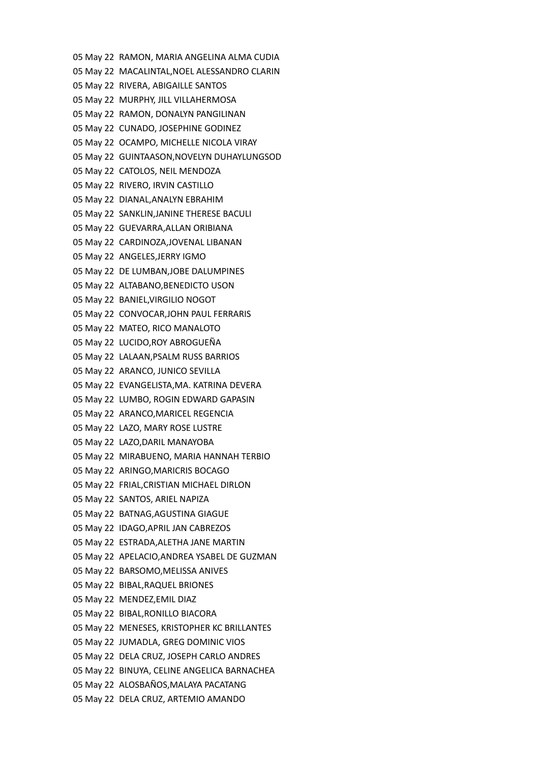05 May 22 RAMON, MARIA ANGELINA ALMA CUDIA
05 May 22 MACALINTAL,NOEL ALESSANDRO CLARIN
05 May 22 RIVERA, ABIGAILLE SANTOS
05 May 22 MURPHY, JILL VILLAHERMOSA
05 May 22 RAMON, DONALYN PANGILINAN
05 May 22 CUNADO, JOSEPHINE GODINEZ
05 May 22 OCAMPO, MICHELLE NICOLA VIRAY
05 May 22 GUINTAASON,NOVELYN DUHAYLUNGSOD
05 May 22 CATOLOS, NEIL MENDOZA
05 May 22 RIVERO, IRVIN CASTILLO
05 May 22 DIANAL,ANALYN EBRAHIM
05 May 22 SANKLIN,JANINE THERESE BACULI
05 May 22 GUEVARRA,ALLAN ORIBIANA
05 May 22 CARDINOZA,JOVENAL LIBANAN
05 May 22 ANGELES,JERRY IGMO
05 May 22 DE LUMBAN,JOBE DALUMPINES
05 May 22 ALTABANO,BENEDICTO USON
05 May 22 BANIEL,VIRGILIO NOGOT
05 May 22 CONVOCAR,JOHN PAUL FERRARIS
05 May 22 MATEO, RICO MANALOTO
05 May 22 LUCIDO,ROY ABROGUEÑA
05 May 22 LALAAN,PSALM RUSS BARRIOS
05 May 22 ARANCO, JUNICO SEVILLA
05 May 22 EVANGELISTA,MA. KATRINA DEVERA
05 May 22 LUMBO, ROGIN EDWARD GAPASIN
05 May 22 ARANCO,MARICEL REGENCIA
05 May 22 LAZO, MARY ROSE LUSTRE
05 May 22 LAZO,DARIL MANAYOBA
05 May 22 MIRABUENO, MARIA HANNAH TERBIO
05 May 22 ARINGO,MARICRIS BOCAGO
05 May 22 FRIAL,CRISTIAN MICHAEL DIRLON
05 May 22 SANTOS, ARIEL NAPIZA
05 May 22 BATNAG,AGUSTINA GIAGUE
05 May 22 IDAGO,APRIL JAN CABREZOS
05 May 22 ESTRADA,ALETHA JANE MARTIN
05 May 22 APELACIO,ANDREA YSABEL DE GUZMAN
05 May 22 BARSOMO,MELISSA ANIVES
05 May 22 BIBAL,RAQUEL BRIONES
05 May 22 MENDEZ,EMIL DIAZ
05 May 22 BIBAL,RONILLO BIACORA
05 May 22 MENESES, KRISTOPHER KC BRILLANTES
05 May 22 JUMADLA, GREG DOMINIC VIOS
05 May 22 DELA CRUZ, JOSEPH CARLO ANDRES
05 May 22 BINUYA, CELINE ANGELICA BARNACHEA
05 May 22 ALOSBAÑOS,MALAYA PACATANG
05 May 22 DELA CRUZ, ARTEMIO AMANDO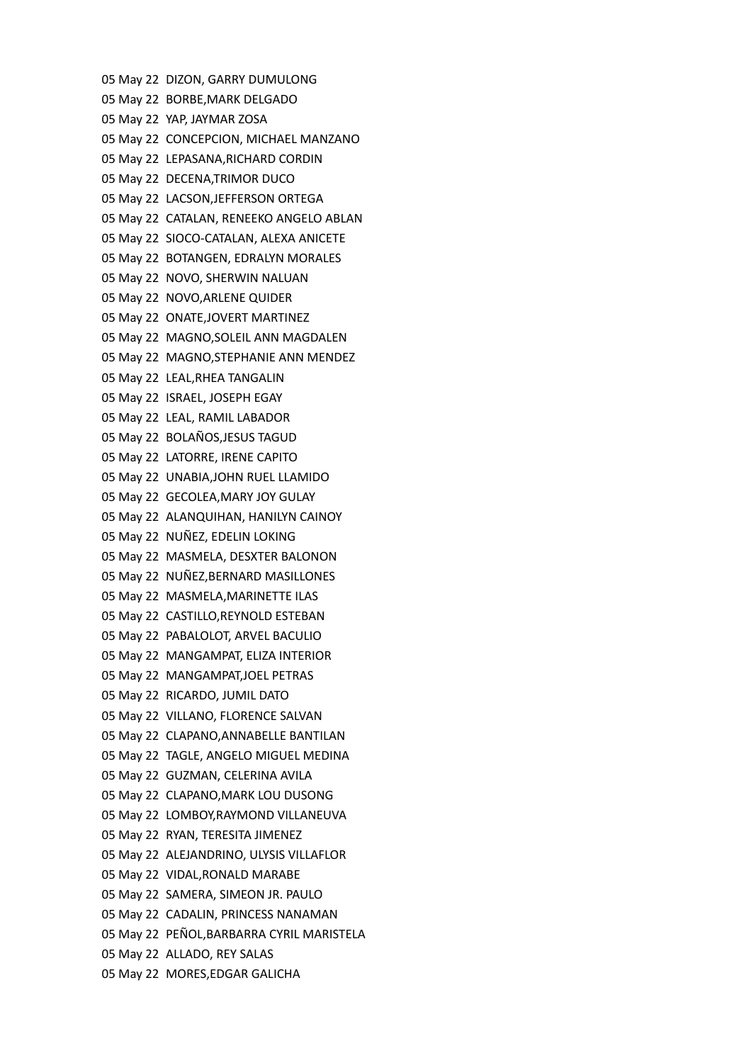05 May 22  DIZON, GARRY DUMULONG
05 May 22  BORBE,MARK DELGADO
05 May 22  YAP, JAYMAR ZOSA
05 May 22  CONCEPCION, MICHAEL MANZANO
05 May 22  LEPASANA,RICHARD CORDIN
05 May 22  DECENA,TRIMOR DUCO
05 May 22  LACSON,JEFFERSON ORTEGA
05 May 22  CATALAN, RENEEKO ANGELO ABLAN
05 May 22  SIOCO-CATALAN, ALEXA ANICETE
05 May 22  BOTANGEN, EDRALYN MORALES
05 May 22  NOVO, SHERWIN NALUAN
05 May 22  NOVO,ARLENE QUIDER
05 May 22  ONATE,JOVERT MARTINEZ
05 May 22  MAGNO,SOLEIL ANN MAGDALEN
05 May 22  MAGNO,STEPHANIE ANN MENDEZ
05 May 22  LEAL,RHEA TANGALIN
05 May 22  ISRAEL, JOSEPH EGAY
05 May 22  LEAL, RAMIL LABADOR
05 May 22  BOLAÑOS,JESUS TAGUD
05 May 22  LATORRE, IRENE CAPITO
05 May 22  UNABIA,JOHN RUEL LLAMIDO
05 May 22  GECOLEA,MARY JOY GULAY
05 May 22  ALANQUIHAN, HANILYN CAINOY
05 May 22  NUÑEZ, EDELIN LOKING
05 May 22  MASMELA, DESXTER BALONON
05 May 22  NUÑEZ,BERNARD MASILLONES
05 May 22  MASMELA,MARINETTE ILAS
05 May 22  CASTILLO,REYNOLD ESTEBAN
05 May 22  PABALOLOT, ARVEL BACULIO
05 May 22  MANGAMPAT, ELIZA INTERIOR
05 May 22  MANGAMPAT,JOEL PETRAS
05 May 22  RICARDO, JUMIL DATO
05 May 22  VILLANO, FLORENCE SALVAN
05 May 22  CLAPANO,ANNABELLE BANTILAN
05 May 22  TAGLE, ANGELO MIGUEL MEDINA
05 May 22  GUZMAN, CELERINA AVILA
05 May 22  CLAPANO,MARK LOU DUSONG
05 May 22  LOMBOY,RAYMOND VILLANEUVA
05 May 22  RYAN, TERESITA JIMENEZ
05 May 22  ALEJANDRINO, ULYSIS VILLAFLOR
05 May 22  VIDAL,RONALD MARABE
05 May 22  SAMERA, SIMEON JR. PAULO
05 May 22  CADALIN, PRINCESS NANAMAN
05 May 22  PEÑOL,BARBARRA CYRIL MARISTELA
05 May 22  ALLADO, REY SALAS
05 May 22  MORES,EDGAR GALICHA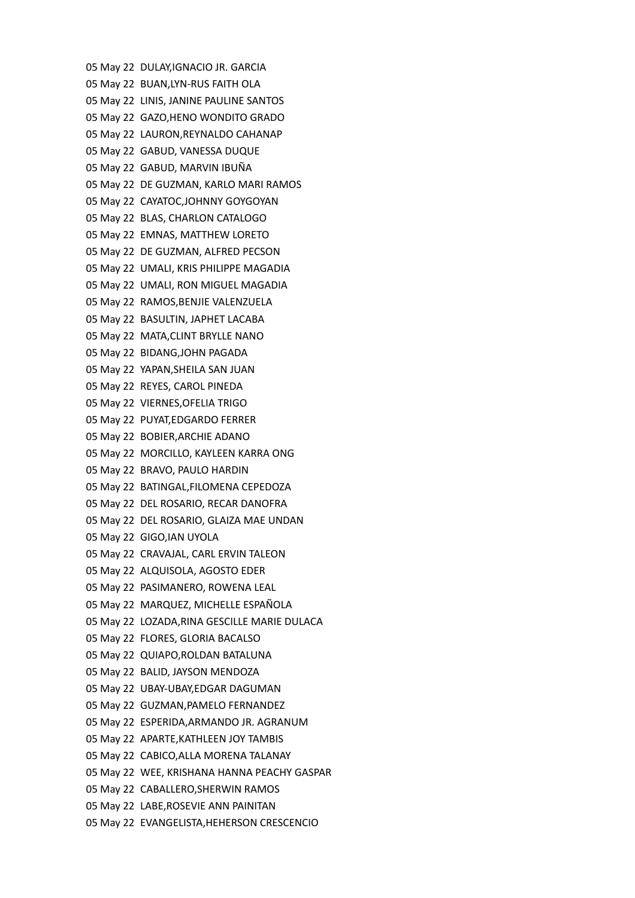05 May 22 DULAY,IGNACIO JR. GARCIA
05 May 22 BUAN,LYN-RUS FAITH OLA
05 May 22 LINIS, JANINE PAULINE SANTOS
05 May 22 GAZO,HENO WONDITO GRADO
05 May 22 LAURON,REYNALDO CAHANAP
05 May 22 GABUD, VANESSA DUQUE
05 May 22 GABUD, MARVIN IBUÑA
05 May 22 DE GUZMAN, KARLO MARI RAMOS
05 May 22 CAYATOC,JOHNNY GOYGOYAN
05 May 22 BLAS, CHARLON CATALOGO
05 May 22 EMNAS, MATTHEW LORETO
05 May 22 DE GUZMAN, ALFRED PECSON
05 May 22 UMALI, KRIS PHILIPPE MAGADIA
05 May 22 UMALI, RON MIGUEL MAGADIA
05 May 22 RAMOS,BENJIE VALENZUELA
05 May 22 BASULTIN, JAPHET LACABA
05 May 22 MATA,CLINT BRYLLE NANO
05 May 22 BIDANG,JOHN PAGADA
05 May 22 YAPAN,SHEILA SAN JUAN
05 May 22 REYES, CAROL PINEDA
05 May 22 VIERNES,OFELIA TRIGO
05 May 22 PUYAT,EDGARDO FERRER
05 May 22 BOBIER,ARCHIE ADANO
05 May 22 MORCILLO, KAYLEEN KARRA ONG
05 May 22 BRAVO, PAULO HARDIN
05 May 22 BATINGAL,FILOMENA CEPEDOZA
05 May 22 DEL ROSARIO, RECAR DANOFRA
05 May 22 DEL ROSARIO, GLAIZA MAE UNDAN
05 May 22 GIGO,IAN UYOLA
05 May 22 CRAVAJAL, CARL ERVIN TALEON
05 May 22 ALQUISOLA, AGOSTO EDER
05 May 22 PASIMANERO, ROWENA LEAL
05 May 22 MARQUEZ, MICHELLE ESPAÑOLA
05 May 22 LOZADA,RINA GESCILLE MARIE DULACA
05 May 22 FLORES, GLORIA BACALSO
05 May 22 QUIAPO,ROLDAN BATALUNA
05 May 22 BALID, JAYSON MENDOZA
05 May 22 UBAY-UBAY,EDGAR DAGUMAN
05 May 22 GUZMAN,PAMELO FERNANDEZ
05 May 22 ESPERIDA,ARMANDO JR. AGRANUM
05 May 22 APARTE,KATHLEEN JOY TAMBIS
05 May 22 CABICO,ALLA MORENA TALANAY
05 May 22 WEE, KRISHANA HANNA PEACHY GASPAR
05 May 22 CABALLERO,SHERWIN RAMOS
05 May 22 LABE,ROSEVIE ANN PAINITAN
05 May 22 EVANGELISTA,HEHERSON CRESCENCIO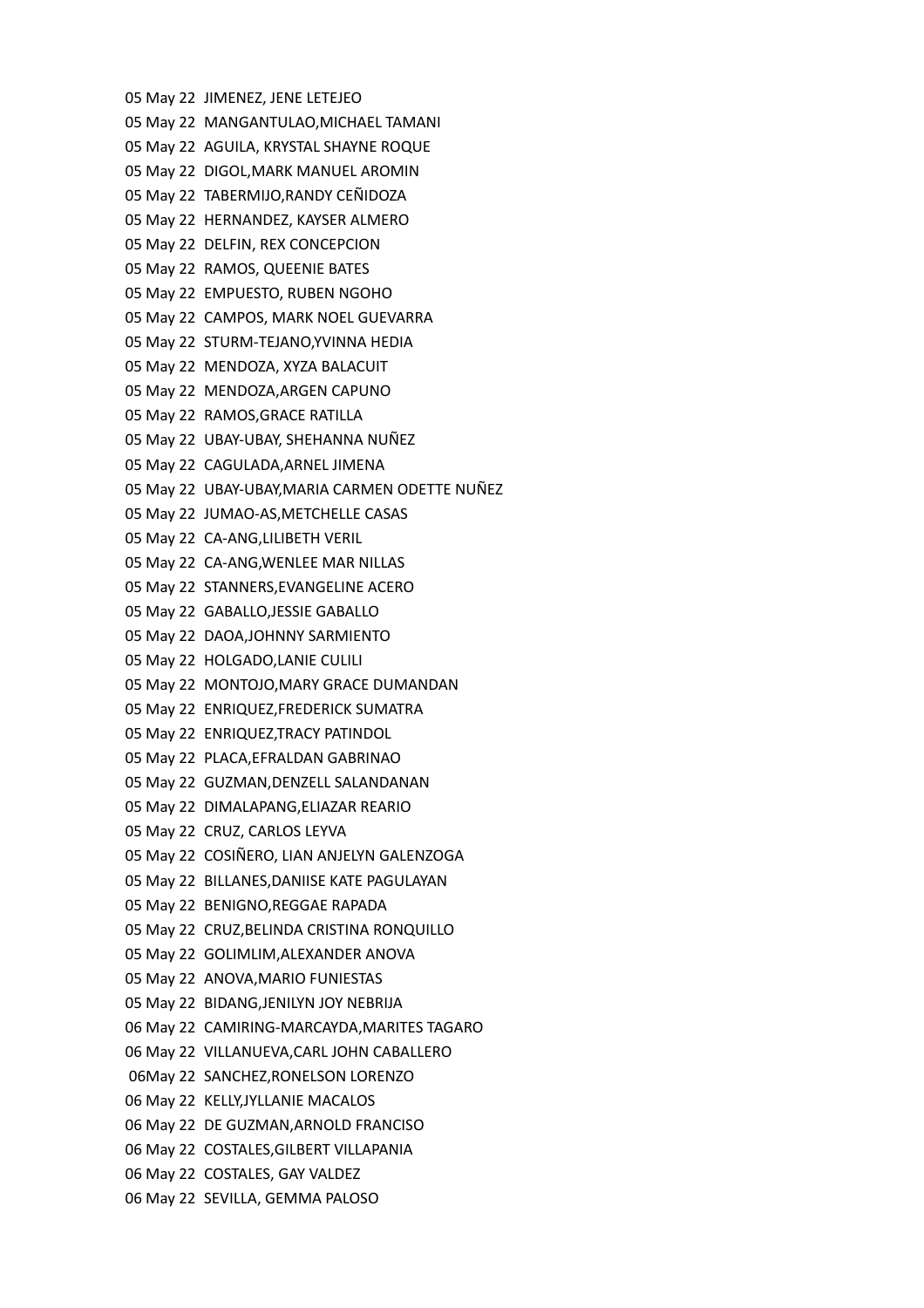05 May 22  JIMENEZ, JENE LETEJEO
05 May 22  MANGANTULAO,MICHAEL TAMANI
05 May 22  AGUILA, KRYSTAL SHAYNE ROQUE
05 May 22  DIGOL,MARK MANUEL AROMIN
05 May 22  TABERMIJO,RANDY CEÑIDOZA
05 May 22  HERNANDEZ, KAYSER ALMERO
05 May 22  DELFIN, REX CONCEPCION
05 May 22  RAMOS, QUEENIE BATES
05 May 22  EMPUESTO, RUBEN NGOHO
05 May 22  CAMPOS, MARK NOEL GUEVARRA
05 May 22  STURM-TEJANO,YVINNA HEDIA
05 May 22  MENDOZA, XYZA BALACUIT
05 May 22  MENDOZA,ARGEN CAPUNO
05 May 22  RAMOS,GRACE RATILLA
05 May 22  UBAY-UBAY, SHEHANNA NUÑEZ
05 May 22  CAGULADA,ARNEL JIMENA
05 May 22  UBAY-UBAY,MARIA CARMEN ODETTE NUÑEZ
05 May 22  JUMAO-AS,METCHELLE CASAS
05 May 22  CA-ANG,LILIBETH VERIL
05 May 22  CA-ANG,WENLEE MAR NILLAS
05 May 22  STANNERS,EVANGELINE ACERO
05 May 22  GABALLO,JESSIE GABALLO
05 May 22  DAOA,JOHNNY SARMIENTO
05 May 22  HOLGADO,LANIE CULILI
05 May 22  MONTOJO,MARY GRACE DUMANDAN
05 May 22  ENRIQUEZ,FREDERICK SUMATRA
05 May 22  ENRIQUEZ,TRACY PATINDOL
05 May 22  PLACA,EFRALDAN GABRINAO
05 May 22  GUZMAN,DENZELL SALANDANAN
05 May 22  DIMALAPANG,ELIAZAR REARIO
05 May 22  CRUZ, CARLOS LEYVA
05 May 22  COSIÑERO, LIAN ANJELYN GALENZOGA
05 May 22  BILLANES,DANIISE KATE PAGULAYAN
05 May 22  BENIGNO,REGGAE RAPADA
05 May 22  CRUZ,BELINDA CRISTINA RONQUILLO
05 May 22  GOLIMLIM,ALEXANDER ANOVA
05 May 22  ANOVA,MARIO FUNIESTAS
05 May 22  BIDANG,JENILYN JOY NEBRIJA
06 May 22  CAMIRING-MARCAYDA,MARITES TAGARO
06 May 22  VILLANUEVA,CARL JOHN CABALLERO
06May 22  SANCHEZ,RONELSON LORENZO
06 May 22  KELLY,JYLLANIE MACALOS
06 May 22  DE GUZMAN,ARNOLD FRANCISO
06 May 22  COSTALES,GILBERT VILLAPANIA
06 May 22  COSTALES, GAY VALDEZ
06 May 22  SEVILLA, GEMMA PALOSO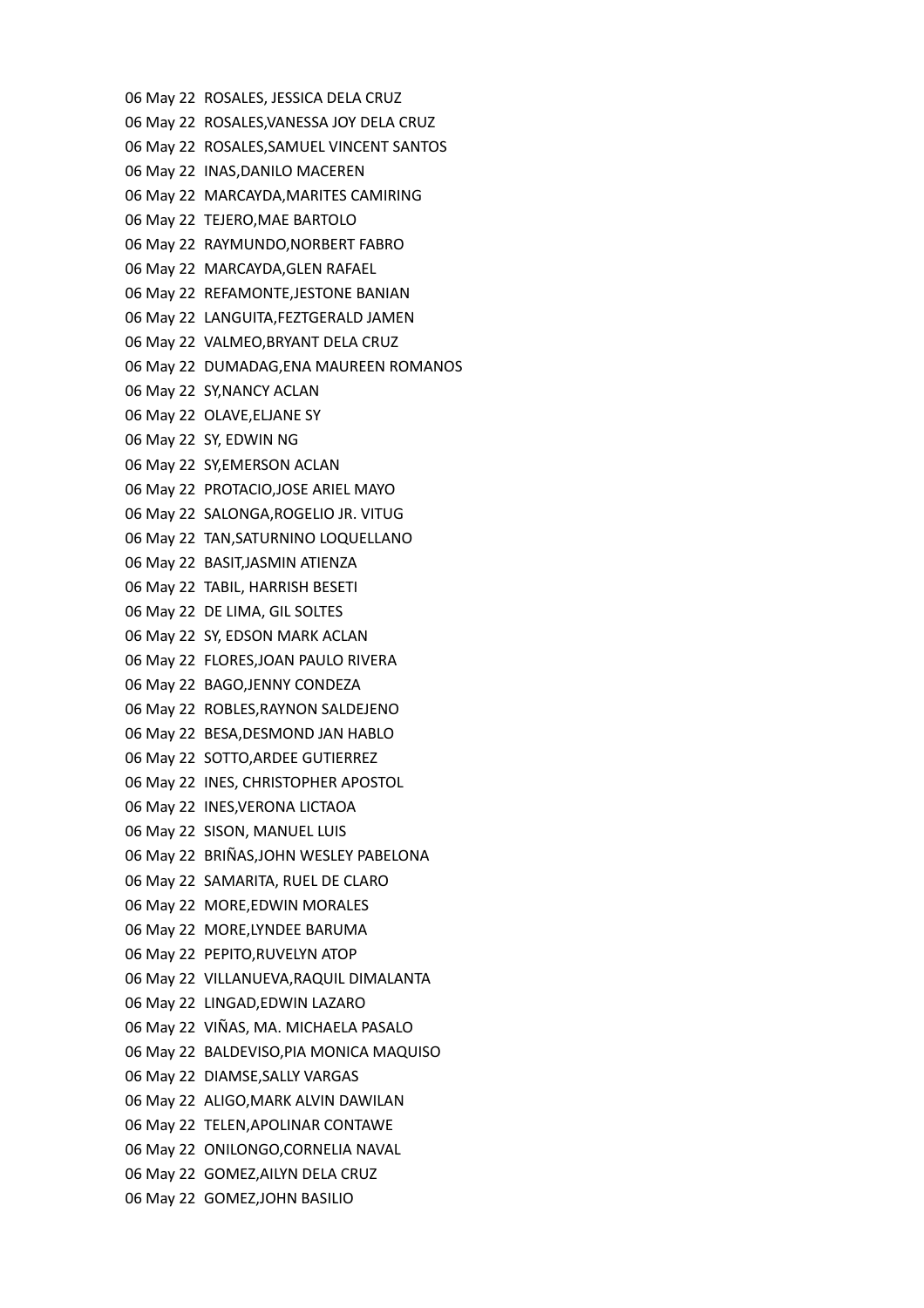06 May 22 ROSALES, JESSICA DELA CRUZ
06 May 22 ROSALES,VANESSA JOY DELA CRUZ
06 May 22 ROSALES,SAMUEL VINCENT SANTOS
06 May 22 INAS,DANILO MACEREN
06 May 22 MARCAYDA,MARITES CAMIRING
06 May 22 TEJERO,MAE BARTOLO
06 May 22 RAYMUNDO,NORBERT FABRO
06 May 22 MARCAYDA,GLEN RAFAEL
06 May 22 REFAMONTE,JESTONE BANIAN
06 May 22 LANGUITA,FEZTGERALD JAMEN
06 May 22 VALMEO,BRYANT DELA CRUZ
06 May 22 DUMADAG,ENA MAUREEN ROMANOS
06 May 22 SY,NANCY ACLAN
06 May 22 OLAVE,ELJANE SY
06 May 22 SY, EDWIN NG
06 May 22 SY,EMERSON ACLAN
06 May 22 PROTACIO,JOSE ARIEL MAYO
06 May 22 SALONGA,ROGELIO JR. VITUG
06 May 22 TAN,SATURNINO LOQUELLANO
06 May 22 BASIT,JASMIN ATIENZA
06 May 22 TABIL, HARRISH BESETI
06 May 22 DE LIMA, GIL SOLTES
06 May 22 SY, EDSON MARK ACLAN
06 May 22 FLORES,JOAN PAULO RIVERA
06 May 22 BAGO,JENNY CONDEZA
06 May 22 ROBLES,RAYNON SALDEJENO
06 May 22 BESA,DESMOND JAN HABLO
06 May 22 SOTTO,ARDEE GUTIERREZ
06 May 22 INES, CHRISTOPHER APOSTOL
06 May 22 INES,VERONA LICTAOA
06 May 22 SISON, MANUEL LUIS
06 May 22 BRIÑAS,JOHN WESLEY PABELONA
06 May 22 SAMARITA, RUEL DE CLARO
06 May 22 MORE,EDWIN MORALES
06 May 22 MORE,LYNDEE BARUMA
06 May 22 PEPITO,RUVELYN ATOP
06 May 22 VILLANUEVA,RAQUIL DIMALANTA
06 May 22 LINGAD,EDWIN LAZARO
06 May 22 VIÑAS, MA. MICHAELA PASALO
06 May 22 BALDEVISO,PIA MONICA MAQUISO
06 May 22 DIAMSE,SALLY VARGAS
06 May 22 ALIGO,MARK ALVIN DAWILAN
06 May 22 TELEN,APOLINAR CONTAWE
06 May 22 ONILONGO,CORNELIA NAVAL
06 May 22 GOMEZ,AILYN DELA CRUZ
06 May 22 GOMEZ,JOHN BASILIO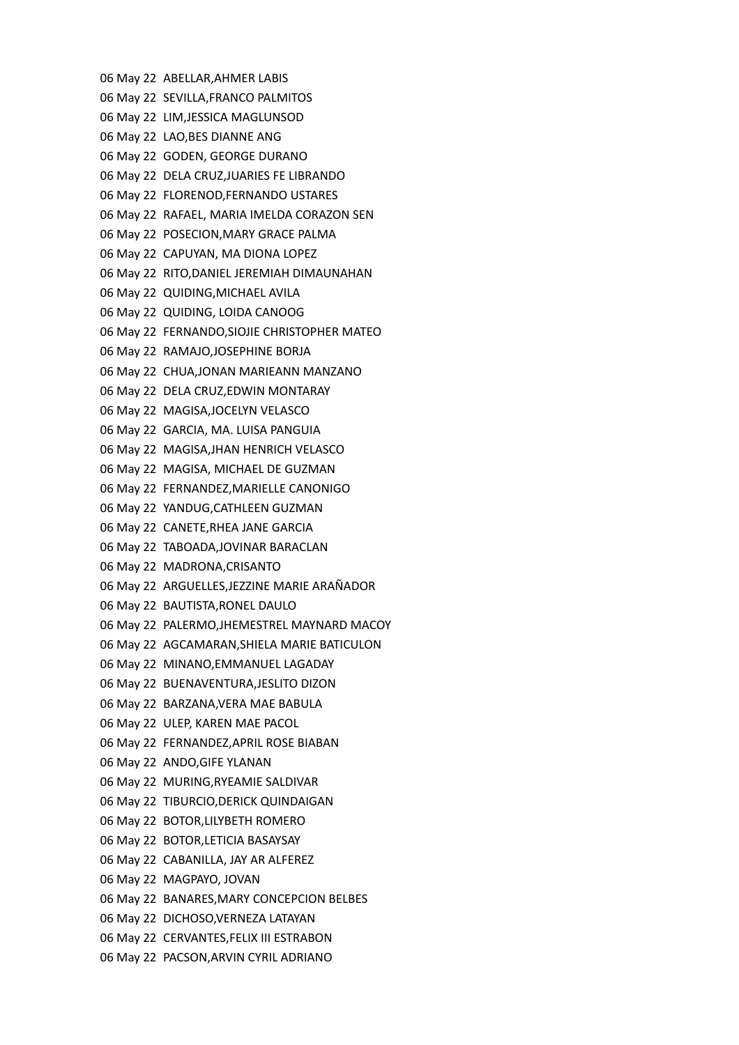06 May 22 ABELLAR,AHMER LABIS
06 May 22 SEVILLA,FRANCO PALMITOS
06 May 22 LIM,JESSICA MAGLUNSOD
06 May 22 LAO,BES DIANNE ANG
06 May 22 GODEN, GEORGE DURANO
06 May 22 DELA CRUZ,JUARIES FE LIBRANDO
06 May 22 FLORENOD,FERNANDO USTARES
06 May 22 RAFAEL, MARIA IMELDA CORAZON SEN
06 May 22 POSECION,MARY GRACE PALMA
06 May 22 CAPUYAN, MA DIONA LOPEZ
06 May 22 RITO,DANIEL JEREMIAH DIMAUNAHAN
06 May 22 QUIDING,MICHAEL AVILA
06 May 22 QUIDING, LOIDA CANOOG
06 May 22 FERNANDO,SIOJIE CHRISTOPHER MATEO
06 May 22 RAMAJO,JOSEPHINE BORJA
06 May 22 CHUA,JONAN MARIEANN MANZANO
06 May 22 DELA CRUZ,EDWIN MONTARAY
06 May 22 MAGISA,JOCELYN VELASCO
06 May 22 GARCIA, MA. LUISA PANGUIA
06 May 22 MAGISA,JHAN HENRICH VELASCO
06 May 22 MAGISA, MICHAEL DE GUZMAN
06 May 22 FERNANDEZ,MARIELLE CANONIGO
06 May 22 YANDUG,CATHLEEN GUZMAN
06 May 22 CANETE,RHEA JANE GARCIA
06 May 22 TABOADA,JOVINAR BARACLAN
06 May 22 MADRONA,CRISANTO
06 May 22 ARGUELLES,JEZZINE MARIE ARAÑADOR
06 May 22 BAUTISTA,RONEL DAULO
06 May 22 PALERMO,JHEMESTREL MAYNARD MACOY
06 May 22 AGCAMARAN,SHIELA MARIE BATICULON
06 May 22 MINANO,EMMANUEL LAGADAY
06 May 22 BUENAVENTURA,JESLITO DIZON
06 May 22 BARZANA,VERA MAE BABULA
06 May 22 ULEP, KAREN MAE PACOL
06 May 22 FERNANDEZ,APRIL ROSE BIABAN
06 May 22 ANDO,GIFE YLANAN
06 May 22 MURING,RYEAMIE SALDIVAR
06 May 22 TIBURCIO,DERICK QUINDAIGAN
06 May 22 BOTOR,LILYBETH ROMERO
06 May 22 BOTOR,LETICIA BASAYSAY
06 May 22 CABANILLA, JAY AR ALFEREZ
06 May 22 MAGPAYO, JOVAN
06 May 22 BANARES,MARY CONCEPCION BELBES
06 May 22 DICHOSO,VERNEZA LATAYAN
06 May 22 CERVANTES,FELIX III ESTRABON
06 May 22 PACSON,ARVIN CYRIL ADRIANO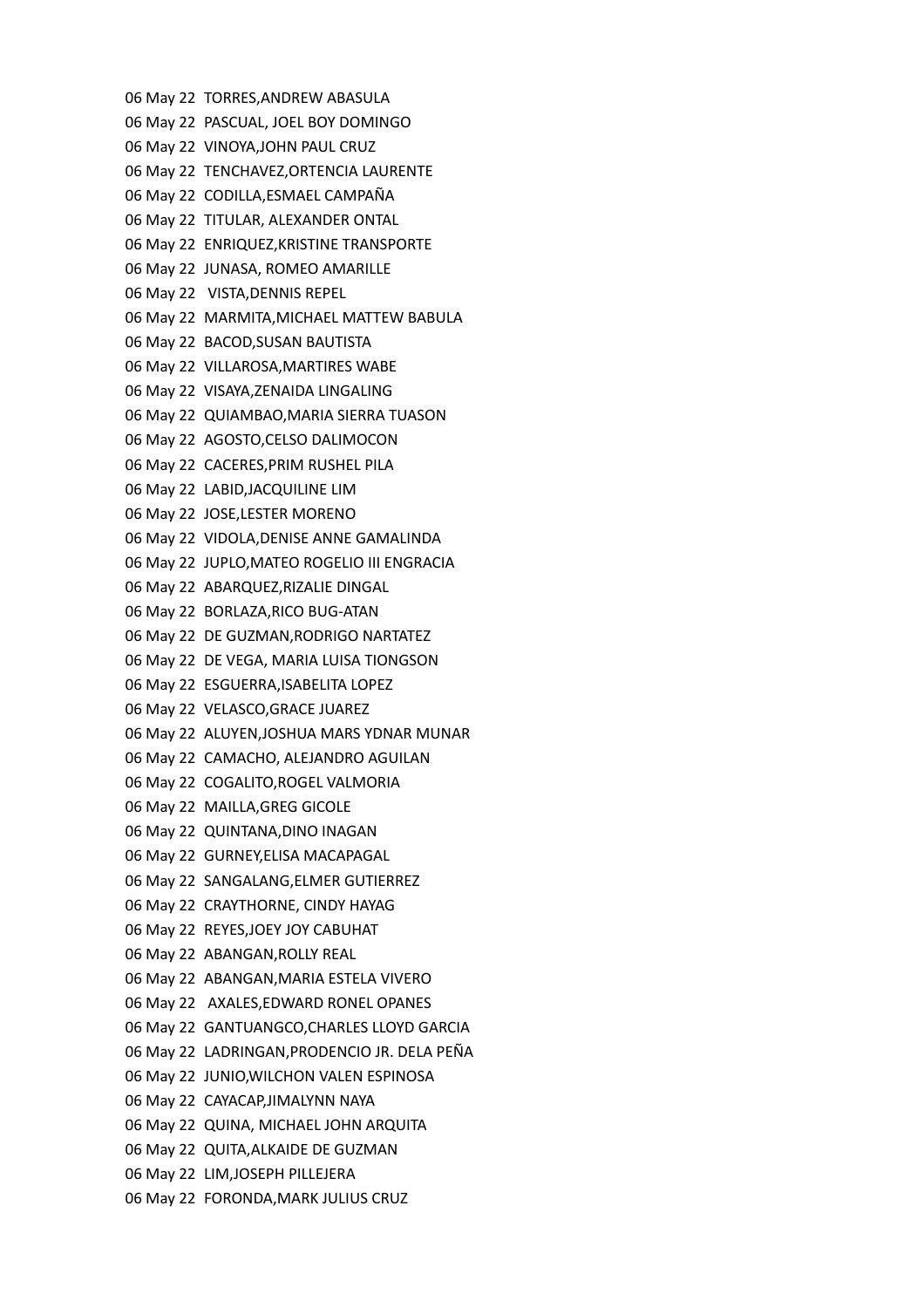06 May 22 TORRES,ANDREW ABASULA
06 May 22 PASCUAL, JOEL BOY DOMINGO
06 May 22 VINOYA,JOHN PAUL CRUZ
06 May 22 TENCHAVEZ,ORTENCIA LAURENTE
06 May 22 CODILLA,ESMAEL CAMPAÑA
06 May 22 TITULAR, ALEXANDER ONTAL
06 May 22 ENRIQUEZ,KRISTINE TRANSPORTE
06 May 22 JUNASA, ROMEO AMARILLE
06 May 22 VISTA,DENNIS REPEL
06 May 22 MARMITA,MICHAEL MATTEW BABULA
06 May 22 BACOD,SUSAN BAUTISTA
06 May 22 VILLAROSA,MARTIRES WABE
06 May 22 VISAYA,ZENAIDA LINGALING
06 May 22 QUIAMBAO,MARIA SIERRA TUASON
06 May 22 AGOSTO,CELSO DALIMOCON
06 May 22 CACERES,PRIM RUSHEL PILA
06 May 22 LABID,JACQUILINE LIM
06 May 22 JOSE,LESTER MORENO
06 May 22 VIDOLA,DENISE ANNE GAMALINDA
06 May 22 JUPLO,MATEO ROGELIO III ENGRACIA
06 May 22 ABARQUEZ,RIZALIE DINGAL
06 May 22 BORLAZA,RICO BUG-ATAN
06 May 22 DE GUZMAN,RODRIGO NARTATEZ
06 May 22 DE VEGA, MARIA LUISA TIONGSON
06 May 22 ESGUERRA,ISABELITA LOPEZ
06 May 22 VELASCO,GRACE JUAREZ
06 May 22 ALUYEN,JOSHUA MARS YDNAR MUNAR
06 May 22 CAMACHO, ALEJANDRO AGUILAN
06 May 22 COGALITO,ROGEL VALMORIA
06 May 22 MAILLA,GREG GICOLE
06 May 22 QUINTANA,DINO INAGAN
06 May 22 GURNEY,ELISA MACAPAGAL
06 May 22 SANGALANG,ELMER GUTIERREZ
06 May 22 CRAYTHORNE, CINDY HAYAG
06 May 22 REYES,JOEY JOY CABUHAT
06 May 22 ABANGAN,ROLLY REAL
06 May 22 ABANGAN,MARIA ESTELA VIVERO
06 May 22 AXALES,EDWARD RONEL OPANES
06 May 22 GANTUANGCO,CHARLES LLOYD GARCIA
06 May 22 LADRINGAN,PRODENCIO JR. DELA PEÑA
06 May 22 JUNIO,WILCHON VALEN ESPINOSA
06 May 22 CAYACAP,JIMALYNN NAYA
06 May 22 QUINA, MICHAEL JOHN ARQUITA
06 May 22 QUITA,ALKAIDE DE GUZMAN
06 May 22 LIM,JOSEPH PILLEJERA
06 May 22 FORONDA,MARK JULIUS CRUZ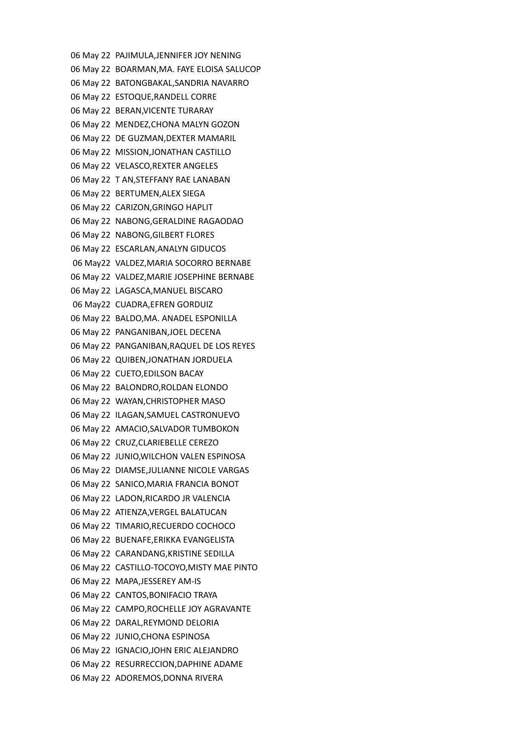06 May 22 PAJIMULA,JENNIFER JOY NENING
06 May 22 BOARMAN,MA. FAYE ELOISA SALUCOP
06 May 22 BATONGBAKAL,SANDRIA NAVARRO
06 May 22 ESTOQUE,RANDELL CORRE
06 May 22 BERAN,VICENTE TURARAY
06 May 22 MENDEZ,CHONA MALYN GOZON
06 May 22 DE GUZMAN,DEXTER MAMARIL
06 May 22 MISSION,JONATHAN CASTILLO
06 May 22 VELASCO,REXTER ANGELES
06 May 22 T AN,STEFFANY RAE LANABAN
06 May 22 BERTUMEN,ALEX SIEGA
06 May 22 CARIZON,GRINGO HAPLIT
06 May 22 NABONG,GERALDINE RAGAODAO
06 May 22 NABONG,GILBERT FLORES
06 May 22 ESCARLAN,ANALYN GIDUCOS
06 May22 VALDEZ,MARIA SOCORRO BERNABE
06 May 22 VALDEZ,MARIE JOSEPHINE BERNABE
06 May 22 LAGASCA,MANUEL BISCARO
06 May22 CUADRA,EFREN GORDUIZ
06 May 22 BALDO,MA. ANADEL ESPONILLA
06 May 22 PANGANIBAN,JOEL DECENA
06 May 22 PANGANIBAN,RAQUEL DE LOS REYES
06 May 22 QUIBEN,JONATHAN JORDUELA
06 May 22 CUETO,EDILSON BACAY
06 May 22 BALONDRO,ROLDAN ELONDO
06 May 22 WAYAN,CHRISTOPHER MASO
06 May 22 ILAGAN,SAMUEL CASTRONUEVO
06 May 22 AMACIO,SALVADOR TUMBOKON
06 May 22 CRUZ,CLARIEBELLE CEREZO
06 May 22 JUNIO,WILCHON VALEN ESPINOSA
06 May 22 DIAMSE,JULIANNE NICOLE VARGAS
06 May 22 SANICO,MARIA FRANCIA BONOT
06 May 22 LADON,RICARDO JR VALENCIA
06 May 22 ATIENZA,VERGEL BALATUCAN
06 May 22 TIMARIO,RECUERDO COCHOCO
06 May 22 BUENAFE,ERIKKA EVANGELISTA
06 May 22 CARANDANG,KRISTINE SEDILLA
06 May 22 CASTILLO-TOCOYO,MISTY MAE PINTO
06 May 22 MAPA,JESSEREY AM-IS
06 May 22 CANTOS,BONIFACIO TRAYA
06 May 22 CAMPO,ROCHELLE JOY AGRAVANTE
06 May 22 DARAL,REYMOND DELORIA
06 May 22 JUNIO,CHONA ESPINOSA
06 May 22 IGNACIO,JOHN ERIC ALEJANDRO
06 May 22 RESURRECCION,DAPHINE ADAME
06 May 22 ADOREMOS,DONNA RIVERA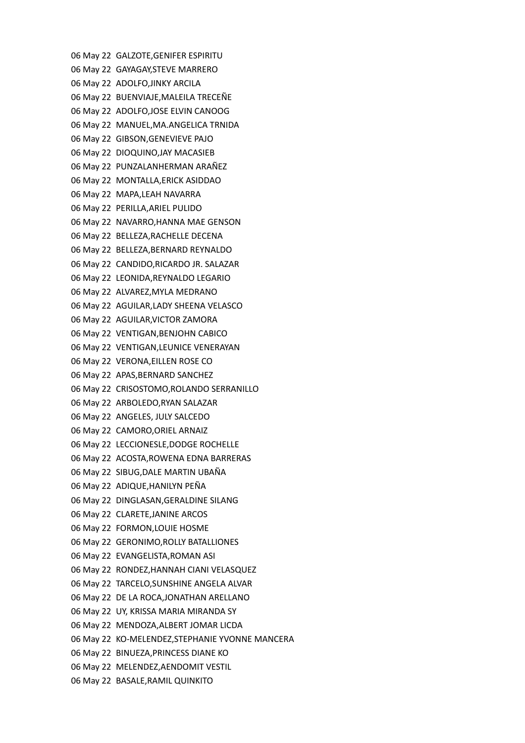06 May 22 GALZOTE,GENIFER ESPIRITU
06 May 22 GAYAGAY,STEVE MARRERO
06 May 22 ADOLFO,JINKY ARCILA
06 May 22 BUENVIAJE,MALEILA TRECEÑE
06 May 22 ADOLFO,JOSE ELVIN CANOOG
06 May 22 MANUEL,MA.ANGELICA TRNIDA
06 May 22 GIBSON,GENEVIEVE PAJO
06 May 22 DIOQUINO,JAY MACASIEB
06 May 22 PUNZALANHERMAN ARAÑEZ
06 May 22 MONTALLA,ERICK ASIDDAO
06 May 22 MAPA,LEAH NAVARRA
06 May 22 PERILLA,ARIEL PULIDO
06 May 22 NAVARRO,HANNA MAE GENSON
06 May 22 BELLEZA,RACHELLE DECENA
06 May 22 BELLEZA,BERNARD REYNALDO
06 May 22 CANDIDO,RICARDO JR. SALAZAR
06 May 22 LEONIDA,REYNALDO LEGARIO
06 May 22 ALVAREZ,MYLA MEDRANO
06 May 22 AGUILAR,LADY SHEENA VELASCO
06 May 22 AGUILAR,VICTOR ZAMORA
06 May 22 VENTIGAN,BENJOHN CABICO
06 May 22 VENTIGAN,LEUNICE VENERAYAN
06 May 22 VERONA,EILLEN ROSE CO
06 May 22 APAS,BERNARD SANCHEZ
06 May 22 CRISOSTOMO,ROLANDO SERRANILLO
06 May 22 ARBOLEDO,RYAN SALAZAR
06 May 22 ANGELES, JULY SALCEDO
06 May 22 CAMORO,ORIEL ARNAIZ
06 May 22 LECCIONESLE,DODGE ROCHELLE
06 May 22 ACOSTA,ROWENA EDNA BARRERAS
06 May 22 SIBUG,DALE MARTIN UBAÑA
06 May 22 ADIQUE,HANILYN PEÑA
06 May 22 DINGLASAN,GERALDINE SILANG
06 May 22 CLARETE,JANINE ARCOS
06 May 22 FORMON,LOUIE HOSME
06 May 22 GERONIMO,ROLLY BATALLIONES
06 May 22 EVANGELISTA,ROMAN ASI
06 May 22 RONDEZ,HANNAH CIANI VELASQUEZ
06 May 22 TARCELO,SUNSHINE ANGELA ALVAR
06 May 22 DE LA ROCA,JONATHAN ARELLANO
06 May 22 UY, KRISSA MARIA MIRANDA SY
06 May 22 MENDOZA,ALBERT JOMAR LICDA
06 May 22 KO-MELENDEZ,STEPHANIE YVONNE MANCERA
06 May 22 BINUEZA,PRINCESS DIANE KO
06 May 22 MELENDEZ,AENDOMIT VESTIL
06 May 22 BASALE,RAMIL QUINKITO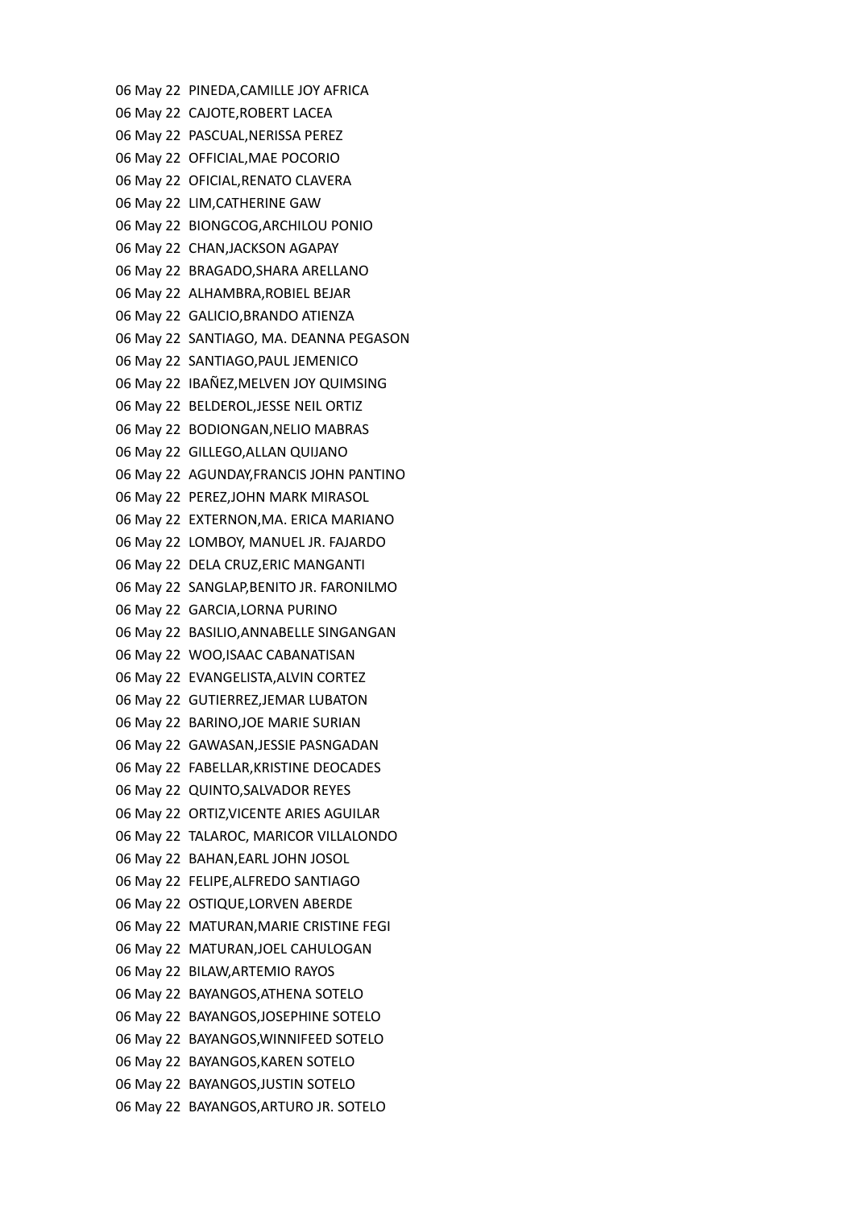06 May 22 PINEDA,CAMILLE JOY AFRICA
06 May 22 CAJOTE,ROBERT LACEA
06 May 22 PASCUAL,NERISSA PEREZ
06 May 22 OFFICIAL,MAE POCORIO
06 May 22 OFICIAL,RENATO CLAVERA
06 May 22 LIM,CATHERINE GAW
06 May 22 BIONGCOG,ARCHILOU PONIO
06 May 22 CHAN,JACKSON AGAPAY
06 May 22 BRAGADO,SHARA ARELLANO
06 May 22 ALHAMBRA,ROBIEL BEJAR
06 May 22 GALICIO,BRANDO ATIENZA
06 May 22 SANTIAGO, MA. DEANNA PEGASON
06 May 22 SANTIAGO,PAUL JEMENICO
06 May 22 IBAÑEZ,MELVEN JOY QUIMSING
06 May 22 BELDEROL,JESSE NEIL ORTIZ
06 May 22 BODIONGAN,NELIO MABRAS
06 May 22 GILLEGO,ALLAN QUIJANO
06 May 22 AGUNDAY,FRANCIS JOHN PANTINO
06 May 22 PEREZ,JOHN MARK MIRASOL
06 May 22 EXTERNON,MA. ERICA MARIANO
06 May 22 LOMBOY, MANUEL JR. FAJARDO
06 May 22 DELA CRUZ,ERIC MANGANTI
06 May 22 SANGLAP,BENITO JR. FARONILMO
06 May 22 GARCIA,LORNA PURINO
06 May 22 BASILIO,ANNABELLE SINGANGAN
06 May 22 WOO,ISAAC CABANATISAN
06 May 22 EVANGELISTA,ALVIN CORTEZ
06 May 22 GUTIERREZ,JEMAR LUBATON
06 May 22 BARINO,JOE MARIE SURIAN
06 May 22 GAWASAN,JESSIE PASNGADAN
06 May 22 FABELLAR,KRISTINE DEOCADES
06 May 22 QUINTO,SALVADOR REYES
06 May 22 ORTIZ,VICENTE ARIES AGUILAR
06 May 22 TALAROC, MARICOR VILLALONDO
06 May 22 BAHAN,EARL JOHN JOSOL
06 May 22 FELIPE,ALFREDO SANTIAGO
06 May 22 OSTIQUE,LORVEN ABERDE
06 May 22 MATURAN,MARIE CRISTINE FEGI
06 May 22 MATURAN,JOEL CAHULOGAN
06 May 22 BILAW,ARTEMIO RAYOS
06 May 22 BAYANGOS,ATHENA SOTELO
06 May 22 BAYANGOS,JOSEPHINE SOTELO
06 May 22 BAYANGOS,WINNIFEED SOTELO
06 May 22 BAYANGOS,KAREN SOTELO
06 May 22 BAYANGOS,JUSTIN SOTELO
06 May 22 BAYANGOS,ARTURO JR. SOTELO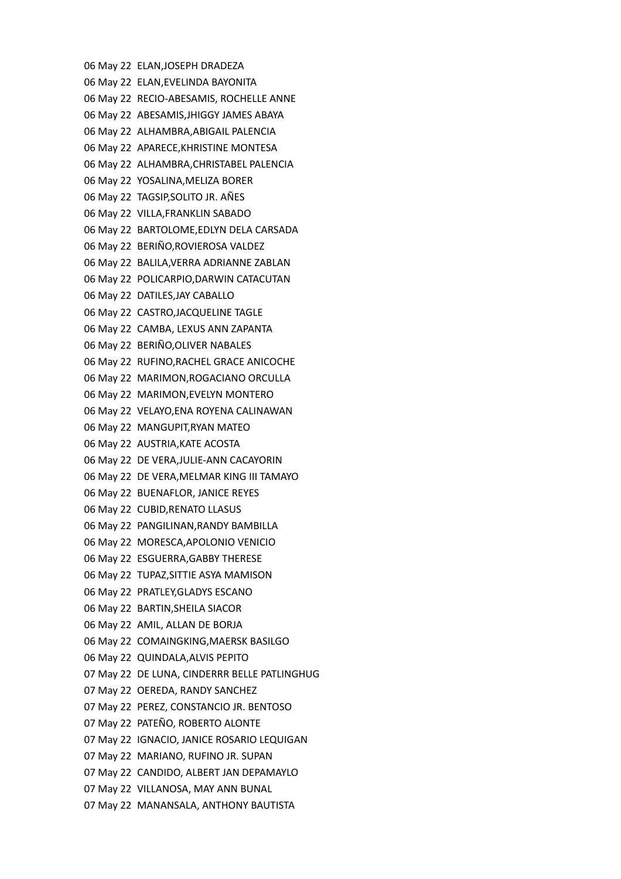06 May 22 ELAN,JOSEPH DRADEZA
06 May 22 ELAN,EVELINDA BAYONITA
06 May 22 RECIO-ABESAMIS, ROCHELLE ANNE
06 May 22 ABESAMIS,JHIGGY JAMES ABAYA
06 May 22 ALHAMBRA,ABIGAIL PALENCIA
06 May 22 APARECE,KHRISTINE MONTESA
06 May 22 ALHAMBRA,CHRISTABEL PALENCIA
06 May 22 YOSALINA,MELIZA BORER
06 May 22 TAGSIP,SOLITO JR. AÑES
06 May 22 VILLA,FRANKLIN SABADO
06 May 22 BARTOLOME,EDLYN DELA CARSADA
06 May 22 BERIÑO,ROVIEROSA VALDEZ
06 May 22 BALILA,VERRA ADRIANNE ZABLAN
06 May 22 POLICARPIO,DARWIN CATACUTAN
06 May 22 DATILES,JAY CABALLO
06 May 22 CASTRO,JACQUELINE TAGLE
06 May 22 CAMBA, LEXUS ANN ZAPANTA
06 May 22 BERIÑO,OLIVER NABALES
06 May 22 RUFINO,RACHEL GRACE ANICOCHE
06 May 22 MARIMON,ROGACIANO ORCULLA
06 May 22 MARIMON,EVELYN MONTERO
06 May 22 VELAYO,ENA ROYENA CALINAWAN
06 May 22 MANGUPIT,RYAN MATEO
06 May 22 AUSTRIA,KATE ACOSTA
06 May 22 DE VERA,JULIE-ANN CACAYORIN
06 May 22 DE VERA,MELMAR KING III TAMAYO
06 May 22 BUENAFLOR, JANICE REYES
06 May 22 CUBID,RENATO LLASUS
06 May 22 PANGILINAN,RANDY BAMBILLA
06 May 22 MORESCA,APOLONIO VENICIO
06 May 22 ESGUERRA,GABBY THERESE
06 May 22 TUPAZ,SITTIE ASYA MAMISON
06 May 22 PRATLEY,GLADYS ESCANO
06 May 22 BARTIN,SHEILA SIACOR
06 May 22 AMIL, ALLAN DE BORJA
06 May 22 COMAINGKING,MAERSK BASILGO
06 May 22 QUINDALA,ALVIS PEPITO
07 May 22 DE LUNA, CINDERRR BELLE PATLINGHUG
07 May 22 OEREDA, RANDY SANCHEZ
07 May 22 PEREZ, CONSTANCIO JR. BENTOSO
07 May 22 PATEÑO, ROBERTO ALONTE
07 May 22 IGNACIO, JANICE ROSARIO LEQUIGAN
07 May 22 MARIANO, RUFINO JR. SUPAN
07 May 22 CANDIDO, ALBERT JAN DEPAMAYLO
07 May 22 VILLANOSA, MAY ANN BUNAL
07 May 22 MANANSALA, ANTHONY BAUTISTA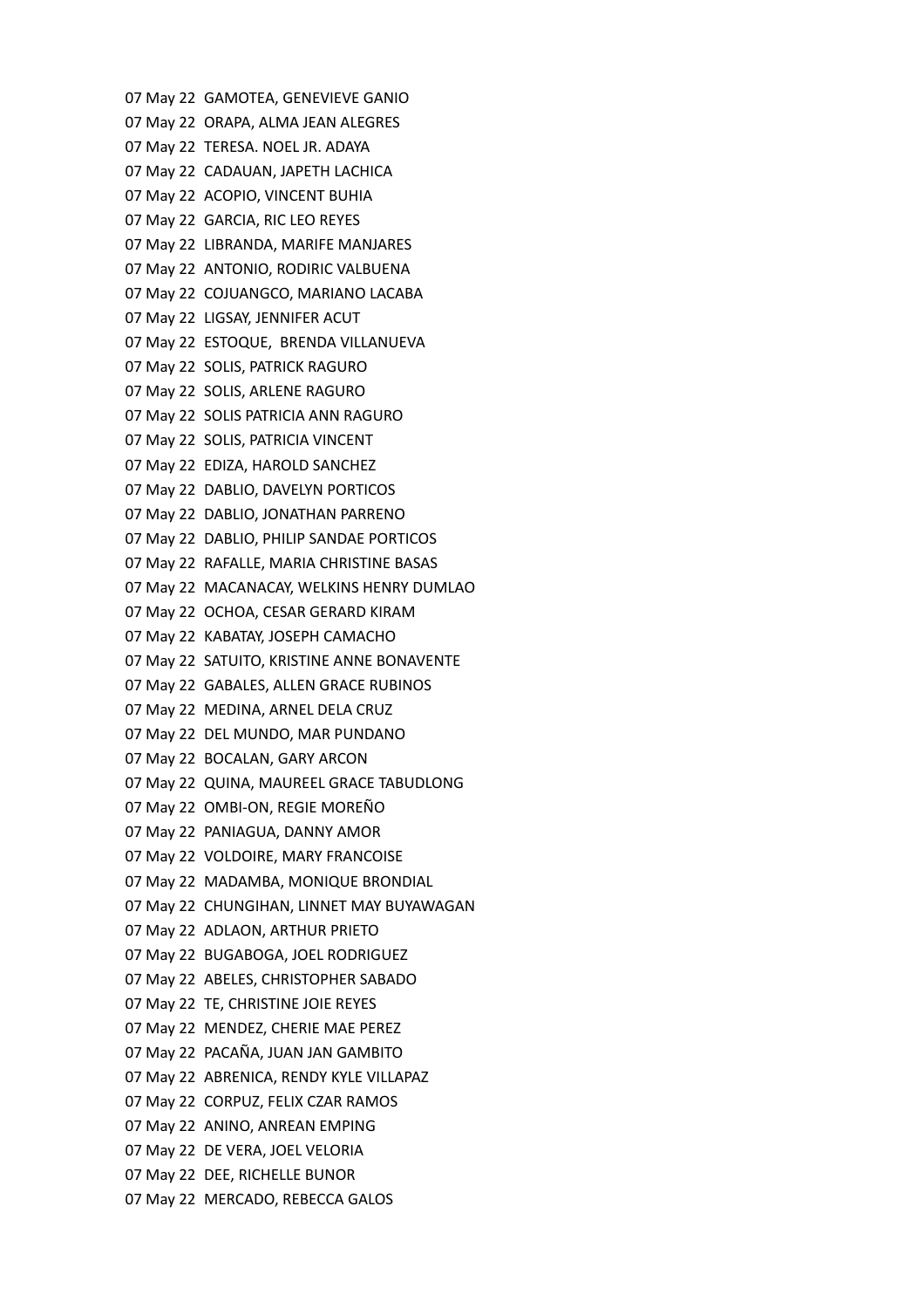07 May 22 GAMOTEA, GENEVIEVE GANIO
07 May 22 ORAPA, ALMA JEAN ALEGRES
07 May 22 TERESA. NOEL JR. ADAYA
07 May 22 CADAUAN, JAPETH LACHICA
07 May 22 ACOPIO, VINCENT BUHIA
07 May 22 GARCIA, RIC LEO REYES
07 May 22 LIBRANDA, MARIFE MANJARES
07 May 22 ANTONIO, RODIRIC VALBUENA
07 May 22 COJUANGCO, MARIANO LACABA
07 May 22 LIGSAY, JENNIFER ACUT
07 May 22 ESTOQUE, BRENDA VILLANUEVA
07 May 22 SOLIS, PATRICK RAGURO
07 May 22 SOLIS, ARLENE RAGURO
07 May 22 SOLIS PATRICIA ANN RAGURO
07 May 22 SOLIS, PATRICIA VINCENT
07 May 22 EDIZA, HAROLD SANCHEZ
07 May 22 DABLIO, DAVELYN PORTICOS
07 May 22 DABLIO, JONATHAN PARRENO
07 May 22 DABLIO, PHILIP SANDAE PORTICOS
07 May 22 RAFALLE, MARIA CHRISTINE BASAS
07 May 22 MACANACAY, WELKINS HENRY DUMLAO
07 May 22 OCHOA, CESAR GERARD KIRAM
07 May 22 KABATAY, JOSEPH CAMACHO
07 May 22 SATUITO, KRISTINE ANNE BONAVENTE
07 May 22 GABALES, ALLEN GRACE RUBINOS
07 May 22 MEDINA, ARNEL DELA CRUZ
07 May 22 DEL MUNDO, MAR PUNDANO
07 May 22 BOCALAN, GARY ARCON
07 May 22 QUINA, MAUREEL GRACE TABUDLONG
07 May 22 OMBI-ON, REGIE MOREÑO
07 May 22 PANIAGUA, DANNY AMOR
07 May 22 VOLDOIRE, MARY FRANCOISE
07 May 22 MADAMBA, MONIQUE BRONDIAL
07 May 22 CHUNGIHAN, LINNET MAY BUYAWAGAN
07 May 22 ADLAON, ARTHUR PRIETO
07 May 22 BUGABOGA, JOEL RODRIGUEZ
07 May 22 ABELES, CHRISTOPHER SABADO
07 May 22 TE, CHRISTINE JOIE REYES
07 May 22 MENDEZ, CHERIE MAE PEREZ
07 May 22 PACAÑA, JUAN JAN GAMBITO
07 May 22 ABRENICA, RENDY KYLE VILLAPAZ
07 May 22 CORPUZ, FELIX CZAR RAMOS
07 May 22 ANINO, ANREAN EMPING
07 May 22 DE VERA, JOEL VELORIA
07 May 22 DEE, RICHELLE BUNOR
07 May 22 MERCADO, REBECCA GALOS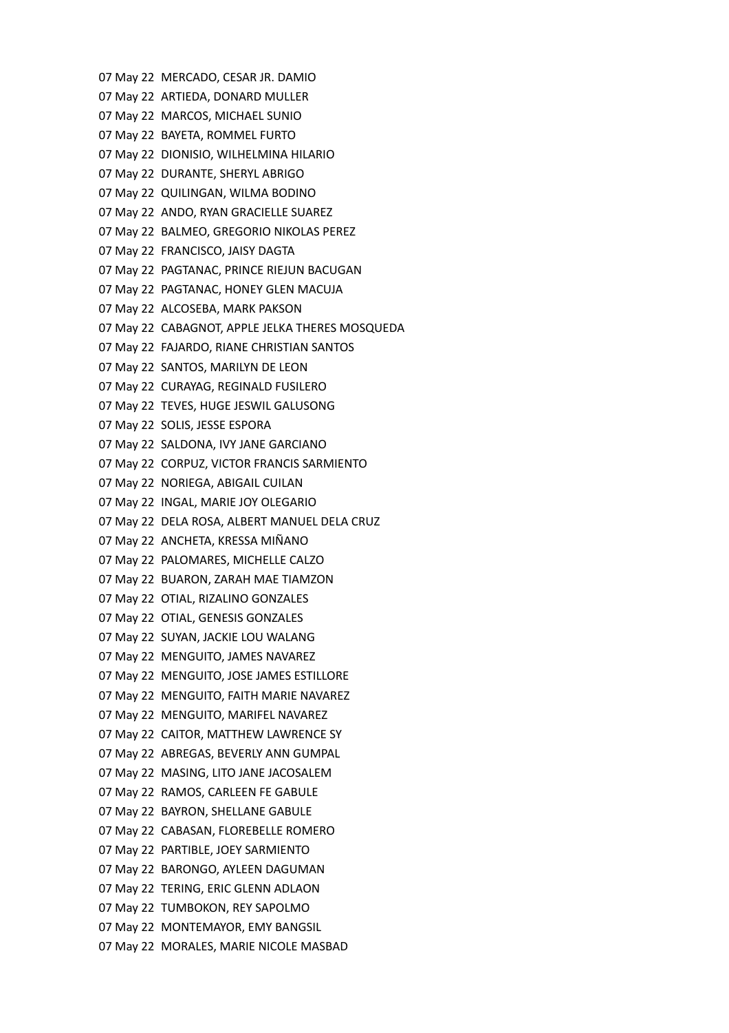07 May 22  MERCADO, CESAR JR. DAMIO
07 May 22  ARTIEDA, DONARD MULLER
07 May 22  MARCOS, MICHAEL SUNIO
07 May 22  BAYETA, ROMMEL FURTO
07 May 22  DIONISIO, WILHELMINA HILARIO
07 May 22  DURANTE, SHERYL ABRIGO
07 May 22  QUILINGAN, WILMA BODINO
07 May 22  ANDO, RYAN GRACIELLE SUAREZ
07 May 22  BALMEO, GREGORIO NIKOLAS PEREZ
07 May 22  FRANCISCO, JAISY DAGTA
07 May 22  PAGTANAC, PRINCE RIEJUN BACUGAN
07 May 22  PAGTANAC, HONEY GLEN MACUJA
07 May 22  ALCOSEBA, MARK PAKSON
07 May 22  CABAGNOT, APPLE JELKA THERES MOSQUEDA
07 May 22  FAJARDO, RIANE CHRISTIAN SANTOS
07 May 22  SANTOS, MARILYN DE LEON
07 May 22  CURAYAG, REGINALD FUSILERO
07 May 22  TEVES, HUGE JESWIL GALUSONG
07 May 22  SOLIS, JESSE ESPORA
07 May 22  SALDONA, IVY JANE GARCIANO
07 May 22  CORPUZ, VICTOR FRANCIS SARMIENTO
07 May 22  NORIEGA, ABIGAIL CUILAN
07 May 22  INGAL, MARIE JOY OLEGARIO
07 May 22  DELA ROSA, ALBERT MANUEL DELA CRUZ
07 May 22  ANCHETA, KRESSA MIÑANO
07 May 22  PALOMARES, MICHELLE CALZO
07 May 22  BUARON, ZARAH MAE TIAMZON
07 May 22  OTIAL, RIZALINO GONZALES
07 May 22  OTIAL, GENESIS GONZALES
07 May 22  SUYAN, JACKIE LOU WALANG
07 May 22  MENGUITO, JAMES NAVAREZ
07 May 22  MENGUITO, JOSE JAMES ESTILLORE
07 May 22  MENGUITO, FAITH MARIE NAVAREZ
07 May 22  MENGUITO, MARIFEL NAVAREZ
07 May 22  CAITOR, MATTHEW LAWRENCE SY
07 May 22  ABREGAS, BEVERLY ANN GUMPAL
07 May 22  MASING, LITO JANE JACOSALEM
07 May 22  RAMOS, CARLEEN FE GABULE
07 May 22  BAYRON, SHELLANE GABULE
07 May 22  CABASAN, FLOREBELLE ROMERO
07 May 22  PARTIBLE, JOEY SARMIENTO
07 May 22  BARONGO, AYLEEN DAGUMAN
07 May 22  TERING, ERIC GLENN ADLAON
07 May 22  TUMBOKON, REY SAPOLMO
07 May 22  MONTEMAYOR, EMY BANGSIL
07 May 22  MORALES, MARIE NICOLE MASBAD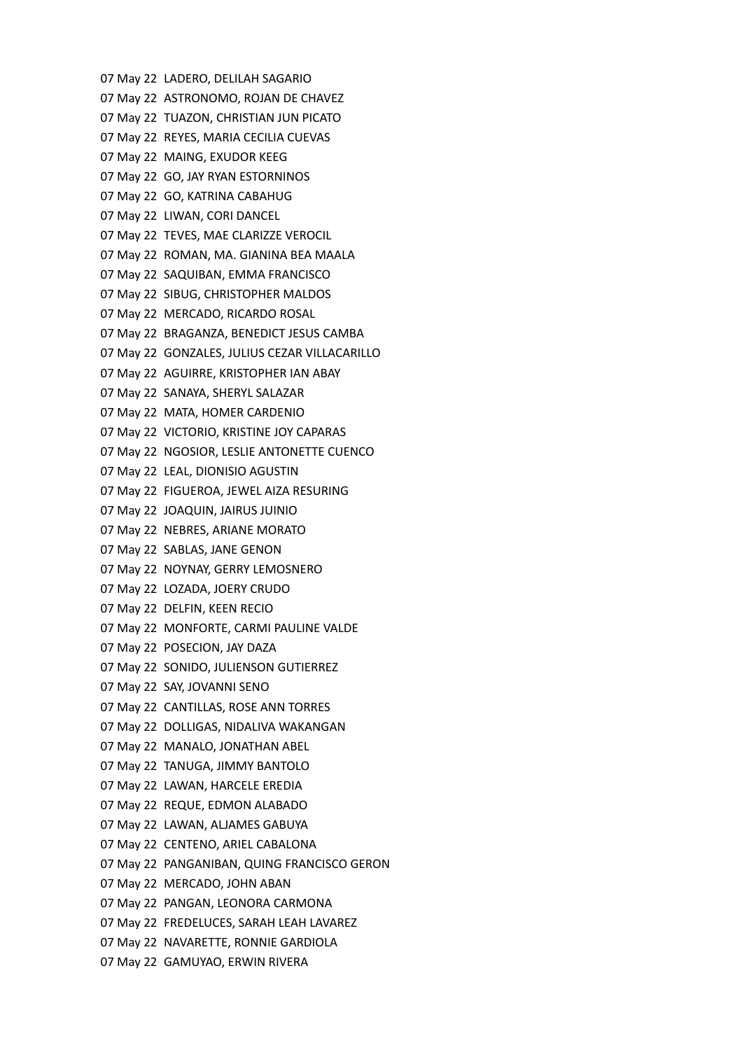07 May 22 LADERO, DELILAH SAGARIO
07 May 22 ASTRONOMO, ROJAN DE CHAVEZ
07 May 22 TUAZON, CHRISTIAN JUN PICATO
07 May 22 REYES, MARIA CECILIA CUEVAS
07 May 22 MAING, EXUDOR KEEG
07 May 22 GO, JAY RYAN ESTORNINOS
07 May 22 GO, KATRINA CABAHUG
07 May 22 LIWAN, CORI DANCEL
07 May 22 TEVES, MAE CLARIZZE VEROCIL
07 May 22 ROMAN, MA. GIANINA BEA MAALA
07 May 22 SAQUIBAN, EMMA FRANCISCO
07 May 22 SIBUG, CHRISTOPHER MALDOS
07 May 22 MERCADO, RICARDO ROSAL
07 May 22 BRAGANZA, BENEDICT JESUS CAMBA
07 May 22 GONZALES, JULIUS CEZAR VILLACARILLO
07 May 22 AGUIRRE, KRISTOPHER IAN ABAY
07 May 22 SANAYA, SHERYL SALAZAR
07 May 22 MATA, HOMER CARDENIO
07 May 22 VICTORIO, KRISTINE JOY CAPARAS
07 May 22 NGOSIOR, LESLIE ANTONETTE CUENCO
07 May 22 LEAL, DIONISIO AGUSTIN
07 May 22 FIGUEROA, JEWEL AIZA RESURING
07 May 22 JOAQUIN, JAIRUS JUINIO
07 May 22 NEBRES, ARIANE MORATO
07 May 22 SABLAS, JANE GENON
07 May 22 NOYNAY, GERRY LEMOSNERO
07 May 22 LOZADA, JOERY CRUDO
07 May 22 DELFIN, KEEN RECIO
07 May 22 MONFORTE, CARMI PAULINE VALDE
07 May 22 POSECION, JAY DAZA
07 May 22 SONIDO, JULIENSON GUTIERREZ
07 May 22 SAY, JOVANNI SENO
07 May 22 CANTILLAS, ROSE ANN TORRES
07 May 22 DOLLIGAS, NIDALIVA WAKANGAN
07 May 22 MANALO, JONATHAN ABEL
07 May 22 TANUGA, JIMMY BANTOLO
07 May 22 LAWAN, HARCELE EREDIA
07 May 22 REQUE, EDMON ALABADO
07 May 22 LAWAN, ALJAMES GABUYA
07 May 22 CENTENO, ARIEL CABALONA
07 May 22 PANGANIBAN, QUING FRANCISCO GERON
07 May 22 MERCADO, JOHN ABAN
07 May 22 PANGAN, LEONORA CARMONA
07 May 22 FREDELUCES, SARAH LEAH LAVAREZ
07 May 22 NAVARETTE, RONNIE GARDIOLA
07 May 22 GAMUYAO, ERWIN RIVERA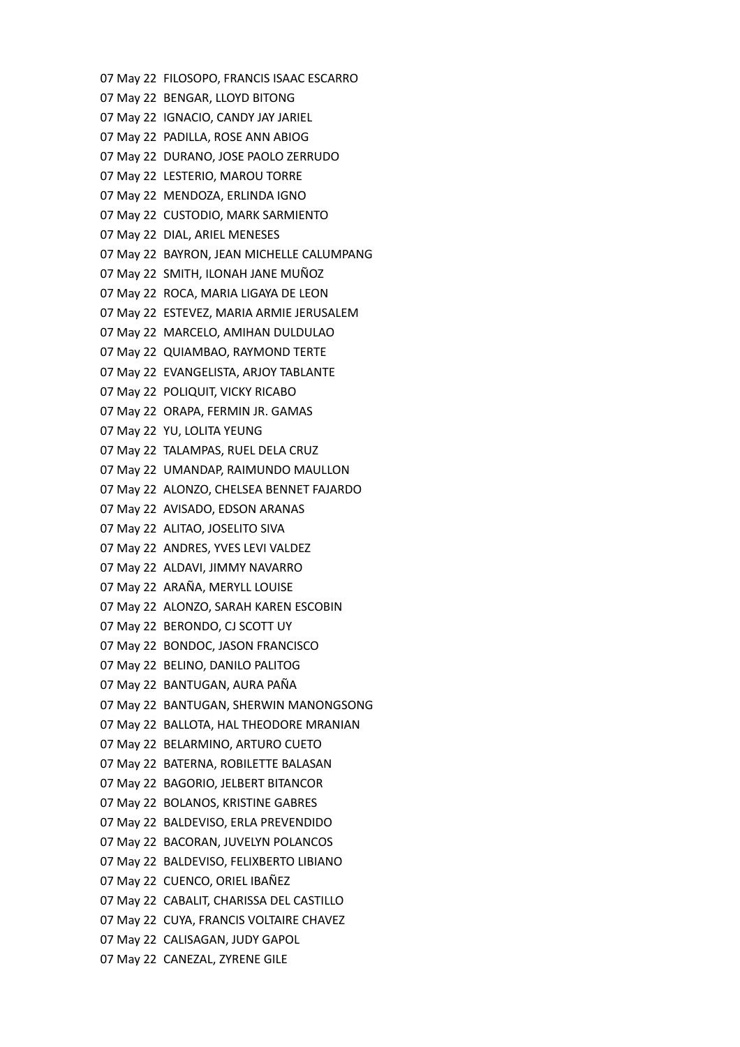07 May 22  FILOSOPO, FRANCIS ISAAC ESCARRO
07 May 22  BENGAR, LLOYD BITONG
07 May 22  IGNACIO, CANDY JAY JARIEL
07 May 22  PADILLA, ROSE ANN ABIOG
07 May 22  DURANO, JOSE PAOLO ZERRUDO
07 May 22  LESTERIO, MAROU TORRE
07 May 22  MENDOZA, ERLINDA IGNO
07 May 22  CUSTODIO, MARK SARMIENTO
07 May 22  DIAL, ARIEL MENESES
07 May 22  BAYRON, JEAN MICHELLE CALUMPANG
07 May 22  SMITH, ILONAH JANE MUÑOZ
07 May 22  ROCA, MARIA LIGAYA DE LEON
07 May 22  ESTEVEZ, MARIA ARMIE JERUSALEM
07 May 22  MARCELO, AMIHAN DULDULAO
07 May 22  QUIAMBAO, RAYMOND TERTE
07 May 22  EVANGELISTA, ARJOY TABLANTE
07 May 22  POLIQUIT, VICKY RICABO
07 May 22  ORAPA, FERMIN JR. GAMAS
07 May 22  YU, LOLITA YEUNG
07 May 22  TALAMPAS, RUEL DELA CRUZ
07 May 22  UMANDAP, RAIMUNDO MAULLON
07 May 22  ALONZO, CHELSEA BENNET FAJARDO
07 May 22  AVISADO, EDSON ARANAS
07 May 22  ALITAO, JOSELITO SIVA
07 May 22  ANDRES, YVES LEVI VALDEZ
07 May 22  ALDAVI, JIMMY NAVARRO
07 May 22  ARAÑA, MERYLL LOUISE
07 May 22  ALONZO, SARAH KAREN ESCOBIN
07 May 22  BERONDO, CJ SCOTT UY
07 May 22  BONDOC, JASON FRANCISCO
07 May 22  BELINO, DANILO PALITOG
07 May 22  BANTUGAN, AURA PAÑA
07 May 22  BANTUGAN, SHERWIN MANONGSONG
07 May 22  BALLOTA, HAL THEODORE MRANIAN
07 May 22  BELARMINO, ARTURO CUETO
07 May 22  BATERNA, ROBILETTE BALASAN
07 May 22  BAGORIO, JELBERT BITANCOR
07 May 22  BOLANOS, KRISTINE GABRES
07 May 22  BALDEVISO, ERLA PREVENDIDO
07 May 22  BACORAN, JUVELYN POLANCOS
07 May 22  BALDEVISO, FELIXBERTO LIBIANO
07 May 22  CUENCO, ORIEL IBAÑEZ
07 May 22  CABALIT, CHARISSA DEL CASTILLO
07 May 22  CUYA, FRANCIS VOLTAIRE CHAVEZ
07 May 22  CALISAGAN, JUDY GAPOL
07 May 22  CANEZAL, ZYRENE GILE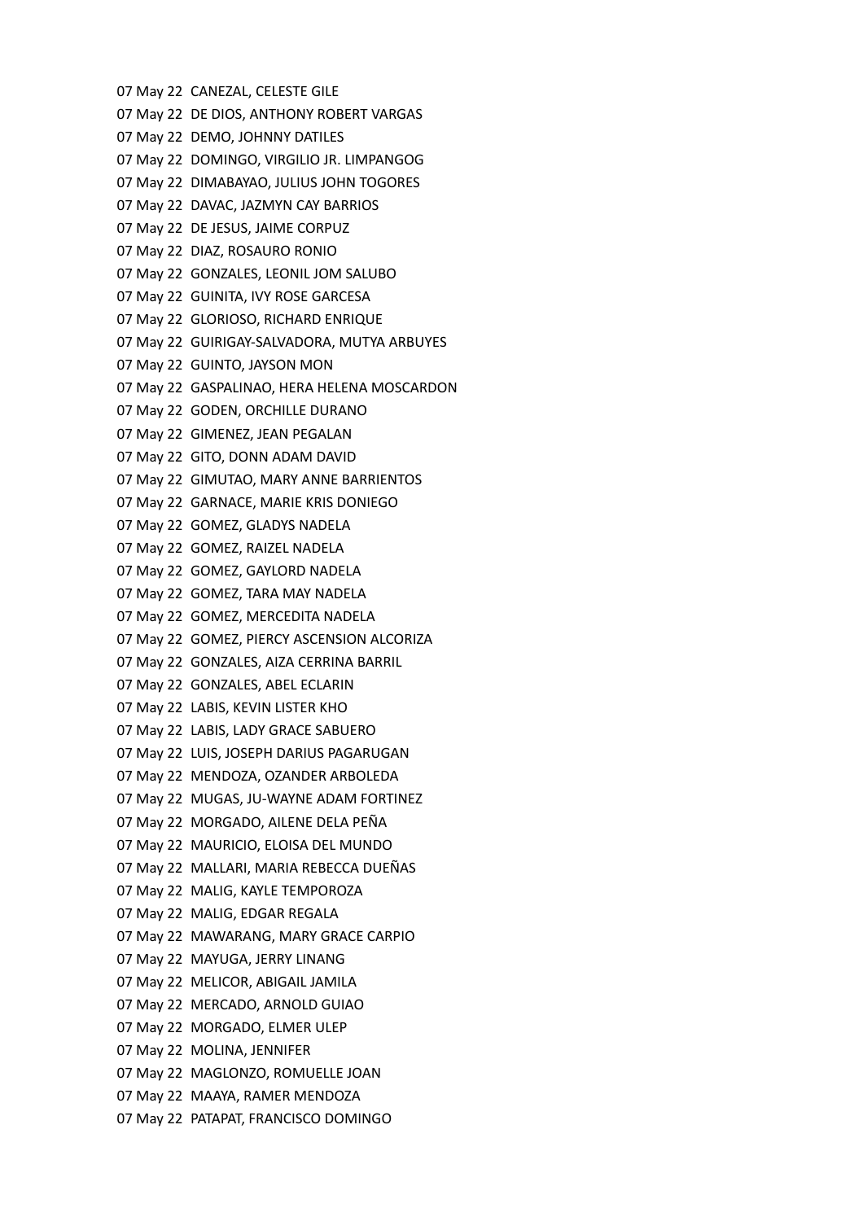07 May 22  CANEZAL, CELESTE GILE
07 May 22  DE DIOS, ANTHONY ROBERT VARGAS
07 May 22  DEMO, JOHNNY DATILES
07 May 22  DOMINGO, VIRGILIO JR. LIMPANGOG
07 May 22  DIMABAYAO, JULIUS JOHN TOGORES
07 May 22  DAVAC, JAZMYN CAY BARRIOS
07 May 22  DE JESUS, JAIME CORPUZ
07 May 22  DIAZ, ROSAURO RONIO
07 May 22  GONZALES, LEONIL JOM SALUBO
07 May 22  GUINITA, IVY ROSE GARCESA
07 May 22  GLORIOSO, RICHARD ENRIQUE
07 May 22  GUIRIGAY-SALVADORA, MUTYA ARBUYES
07 May 22  GUINTO, JAYSON MON
07 May 22  GASPALINAO, HERA HELENA MOSCARDON
07 May 22  GODEN, ORCHILLE DURANO
07 May 22  GIMENEZ, JEAN PEGALAN
07 May 22  GITO, DONN ADAM DAVID
07 May 22  GIMUTAO, MARY ANNE BARRIENTOS
07 May 22  GARNACE, MARIE KRIS DONIEGO
07 May 22  GOMEZ, GLADYS NADELA
07 May 22  GOMEZ, RAIZEL NADELA
07 May 22  GOMEZ, GAYLORD NADELA
07 May 22  GOMEZ, TARA MAY NADELA
07 May 22  GOMEZ, MERCEDITA NADELA
07 May 22  GOMEZ, PIERCY ASCENSION ALCORIZA
07 May 22  GONZALES, AIZA CERRINA BARRIL
07 May 22  GONZALES, ABEL ECLARIN
07 May 22  LABIS, KEVIN LISTER KHO
07 May 22  LABIS, LADY GRACE SABUERO
07 May 22  LUIS, JOSEPH DARIUS PAGARUGAN
07 May 22  MENDOZA, OZANDER ARBOLEDA
07 May 22  MUGAS, JU-WAYNE ADAM FORTINEZ
07 May 22  MORGADO, AILENE DELA PEÑA
07 May 22  MAURICIO, ELOISA DEL MUNDO
07 May 22  MALLARI, MARIA REBECCA DUEÑAS
07 May 22  MALIG, KAYLE TEMPOROZA
07 May 22  MALIG, EDGAR REGALA
07 May 22  MAWARANG, MARY GRACE CARPIO
07 May 22  MAYUGA, JERRY LINANG
07 May 22  MELICOR, ABIGAIL JAMILA
07 May 22  MERCADO, ARNOLD GUIAO
07 May 22  MORGADO, ELMER ULEP
07 May 22  MOLINA, JENNIFER
07 May 22  MAGLONZO, ROMUELLE JOAN
07 May 22  MAAYA, RAMER MENDOZA
07 May 22  PATAPAT, FRANCISCO DOMINGO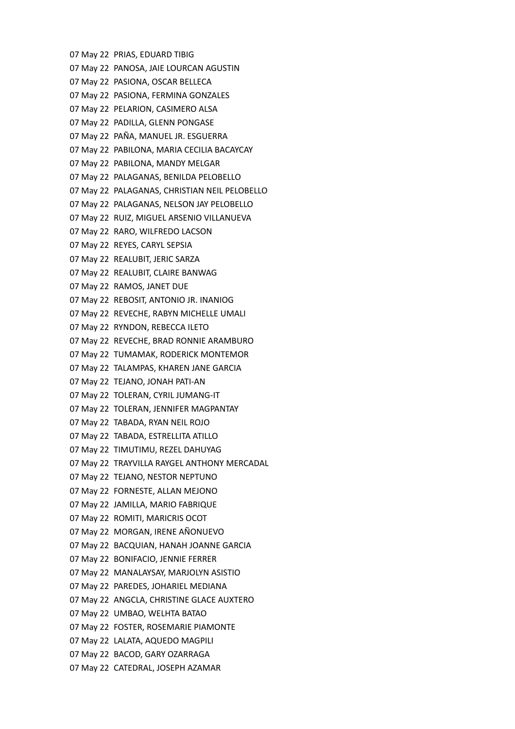07 May 22 PRIAS, EDUARD TIBIG
07 May 22 PANOSA, JAIE LOURCAN AGUSTIN
07 May 22 PASIONA, OSCAR BELLECA
07 May 22 PASIONA, FERMINA GONZALES
07 May 22 PELARION, CASIMERO ALSA
07 May 22 PADILLA, GLENN PONGASE
07 May 22 PAÑA, MANUEL JR. ESGUERRA
07 May 22 PABILONA, MARIA CECILIA BACAYCAY
07 May 22 PABILONA, MANDY MELGAR
07 May 22 PALAGANAS, BENILDA PELOBELLO
07 May 22 PALAGANAS, CHRISTIAN NEIL PELOBELLO
07 May 22 PALAGANAS, NELSON JAY PELOBELLO
07 May 22 RUIZ, MIGUEL ARSENIO VILLANUEVA
07 May 22 RARO, WILFREDO LACSON
07 May 22 REYES, CARYL SEPSIA
07 May 22 REALUBIT, JERIC SARZA
07 May 22 REALUBIT, CLAIRE BANWAG
07 May 22 RAMOS, JANET DUE
07 May 22 REBOSIT, ANTONIO JR. INANIOG
07 May 22 REVECHE, RABYN MICHELLE UMALI
07 May 22 RYNDON, REBECCA ILETO
07 May 22 REVECHE, BRAD RONNIE ARAMBURO
07 May 22 TUMAMAK, RODERICK MONTEMOR
07 May 22 TALAMPAS, KHAREN JANE GARCIA
07 May 22 TEJANO, JONAH PATI-AN
07 May 22 TOLERAN, CYRIL JUMANG-IT
07 May 22 TOLERAN, JENNIFER MAGPANTAY
07 May 22 TABADA, RYAN NEIL ROJO
07 May 22 TABADA, ESTRELLITA ATILLO
07 May 22 TIMUTIMU, REZEL DAHUYAG
07 May 22 TRAYVILLA RAYGEL ANTHONY MERCADAL
07 May 22 TEJANO, NESTOR NEPTUNO
07 May 22 FORNESTE, ALLAN MEJONO
07 May 22 JAMILLA, MARIO FABRIQUE
07 May 22 ROMITI, MARICRIS OCOT
07 May 22 MORGAN, IRENE AÑONUEVO
07 May 22 BACQUIAN, HANAH JOANNE GARCIA
07 May 22 BONIFACIO, JENNIE FERRER
07 May 22 MANALAYSAY, MARJOLYN ASISTIO
07 May 22 PAREDES, JOHARIEL MEDIANA
07 May 22 ANGCLA, CHRISTINE GLACE AUXTERO
07 May 22 UMBAO, WELHTA BATAO
07 May 22 FOSTER, ROSEMARIE PIAMONTE
07 May 22 LALATA, AQUEDO MAGPILI
07 May 22 BACOD, GARY OZARRAGA
07 May 22 CATEDRAL, JOSEPH AZAMAR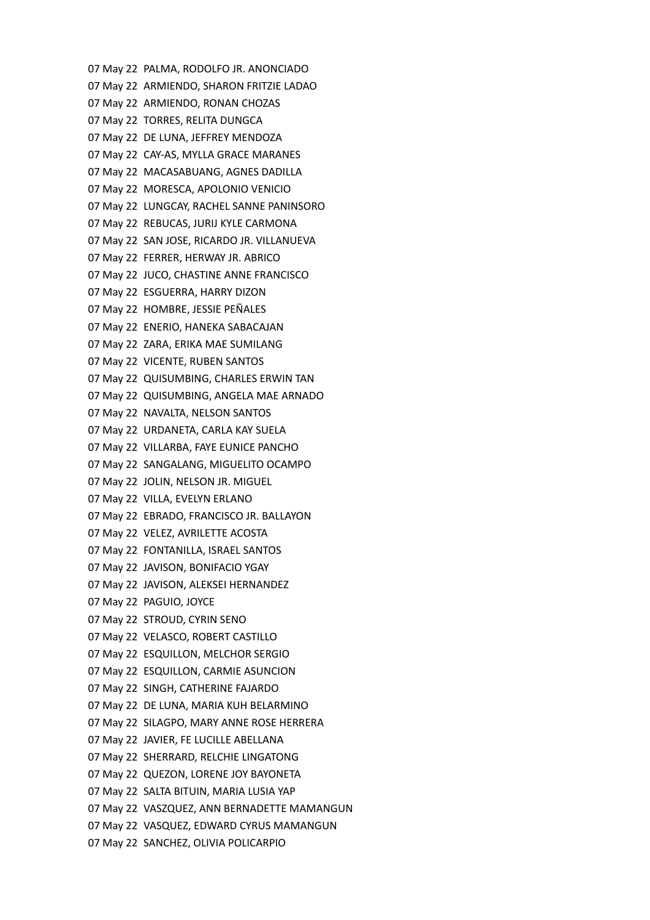07 May 22 PALMA, RODOLFO JR. ANONCIADO
07 May 22 ARMIENDO, SHARON FRITZIE LADAO
07 May 22 ARMIENDO, RONAN CHOZAS
07 May 22 TORRES, RELITA DUNGCA
07 May 22 DE LUNA, JEFFREY MENDOZA
07 May 22 CAY-AS, MYLLA GRACE MARANES
07 May 22 MACASABUANG, AGNES DADILLA
07 May 22 MORESCA, APOLONIO VENICIO
07 May 22 LUNGCAY, RACHEL SANNE PANINSORO
07 May 22 REBUCAS, JURIJ KYLE CARMONA
07 May 22 SAN JOSE, RICARDO JR. VILLANUEVA
07 May 22 FERRER, HERWAY JR. ABRICO
07 May 22 JUCO, CHASTINE ANNE FRANCISCO
07 May 22 ESGUERRA, HARRY DIZON
07 May 22 HOMBRE, JESSIE PEÑALES
07 May 22 ENERIO, HANEKA SABACAJAN
07 May 22 ZARA, ERIKA MAE SUMILANG
07 May 22 VICENTE, RUBEN SANTOS
07 May 22 QUISUMBING, CHARLES ERWIN TAN
07 May 22 QUISUMBING, ANGELA MAE ARNADO
07 May 22 NAVALTA, NELSON SANTOS
07 May 22 URDANETA, CARLA KAY SUELA
07 May 22 VILLARBA, FAYE EUNICE PANCHO
07 May 22 SANGALANG, MIGUELITO OCAMPO
07 May 22 JOLIN, NELSON JR. MIGUEL
07 May 22 VILLA, EVELYN ERLANO
07 May 22 EBRADO, FRANCISCO JR. BALLAYON
07 May 22 VELEZ, AVRILETTE ACOSTA
07 May 22 FONTANILLA, ISRAEL SANTOS
07 May 22 JAVISON, BONIFACIO YGAY
07 May 22 JAVISON, ALEKSEI HERNANDEZ
07 May 22 PAGUIO, JOYCE
07 May 22 STROUD, CYRIN SENO
07 May 22 VELASCO, ROBERT CASTILLO
07 May 22 ESQUILLON, MELCHOR SERGIO
07 May 22 ESQUILLON, CARMIE ASUNCION
07 May 22 SINGH, CATHERINE FAJARDO
07 May 22 DE LUNA, MARIA KUH BELARMINO
07 May 22 SILAGPO, MARY ANNE ROSE HERRERA
07 May 22 JAVIER, FE LUCILLE ABELLANA
07 May 22 SHERRARD, RELCHIE LINGATONG
07 May 22 QUEZON, LORENE JOY BAYONETA
07 May 22 SALTA BITUIN, MARIA LUSIA YAP
07 May 22 VASZQUEZ, ANN BERNADETTE MAMANGUN
07 May 22 VASQUEZ, EDWARD CYRUS MAMANGUN
07 May 22 SANCHEZ, OLIVIA POLICARPIO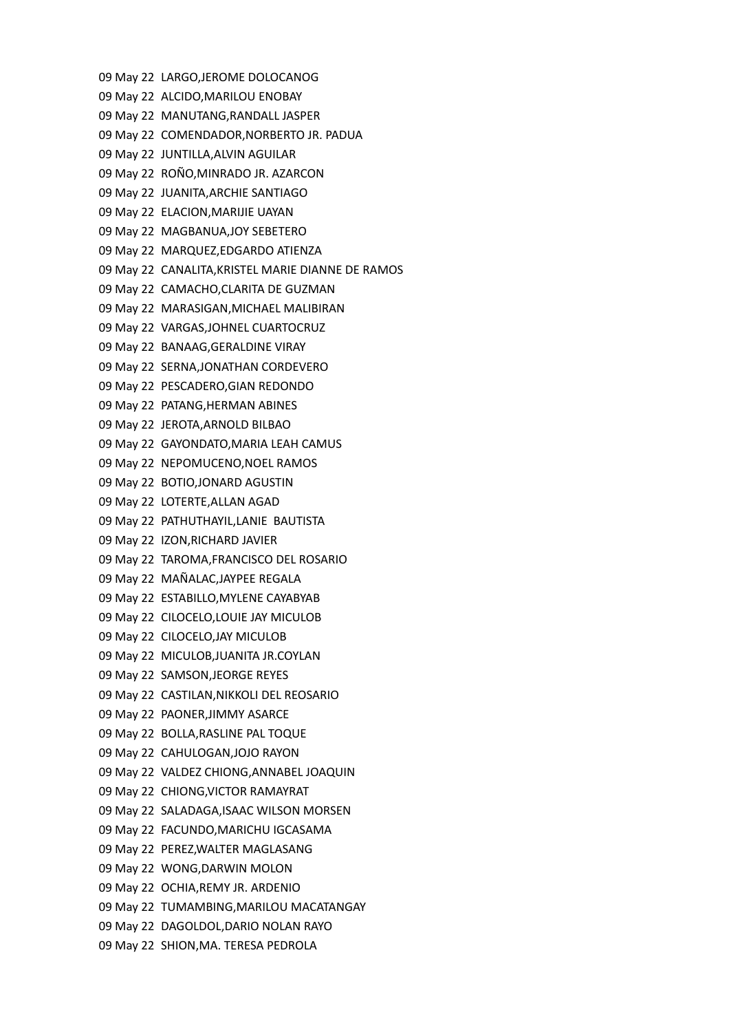09 May 22  LARGO,JEROME DOLOCANOG
09 May 22  ALCIDO,MARILOU ENOBAY
09 May 22  MANUTANG,RANDALL JASPER
09 May 22  COMENDADOR,NORBERTO JR. PADUA
09 May 22  JUNTILLA,ALVIN AGUILAR
09 May 22  ROÑO,MINRADO JR. AZARCON
09 May 22  JUANITA,ARCHIE SANTIAGO
09 May 22  ELACION,MARIJIE UAYAN
09 May 22  MAGBANUA,JOY SEBETERO
09 May 22  MARQUEZ,EDGARDO ATIENZA
09 May 22  CANALITA,KRISTEL MARIE DIANNE DE RAMOS
09 May 22  CAMACHO,CLARITA DE GUZMAN
09 May 22  MARASIGAN,MICHAEL MALIBIRAN
09 May 22  VARGAS,JOHNEL CUARTOCRUZ
09 May 22  BANAAG,GERALDINE VIRAY
09 May 22  SERNA,JONATHAN CORDEVERO
09 May 22  PESCADERO,GIAN REDONDO
09 May 22  PATANG,HERMAN ABINES
09 May 22  JEROTA,ARNOLD BILBAO
09 May 22  GAYONDATO,MARIA LEAH CAMUS
09 May 22  NEPOMUCENO,NOEL RAMOS
09 May 22  BOTIO,JONARD AGUSTIN
09 May 22  LOTERTE,ALLAN AGAD
09 May 22  PATHUTHAYIL,LANIE  BAUTISTA
09 May 22  IZON,RICHARD JAVIER
09 May 22  TAROMA,FRANCISCO DEL ROSARIO
09 May 22  MAÑALAC,JAYPEE REGALA
09 May 22  ESTABILLO,MYLENE CAYABYAB
09 May 22  CILOCELO,LOUIE JAY MICULOB
09 May 22  CILOCELO,JAY MICULOB
09 May 22  MICULOB,JUANITA JR.COYLAN
09 May 22  SAMSON,JEORGE REYES
09 May 22  CASTILAN,NIKKOLI DEL REOSARIO
09 May 22  PAONER,JIMMY ASARCE
09 May 22  BOLLA,RASLINE PAL TOQUE
09 May 22  CAHULOGAN,JOJO RAYON
09 May 22  VALDEZ CHIONG,ANNABEL JOAQUIN
09 May 22  CHIONG,VICTOR RAMAYRAT
09 May 22  SALADAGA,ISAAC WILSON MORSEN
09 May 22  FACUNDO,MARICHU IGCASAMA
09 May 22  PEREZ,WALTER MAGLASANG
09 May 22  WONG,DARWIN MOLON
09 May 22  OCHIA,REMY JR. ARDENIO
09 May 22  TUMAMBING,MARILOU MACATANGAY
09 May 22  DAGOLDOL,DARIO NOLAN RAYO
09 May 22  SHION,MA. TERESA PEDROLA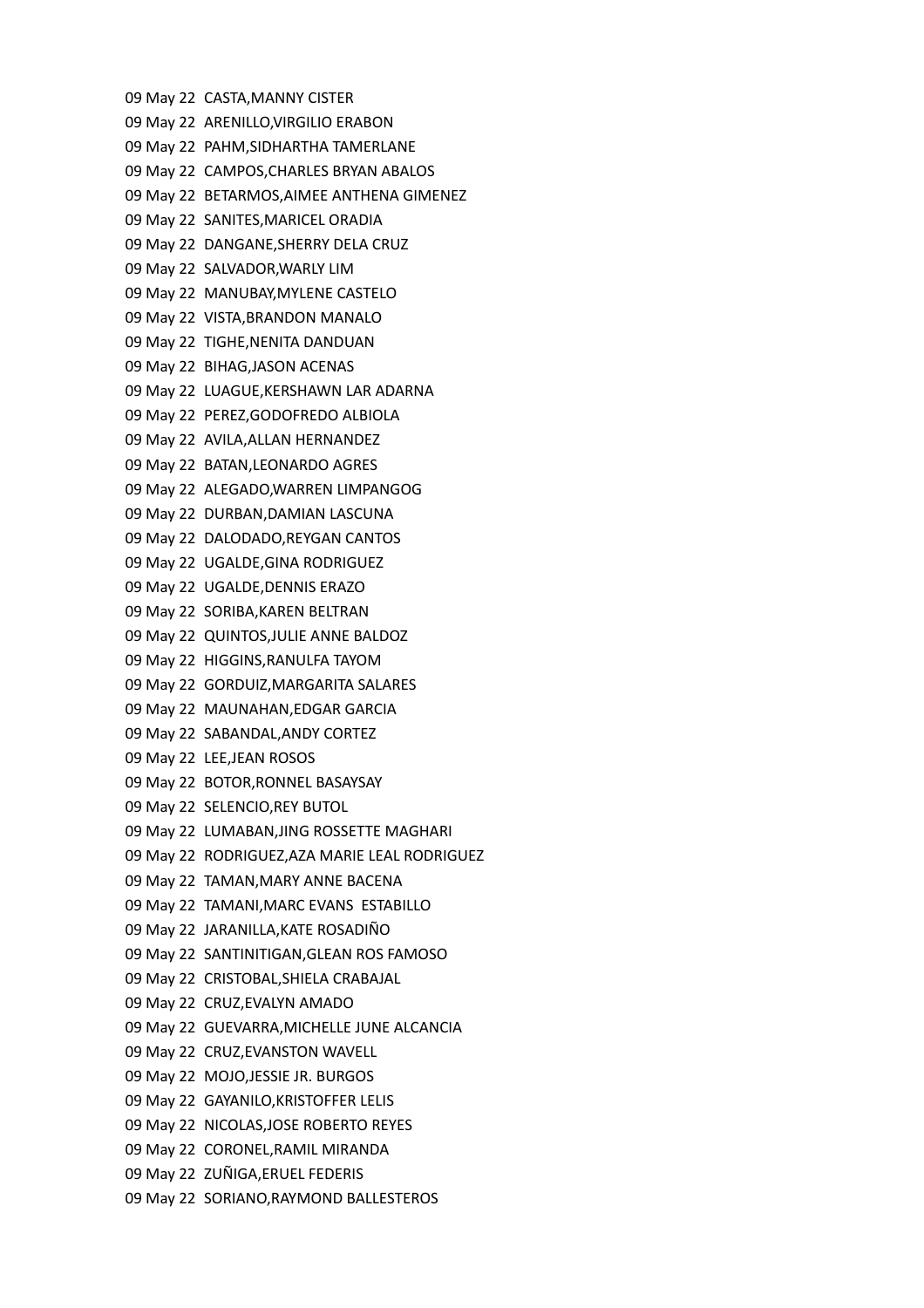09 May 22 CASTA,MANNY CISTER
09 May 22 ARENILLO,VIRGILIO ERABON
09 May 22 PAHM,SIDHARTHA TAMERLANE
09 May 22 CAMPOS,CHARLES BRYAN ABALOS
09 May 22 BETARMOS,AIMEE ANTHENA GIMENEZ
09 May 22 SANITES,MARICEL ORADIA
09 May 22 DANGANE,SHERRY DELA CRUZ
09 May 22 SALVADOR,WARLY LIM
09 May 22 MANUBAY,MYLENE CASTELO
09 May 22 VISTA,BRANDON MANALO
09 May 22 TIGHE,NENITA DANDUAN
09 May 22 BIHAG,JASON ACENAS
09 May 22 LUAGUE,KERSHAWN LAR ADARNA
09 May 22 PEREZ,GODOFREDO ALBIOLA
09 May 22 AVILA,ALLAN HERNANDEZ
09 May 22 BATAN,LEONARDO AGRES
09 May 22 ALEGADO,WARREN LIMPANGOG
09 May 22 DURBAN,DAMIAN LASCUNA
09 May 22 DALODADO,REYGAN CANTOS
09 May 22 UGALDE,GINA RODRIGUEZ
09 May 22 UGALDE,DENNIS ERAZO
09 May 22 SORIBA,KAREN BELTRAN
09 May 22 QUINTOS,JULIE ANNE BALDOZ
09 May 22 HIGGINS,RANULFA TAYOM
09 May 22 GORDUIZ,MARGARITA SALARES
09 May 22 MAUNAHAN,EDGAR GARCIA
09 May 22 SABANDAL,ANDY CORTEZ
09 May 22 LEE,JEAN ROSOS
09 May 22 BOTOR,RONNEL BASAYSAY
09 May 22 SELENCIO,REY BUTOL
09 May 22 LUMABAN,JING ROSSETTE MAGHARI
09 May 22 RODRIGUEZ,AZA MARIE LEAL RODRIGUEZ
09 May 22 TAMAN,MARY ANNE BACENA
09 May 22 TAMANI,MARC EVANS ESTABILLO
09 May 22 JARANILLA,KATE ROSADIÑO
09 May 22 SANTINITIGAN,GLEAN ROS FAMOSO
09 May 22 CRISTOBAL,SHIELA CRABAJAL
09 May 22 CRUZ,EVALYN AMADO
09 May 22 GUEVARRA,MICHELLE JUNE ALCANCIA
09 May 22 CRUZ,EVANSTON WAVELL
09 May 22 MOJO,JESSIE JR. BURGOS
09 May 22 GAYANILO,KRISTOFFER LELIS
09 May 22 NICOLAS,JOSE ROBERTO REYES
09 May 22 CORONEL,RAMIL MIRANDA
09 May 22 ZUÑIGA,ERUEL FEDERIS
09 May 22 SORIANO,RAYMOND BALLESTEROS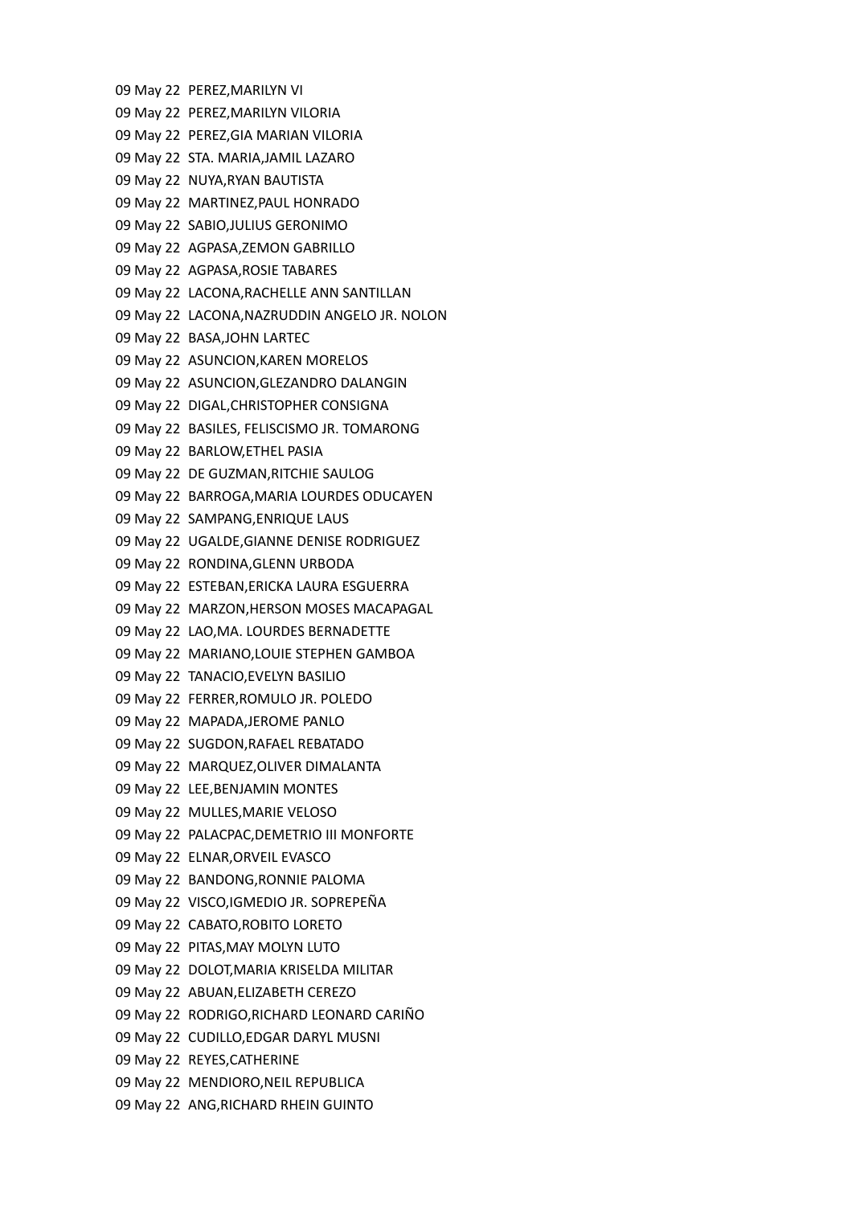09 May 22 PEREZ,MARILYN VI
09 May 22 PEREZ,MARILYN VILORIA
09 May 22 PEREZ,GIA MARIAN VILORIA
09 May 22 STA. MARIA,JAMIL LAZARO
09 May 22 NUYA,RYAN BAUTISTA
09 May 22 MARTINEZ,PAUL HONRADO
09 May 22 SABIO,JULIUS GERONIMO
09 May 22 AGPASA,ZEMON GABRILLO
09 May 22 AGPASA,ROSIE TABARES
09 May 22 LACONA,RACHELLE ANN SANTILLAN
09 May 22 LACONA,NAZRUDDIN ANGELO JR. NOLON
09 May 22 BASA,JOHN LARTEC
09 May 22 ASUNCION,KAREN MORELOS
09 May 22 ASUNCION,GLEZANDRO DALANGIN
09 May 22 DIGAL,CHRISTOPHER CONSIGNA
09 May 22 BASILES, FELISCISMO JR. TOMARONG
09 May 22 BARLOW,ETHEL PASIA
09 May 22 DE GUZMAN,RITCHIE SAULOG
09 May 22 BARROGA,MARIA LOURDES ODUCAYEN
09 May 22 SAMPANG,ENRIQUE LAUS
09 May 22 UGALDE,GIANNE DENISE RODRIGUEZ
09 May 22 RONDINA,GLENN URBODA
09 May 22 ESTEBAN,ERICKA LAURA ESGUERRA
09 May 22 MARZON,HERSON MOSES MACAPAGAL
09 May 22 LAO,MA. LOURDES BERNADETTE
09 May 22 MARIANO,LOUIE STEPHEN GAMBOA
09 May 22 TANACIO,EVELYN BASILIO
09 May 22 FERRER,ROMULO JR. POLEDO
09 May 22 MAPADA,JEROME PANLO
09 May 22 SUGDON,RAFAEL REBATADO
09 May 22 MARQUEZ,OLIVER DIMALANTA
09 May 22 LEE,BENJAMIN MONTES
09 May 22 MULLES,MARIE VELOSO
09 May 22 PALACPAC,DEMETRIO III MONFORTE
09 May 22 ELNAR,ORVEIL EVASCO
09 May 22 BANDONG,RONNIE PALOMA
09 May 22 VISCO,IGMEDIO JR. SOPREPEÑA
09 May 22 CABATO,ROBITO LORETO
09 May 22 PITAS,MAY MOLYN LUTO
09 May 22 DOLOT,MARIA KRISELDA MILITAR
09 May 22 ABUAN,ELIZABETH CEREZO
09 May 22 RODRIGO,RICHARD LEONARD CARIÑO
09 May 22 CUDILLO,EDGAR DARYL MUSNI
09 May 22 REYES,CATHERINE
09 May 22 MENDIORO,NEIL REPUBLICA
09 May 22 ANG,RICHARD RHEIN GUINTO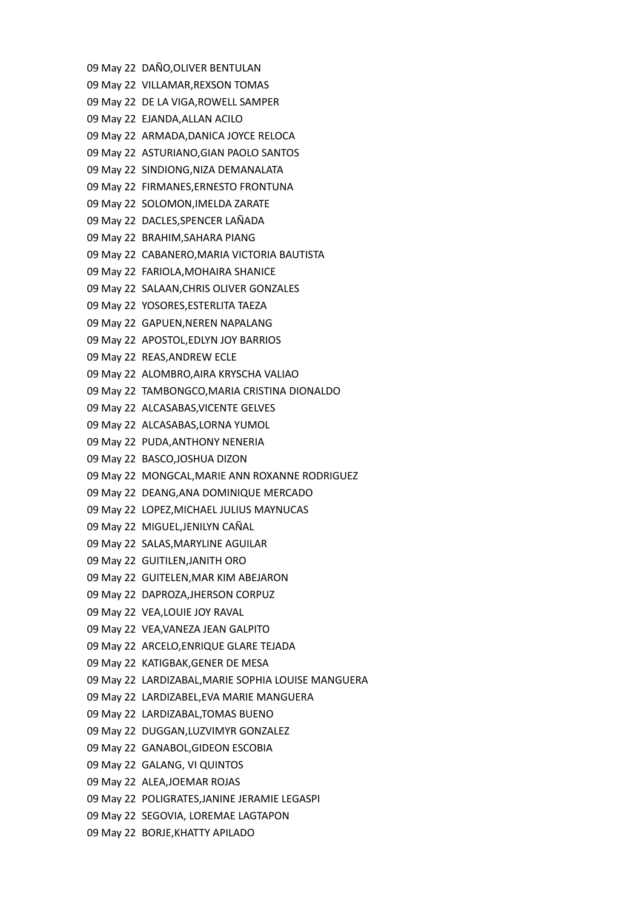09 May 22  DAÑO,OLIVER BENTULAN
09 May 22  VILLAMAR,REXSON TOMAS
09 May 22  DE LA VIGA,ROWELL SAMPER
09 May 22  EJANDA,ALLAN ACILO
09 May 22  ARMADA,DANICA JOYCE RELOCA
09 May 22  ASTURIANO,GIAN PAOLO SANTOS
09 May 22  SINDIONG,NIZA DEMANALATA
09 May 22  FIRMANES,ERNESTO FRONTUNA
09 May 22  SOLOMON,IMELDA ZARATE
09 May 22  DACLES,SPENCER LAÑADA
09 May 22  BRAHIM,SAHARA PIANG
09 May 22  CABANERO,MARIA VICTORIA BAUTISTA
09 May 22  FARIOLA,MOHAIRA SHANICE
09 May 22  SALAAN,CHRIS OLIVER GONZALES
09 May 22  YOSORES,ESTERLITA TAEZA
09 May 22  GAPUEN,NEREN NAPALANG
09 May 22  APOSTOL,EDLYN JOY BARRIOS
09 May 22  REAS,ANDREW ECLE
09 May 22  ALOMBRO,AIRA KRYSCHA VALIAO
09 May 22  TAMBONGCO,MARIA CRISTINA DIONALDO
09 May 22  ALCASABAS,VICENTE GELVES
09 May 22  ALCASABAS,LORNA YUMOL
09 May 22  PUDA,ANTHONY NENERIA
09 May 22  BASCO,JOSHUA DIZON
09 May 22  MONGCAL,MARIE ANN ROXANNE RODRIGUEZ
09 May 22  DEANG,ANA DOMINIQUE MERCADO
09 May 22  LOPEZ,MICHAEL JULIUS MAYNUCAS
09 May 22  MIGUEL,JENILYN CAÑAL
09 May 22  SALAS,MARYLINE AGUILAR
09 May 22  GUITILEN,JANITH ORO
09 May 22  GUITELEN,MAR KIM ABEJARON
09 May 22  DAPROZA,JHERSON CORPUZ
09 May 22  VEA,LOUIE JOY RAVAL
09 May 22  VEA,VANEZA JEAN GALPITO
09 May 22  ARCELO,ENRIQUE GLARE TEJADA
09 May 22  KATIGBAK,GENER DE MESA
09 May 22  LARDIZABAL,MARIE SOPHIA LOUISE MANGUERA
09 May 22  LARDIZABEL,EVA MARIE MANGUERA
09 May 22  LARDIZABAL,TOMAS BUENO
09 May 22  DUGGAN,LUZVIMYR GONZALEZ
09 May 22  GANABOL,GIDEON ESCOBIA
09 May 22  GALANG, VI QUINTOS
09 May 22  ALEA,JOEMAR ROJAS
09 May 22  POLIGRATES,JANINE JERAMIE LEGASPI
09 May 22  SEGOVIA, LOREMAE LAGTAPON
09 May 22  BORJE,KHATTY APILADO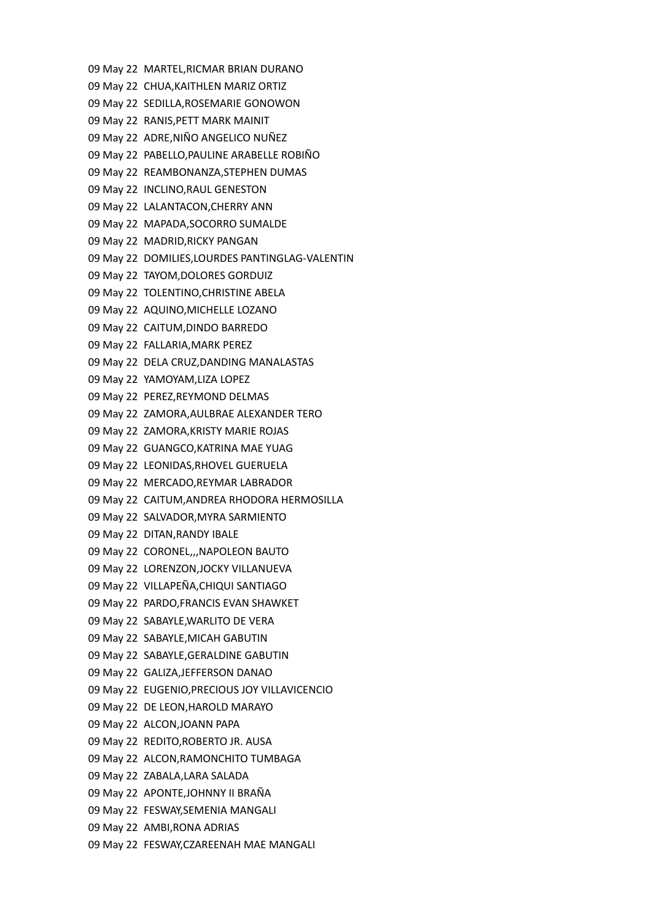09 May 22 MARTEL,RICMAR BRIAN DURANO
09 May 22 CHUA,KAITHLEN MARIZ ORTIZ
09 May 22 SEDILLA,ROSEMARIE GONOWON
09 May 22 RANIS,PETT MARK MAINIT
09 May 22 ADRE,NIÑO ANGELICO NUÑEZ
09 May 22 PABELLO,PAULINE ARABELLE ROBIÑO
09 May 22 REAMBONANZA,STEPHEN DUMAS
09 May 22 INCLINO,RAUL GENESTON
09 May 22 LALANTACON,CHERRY ANN
09 May 22 MAPADA,SOCORRO SUMALDE
09 May 22 MADRID,RICKY PANGAN
09 May 22 DOMILIES,LOURDES PANTINGLAG-VALENTIN
09 May 22 TAYOM,DOLORES GORDUIZ
09 May 22 TOLENTINO,CHRISTINE ABELA
09 May 22 AQUINO,MICHELLE LOZANO
09 May 22 CAITUM,DINDO BARREDO
09 May 22 FALLARIA,MARK PEREZ
09 May 22 DELA CRUZ,DANDING MANALASTAS
09 May 22 YAMOYAM,LIZA LOPEZ
09 May 22 PEREZ,REYMOND DELMAS
09 May 22 ZAMORA,AULBRAE ALEXANDER TERO
09 May 22 ZAMORA,KRISTY MARIE ROJAS
09 May 22 GUANGCO,KATRINA MAE YUAG
09 May 22 LEONIDAS,RHOVEL GUERUELA
09 May 22 MERCADO,REYMAR LABRADOR
09 May 22 CAITUM,ANDREA RHODORA HERMOSILLA
09 May 22 SALVADOR,MYRA SARMIENTO
09 May 22 DITAN,RANDY IBALE
09 May 22 CORONEL,,,NAPOLEON BAUTO
09 May 22 LORENZON,JOCKY VILLANUEVA
09 May 22 VILLAPEÑA,CHIQUI SANTIAGO
09 May 22 PARDO,FRANCIS EVAN SHAWKET
09 May 22 SABAYLE,WARLITO DE VERA
09 May 22 SABAYLE,MICAH GABUTIN
09 May 22 SABAYLE,GERALDINE GABUTIN
09 May 22 GALIZA,JEFFERSON DANAO
09 May 22 EUGENIO,PRECIOUS JOY VILLAVICENCIO
09 May 22 DE LEON,HAROLD MARAYO
09 May 22 ALCON,JOANN PAPA
09 May 22 REDITO,ROBERTO JR. AUSA
09 May 22 ALCON,RAMONCHITO TUMBAGA
09 May 22 ZABALA,LARA SALADA
09 May 22 APONTE,JOHNNY II BRAÑA
09 May 22 FESWAY,SEMENIA MANGALI
09 May 22 AMBI,RONA ADRIAS
09 May 22 FESWAY,CZAREENAH MAE MANGALI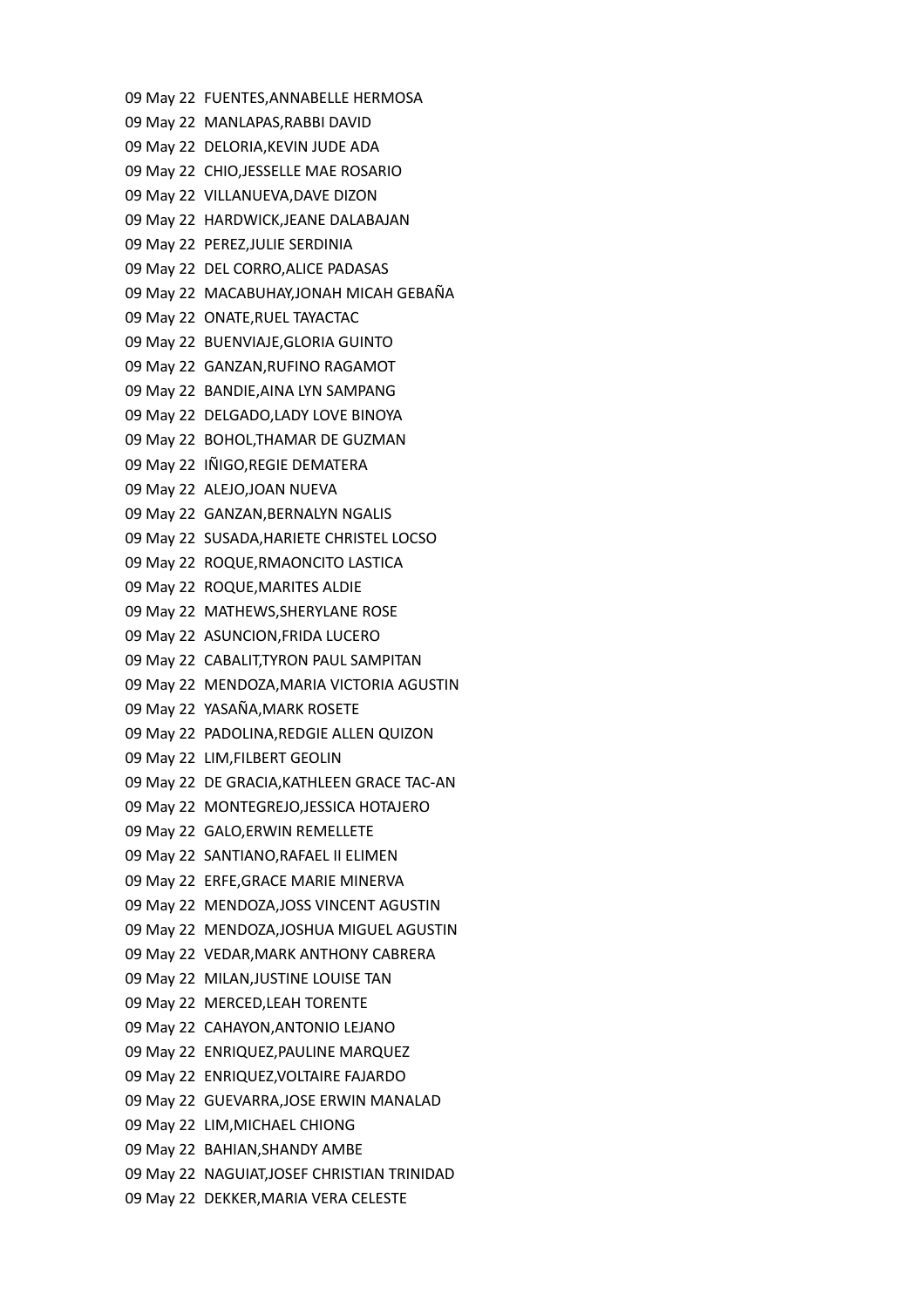09 May 22 FUENTES,ANNABELLE HERMOSA
09 May 22 MANLAPAS,RABBI DAVID
09 May 22 DELORIA,KEVIN JUDE ADA
09 May 22 CHIO,JESSELLE MAE ROSARIO
09 May 22 VILLANUEVA,DAVE DIZON
09 May 22 HARDWICK,JEANE DALABAJAN
09 May 22 PEREZ,JULIE SERDINIA
09 May 22 DEL CORRO,ALICE PADASAS
09 May 22 MACABUHAY,JONAH MICAH GEBAÑA
09 May 22 ONATE,RUEL TAYACTAC
09 May 22 BUENVIAJE,GLORIA GUINTO
09 May 22 GANZAN,RUFINO RAGAMOT
09 May 22 BANDIE,AINA LYN SAMPANG
09 May 22 DELGADO,LADY LOVE BINOYA
09 May 22 BOHOL,THAMAR DE GUZMAN
09 May 22 IÑIGO,REGIE DEMATERA
09 May 22 ALEJO,JOAN NUEVA
09 May 22 GANZAN,BERNALYN NGALIS
09 May 22 SUSADA,HARIETE CHRISTEL LOCSO
09 May 22 ROQUE,RMAONCITO LASTICA
09 May 22 ROQUE,MARITES ALDIE
09 May 22 MATHEWS,SHERYLANE ROSE
09 May 22 ASUNCION,FRIDA LUCERO
09 May 22 CABALIT,TYRON PAUL SAMPITAN
09 May 22 MENDOZA,MARIA VICTORIA AGUSTIN
09 May 22 YASAÑA,MARK ROSETE
09 May 22 PADOLINA,REDGIE ALLEN QUIZON
09 May 22 LIM,FILBERT GEOLIN
09 May 22 DE GRACIA,KATHLEEN GRACE TAC-AN
09 May 22 MONTEGREJO,JESSICA HOTAJERO
09 May 22 GALO,ERWIN REMELLETE
09 May 22 SANTIANO,RAFAEL II ELIMEN
09 May 22 ERFE,GRACE MARIE MINERVA
09 May 22 MENDOZA,JOSS VINCENT AGUSTIN
09 May 22 MENDOZA,JOSHUA MIGUEL AGUSTIN
09 May 22 VEDAR,MARK ANTHONY CABRERA
09 May 22 MILAN,JUSTINE LOUISE TAN
09 May 22 MERCED,LEAH TORENTE
09 May 22 CAHAYON,ANTONIO LEJANO
09 May 22 ENRIQUEZ,PAULINE MARQUEZ
09 May 22 ENRIQUEZ,VOLTAIRE FAJARDO
09 May 22 GUEVARRA,JOSE ERWIN MANALAD
09 May 22 LIM,MICHAEL CHIONG
09 May 22 BAHIAN,SHANDY AMBE
09 May 22 NAGUIAT,JOSEF CHRISTIAN TRINIDAD
09 May 22 DEKKER,MARIA VERA CELESTE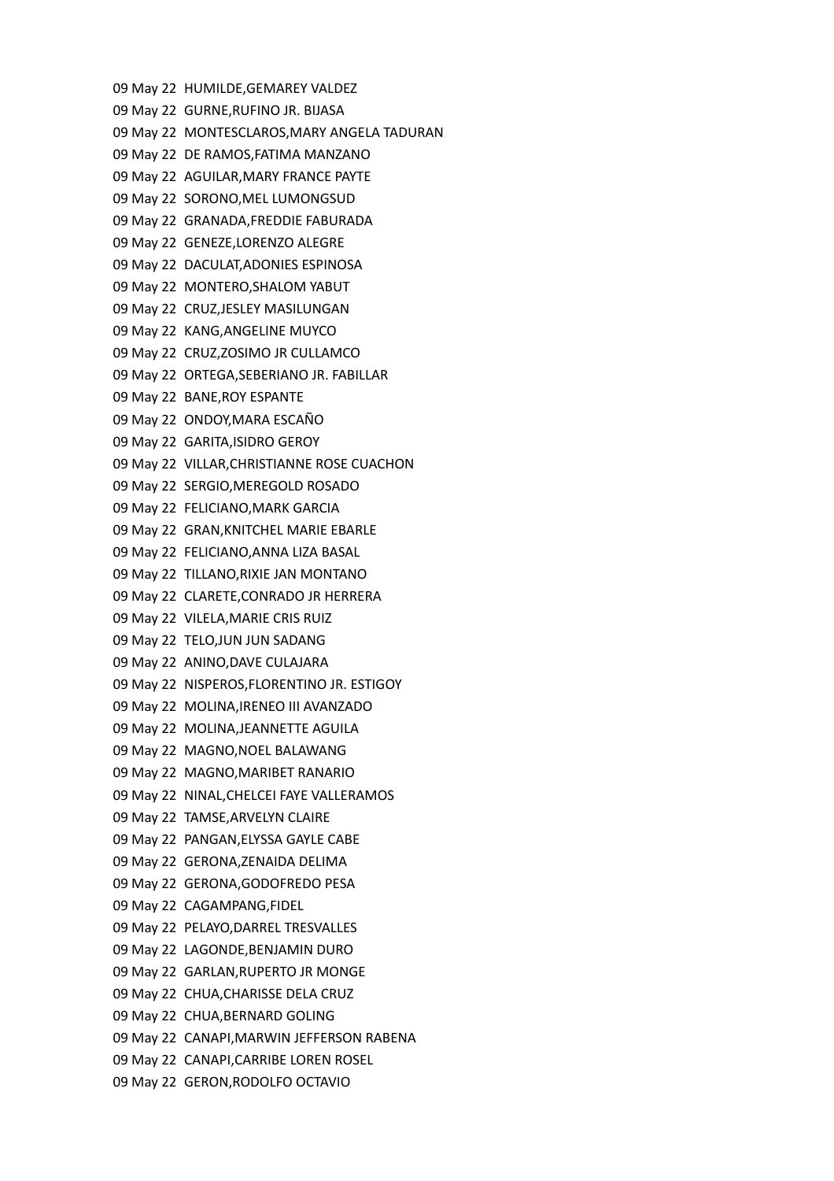09 May 22 HUMILDE,GEMAREY VALDEZ
09 May 22 GURNE,RUFINO JR. BIJASA
09 May 22 MONTESCLAROS,MARY ANGELA TADURAN
09 May 22 DE RAMOS,FATIMA MANZANO
09 May 22 AGUILAR,MARY FRANCE PAYTE
09 May 22 SORONO,MEL LUMONGSUD
09 May 22 GRANADA,FREDDIE FABURADA
09 May 22 GENEZE,LORENZO ALEGRE
09 May 22 DACULAT,ADONIES ESPINOSA
09 May 22 MONTERO,SHALOM YABUT
09 May 22 CRUZ,JESLEY MASILUNGAN
09 May 22 KANG,ANGELINE MUYCO
09 May 22 CRUZ,ZOSIMO JR CULLAMCO
09 May 22 ORTEGA,SEBERIANO JR. FABILLAR
09 May 22 BANE,ROY ESPANTE
09 May 22 ONDOY,MARA ESCAÑO
09 May 22 GARITA,ISIDRO GEROY
09 May 22 VILLAR,CHRISTIANNE ROSE CUACHON
09 May 22 SERGIO,MEREGOLD ROSADO
09 May 22 FELICIANO,MARK GARCIA
09 May 22 GRAN,KNITCHEL MARIE EBARLE
09 May 22 FELICIANO,ANNA LIZA BASAL
09 May 22 TILLANO,RIXIE JAN MONTANO
09 May 22 CLARETE,CONRADO JR HERRERA
09 May 22 VILELA,MARIE CRIS RUIZ
09 May 22 TELO,JUN JUN SADANG
09 May 22 ANINO,DAVE CULAJARA
09 May 22 NISPEROS,FLORENTINO JR. ESTIGOY
09 May 22 MOLINA,IRENEO III AVANZADO
09 May 22 MOLINA,JEANNETTE AGUILA
09 May 22 MAGNO,NOEL BALAWANG
09 May 22 MAGNO,MARIBET RANARIO
09 May 22 NINAL,CHELCEI FAYE VALLERAMOS
09 May 22 TAMSE,ARVELYN CLAIRE
09 May 22 PANGAN,ELYSSA GAYLE CABE
09 May 22 GERONA,ZENAIDA DELIMA
09 May 22 GERONA,GODOFREDO PESA
09 May 22 CAGAMPANG,FIDEL
09 May 22 PELAYO,DARREL TRESVALLES
09 May 22 LAGONDE,BENJAMIN DURO
09 May 22 GARLAN,RUPERTO JR MONGE
09 May 22 CHUA,CHARISSE DELA CRUZ
09 May 22 CHUA,BERNARD GOLING
09 May 22 CANAPI,MARWIN JEFFERSON RABENA
09 May 22 CANAPI,CARRIBE LOREN ROSEL
09 May 22 GERON,RODOLFO OCTAVIO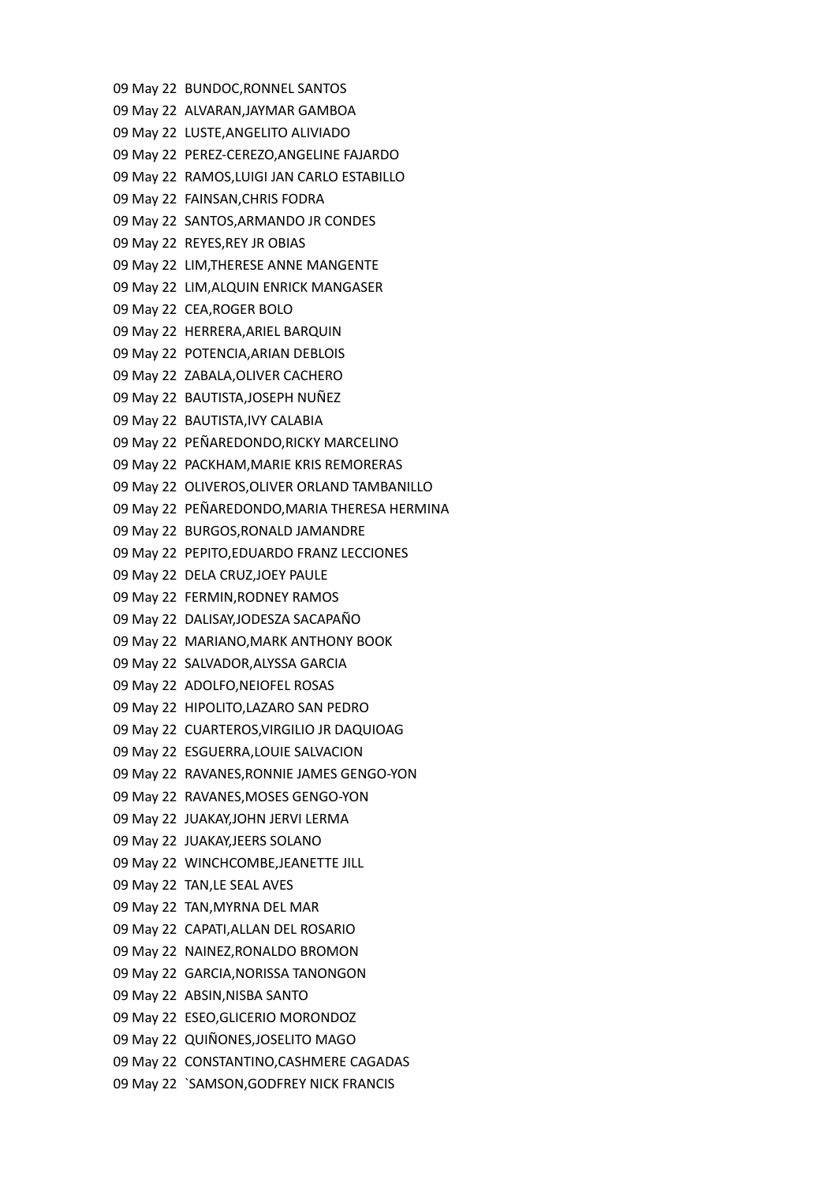09 May 22 BUNDOC,RONNEL SANTOS
09 May 22 ALVARAN,JAYMAR GAMBOA
09 May 22 LUSTE,ANGELITO ALIVIADO
09 May 22 PEREZ-CEREZO,ANGELINE FAJARDO
09 May 22 RAMOS,LUIGI JAN CARLO ESTABILLO
09 May 22 FAINSAN,CHRIS FODRA
09 May 22 SANTOS,ARMANDO JR CONDES
09 May 22 REYES,REY JR OBIAS
09 May 22 LIM,THERESE ANNE MANGENTE
09 May 22 LIM,ALQUIN ENRICK MANGASER
09 May 22 CEA,ROGER BOLO
09 May 22 HERRERA,ARIEL BARQUIN
09 May 22 POTENCIA,ARIAN DEBLOIS
09 May 22 ZABALA,OLIVER CACHERO
09 May 22 BAUTISTA,JOSEPH NUÑEZ
09 May 22 BAUTISTA,IVY CALABIA
09 May 22 PEÑAREDONDO,RICKY MARCELINO
09 May 22 PACKHAM,MARIE KRIS REMORERAS
09 May 22 OLIVEROS,OLIVER ORLAND TAMBANILLO
09 May 22 PEÑAREDONDO,MARIA THERESA HERMINA
09 May 22 BURGOS,RONALD JAMANDRE
09 May 22 PEPITO,EDUARDO FRANZ LECCIONES
09 May 22 DELA CRUZ,JOEY PAULE
09 May 22 FERMIN,RODNEY RAMOS
09 May 22 DALISAY,JODESZA SACAPAÑO
09 May 22 MARIANO,MARK ANTHONY BOOK
09 May 22 SALVADOR,ALYSSA GARCIA
09 May 22 ADOLFO,NEIOFEL ROSAS
09 May 22 HIPOLITO,LAZARO SAN PEDRO
09 May 22 CUARTEROS,VIRGILIO JR DAQUIOAG
09 May 22 ESGUERRA,LOUIE SALVACION
09 May 22 RAVANES,RONNIE JAMES GENGO-YON
09 May 22 RAVANES,MOSES GENGO-YON
09 May 22 JUAKAY,JOHN JERVI LERMA
09 May 22 JUAKAY,JEERS SOLANO
09 May 22 WINCHCOMBE,JEANETTE JILL
09 May 22 TAN,LE SEAL AVES
09 May 22 TAN,MYRNA DEL MAR
09 May 22 CAPATI,ALLAN DEL ROSARIO
09 May 22 NAINEZ,RONALDO BROMON
09 May 22 GARCIA,NORISSA TANONGON
09 May 22 ABSIN,NISBA SANTO
09 May 22 ESEO,GLICERIO MORONDOZ
09 May 22 QUIÑONES,JOSELITO MAGO
09 May 22 CONSTANTINO,CASHMERE CAGADAS
09 May 22 `SAMSON,GODFREY NICK FRANCIS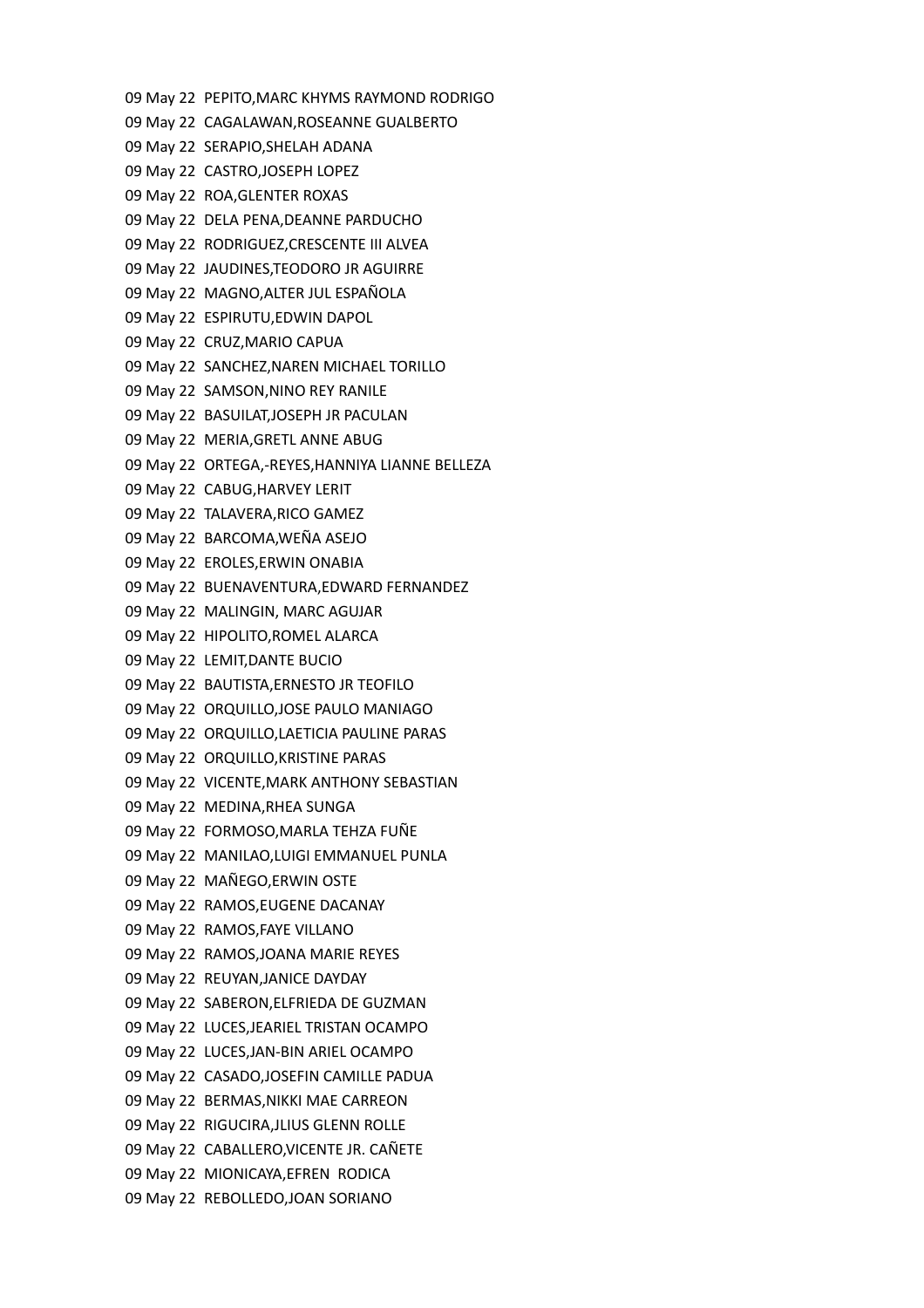09 May 22  PEPITO,MARC KHYMS RAYMOND RODRIGO
09 May 22  CAGALAWAN,ROSEANNE GUALBERTO
09 May 22  SERAPIO,SHELAH ADANA
09 May 22  CASTRO,JOSEPH LOPEZ
09 May 22  ROA,GLENTER ROXAS
09 May 22  DELA PENA,DEANNE PARDUCHO
09 May 22  RODRIGUEZ,CRESCENTE III ALVEA
09 May 22  JAUDINES,TEODORO JR AGUIRRE
09 May 22  MAGNO,ALTER JUL ESPAÑOLA
09 May 22  ESPIRUTU,EDWIN DAPOL
09 May 22  CRUZ,MARIO CAPUA
09 May 22  SANCHEZ,NAREN MICHAEL TORILLO
09 May 22  SAMSON,NINO REY RANILE
09 May 22  BASUILAT,JOSEPH JR PACULAN
09 May 22  MERIA,GRETL ANNE ABUG
09 May 22  ORTEGA,-REYES,HANNIYA LIANNE BELLEZA
09 May 22  CABUG,HARVEY LERIT
09 May 22  TALAVERA,RICO GAMEZ
09 May 22  BARCOMA,WEÑA ASEJO
09 May 22  EROLES,ERWIN ONABIA
09 May 22  BUENAVENTURA,EDWARD FERNANDEZ
09 May 22  MALINGIN, MARC AGUJAR
09 May 22  HIPOLITO,ROMEL ALARCA
09 May 22  LEMIT,DANTE BUCIO
09 May 22  BAUTISTA,ERNESTO JR TEOFILO
09 May 22  ORQUILLO,JOSE PAULO MANIAGO
09 May 22  ORQUILLO,LAETICIA PAULINE PARAS
09 May 22  ORQUILLO,KRISTINE PARAS
09 May 22  VICENTE,MARK ANTHONY SEBASTIAN
09 May 22  MEDINA,RHEA SUNGA
09 May 22  FORMOSO,MARLA TEHZA FUÑE
09 May 22  MANILAO,LUIGI EMMANUEL PUNLA
09 May 22  MAÑEGO,ERWIN OSTE
09 May 22  RAMOS,EUGENE DACANAY
09 May 22  RAMOS,FAYE VILLANO
09 May 22  RAMOS,JOANA MARIE REYES
09 May 22  REUYAN,JANICE DAYDAY
09 May 22  SABERON,ELFRIEDA DE GUZMAN
09 May 22  LUCES,JEARIEL TRISTAN OCAMPO
09 May 22  LUCES,JAN-BIN ARIEL OCAMPO
09 May 22  CASADO,JOSEFIN CAMILLE PADUA
09 May 22  BERMAS,NIKKI MAE CARREON
09 May 22  RIGUCIRA,JLIUS GLENN ROLLE
09 May 22  CABALLERO,VICENTE JR. CAÑETE
09 May 22  MIONICAYA,EFREN  RODICA
09 May 22  REBOLLEDO,JOAN SORIANO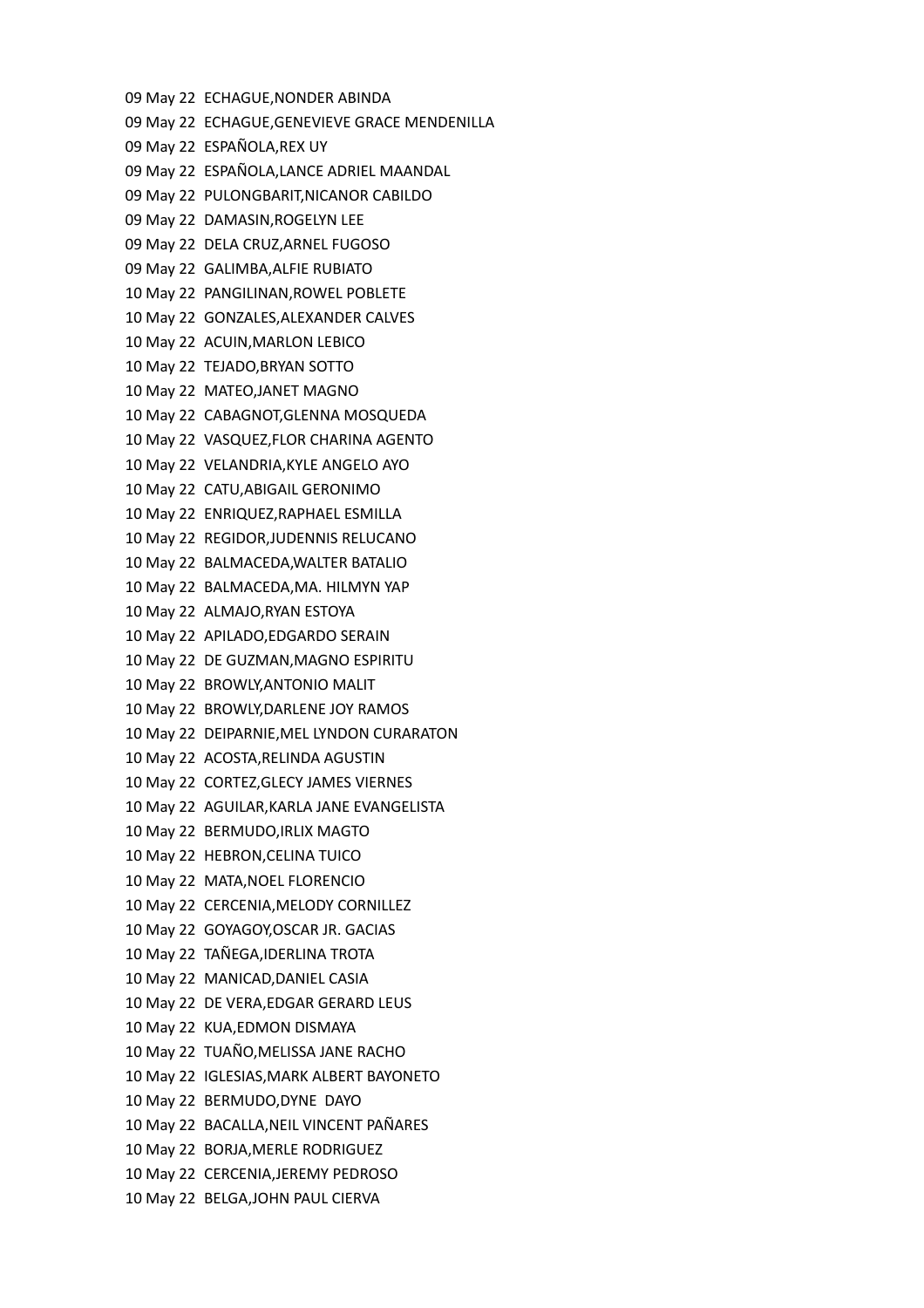09 May 22 ECHAGUE,NONDER ABINDA
09 May 22 ECHAGUE,GENEVIEVE GRACE MENDENILLA
09 May 22 ESPAÑOLA,REX UY
09 May 22 ESPAÑOLA,LANCE ADRIEL MAANDAL
09 May 22 PULONGBARIT,NICANOR CABILDO
09 May 22 DAMASIN,ROGELYN LEE
09 May 22 DELA CRUZ,ARNEL FUGOSO
09 May 22 GALIMBA,ALFIE RUBIATO
10 May 22 PANGILINAN,ROWEL POBLETE
10 May 22 GONZALES,ALEXANDER CALVES
10 May 22 ACUIN,MARLON LEBICO
10 May 22 TEJADO,BRYAN SOTTO
10 May 22 MATEO,JANET MAGNO
10 May 22 CABAGNOT,GLENNA MOSQUEDA
10 May 22 VASQUEZ,FLOR CHARINA AGENTO
10 May 22 VELANDRIA,KYLE ANGELO AYO
10 May 22 CATU,ABIGAIL GERONIMO
10 May 22 ENRIQUEZ,RAPHAEL ESMILLA
10 May 22 REGIDOR,JUDENNIS RELUCANO
10 May 22 BALMACEDA,WALTER BATALIO
10 May 22 BALMACEDA,MA. HILMYN YAP
10 May 22 ALMAJO,RYAN ESTOYA
10 May 22 APILADO,EDGARDO SERAIN
10 May 22 DE GUZMAN,MAGNO ESPIRITU
10 May 22 BROWLY,ANTONIO MALIT
10 May 22 BROWLY,DARLENE JOY RAMOS
10 May 22 DEIPARNIE,MEL LYNDON CURARATON
10 May 22 ACOSTA,RELINDA AGUSTIN
10 May 22 CORTEZ,GLECY JAMES VIERNES
10 May 22 AGUILAR,KARLA JANE EVANGELISTA
10 May 22 BERMUDO,IRLIX MAGTO
10 May 22 HEBRON,CELINA TUICO
10 May 22 MATA,NOEL FLORENCIO
10 May 22 CERCENIA,MELODY CORNILLEZ
10 May 22 GOYAGOY,OSCAR JR. GACIAS
10 May 22 TAÑEGA,IDERLINA TROTA
10 May 22 MANICAD,DANIEL CASIA
10 May 22 DE VERA,EDGAR GERARD LEUS
10 May 22 KUA,EDMON DISMAYA
10 May 22 TUAÑO,MELISSA JANE RACHO
10 May 22 IGLESIAS,MARK ALBERT BAYONETO
10 May 22 BERMUDO,DYNE DAYO
10 May 22 BACALLA,NEIL VINCENT PAÑARES
10 May 22 BORJA,MERLE RODRIGUEZ
10 May 22 CERCENIA,JEREMY PEDROSO
10 May 22 BELGA,JOHN PAUL CIERVA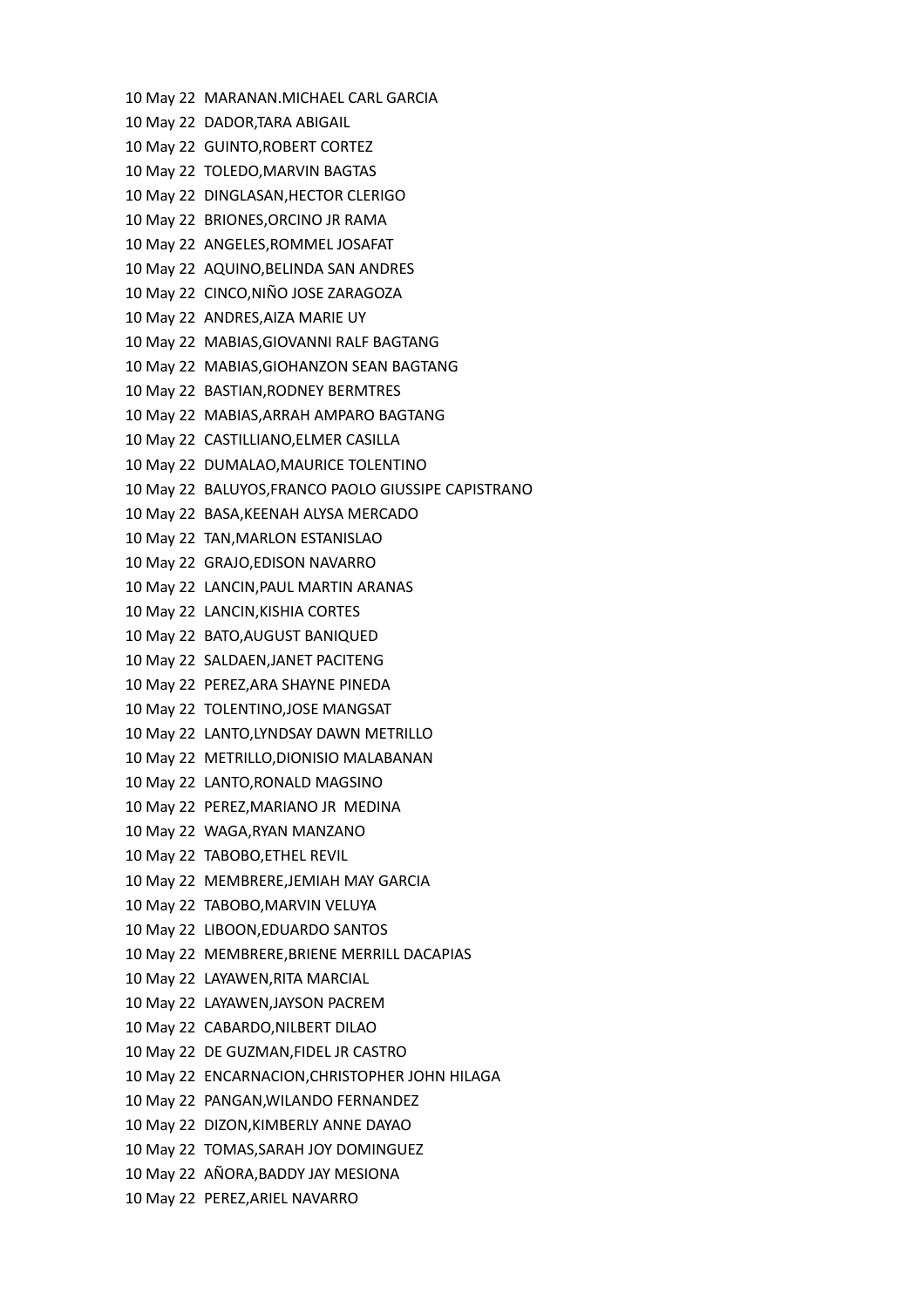10 May 22 MARANAN.MICHAEL CARL GARCIA
10 May 22 DADOR,TARA ABIGAIL
10 May 22 GUINTO,ROBERT CORTEZ
10 May 22 TOLEDO,MARVIN BAGTAS
10 May 22 DINGLASAN,HECTOR CLERIGO
10 May 22 BRIONES,ORCINO JR RAMA
10 May 22 ANGELES,ROMMEL JOSAFAT
10 May 22 AQUINO,BELINDA SAN ANDRES
10 May 22 CINCO,NIÑO JOSE ZARAGOZA
10 May 22 ANDRES,AIZA MARIE UY
10 May 22 MABIAS,GIOVANNI RALF BAGTANG
10 May 22 MABIAS,GIOHANZON SEAN BAGTANG
10 May 22 BASTIAN,RODNEY BERMTRES
10 May 22 MABIAS,ARRAH AMPARO BAGTANG
10 May 22 CASTILLIANO,ELMER CASILLA
10 May 22 DUMALAO,MAURICE TOLENTINO
10 May 22 BALUYOS,FRANCO PAOLO GIUSSIPE CAPISTRANO
10 May 22 BASA,KEENAH ALYSA MERCADO
10 May 22 TAN,MARLON ESTANISLAO
10 May 22 GRAJO,EDISON NAVARRO
10 May 22 LANCIN,PAUL MARTIN ARANAS
10 May 22 LANCIN,KISHIA CORTES
10 May 22 BATO,AUGUST BANIQUED
10 May 22 SALDAEN,JANET PACITENG
10 May 22 PEREZ,ARA SHAYNE PINEDA
10 May 22 TOLENTINO,JOSE MANGSAT
10 May 22 LANTO,LYNDSAY DAWN METRILLO
10 May 22 METRILLO,DIONISIO MALABANAN
10 May 22 LANTO,RONALD MAGSINO
10 May 22 PEREZ,MARIANO JR MEDINA
10 May 22 WAGA,RYAN MANZANO
10 May 22 TABOBO,ETHEL REVIL
10 May 22 MEMBRERE,JEMIAH MAY GARCIA
10 May 22 TABOBO,MARVIN VELUYA
10 May 22 LIBOON,EDUARDO SANTOS
10 May 22 MEMBRERE,BRIENE MERRILL DACAPIAS
10 May 22 LAYAWEN,RITA MARCIAL
10 May 22 LAYAWEN,JAYSON PACREM
10 May 22 CABARDO,NILBERT DILAO
10 May 22 DE GUZMAN,FIDEL JR CASTRO
10 May 22 ENCARNACION,CHRISTOPHER JOHN HILAGA
10 May 22 PANGAN,WILANDO FERNANDEZ
10 May 22 DIZON,KIMBERLY ANNE DAYAO
10 May 22 TOMAS,SARAH JOY DOMINGUEZ
10 May 22 AÑORA,BADDY JAY MESIONA
10 May 22 PEREZ,ARIEL NAVARRO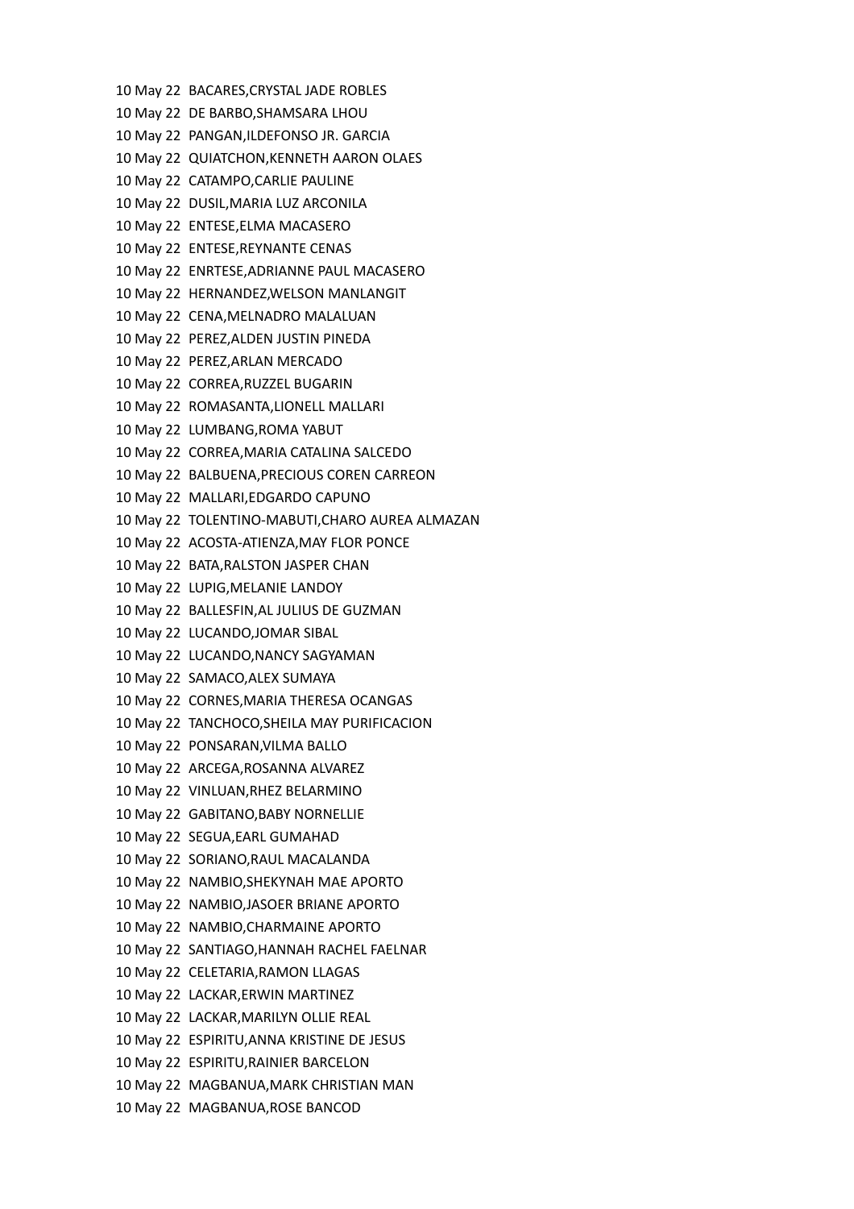10 May 22 BACARES,CRYSTAL JADE ROBLES
10 May 22 DE BARBO,SHAMSARA LHOU
10 May 22 PANGAN,ILDEFONSO JR. GARCIA
10 May 22 QUIATCHON,KENNETH AARON OLAES
10 May 22 CATAMPO,CARLIE PAULINE
10 May 22 DUSIL,MARIA LUZ ARCONILA
10 May 22 ENTESE,ELMA MACASERO
10 May 22 ENTESE,REYNANTE CENAS
10 May 22 ENRTESE,ADRIANNE PAUL MACASERO
10 May 22 HERNANDEZ,WELSON MANLANGIT
10 May 22 CENA,MELNADRO MALALUAN
10 May 22 PEREZ,ALDEN JUSTIN PINEDA
10 May 22 PEREZ,ARLAN MERCADO
10 May 22 CORREA,RUZZEL BUGARIN
10 May 22 ROMASANTA,LIONELL MALLARI
10 May 22 LUMBANG,ROMA YABUT
10 May 22 CORREA,MARIA CATALINA SALCEDO
10 May 22 BALBUENA,PRECIOUS COREN CARREON
10 May 22 MALLARI,EDGARDO CAPUNO
10 May 22 TOLENTINO-MABUTI,CHARO AUREA ALMAZAN
10 May 22 ACOSTA-ATIENZA,MAY FLOR PONCE
10 May 22 BATA,RALSTON JASPER CHAN
10 May 22 LUPIG,MELANIE LANDOY
10 May 22 BALLESFIN,AL JULIUS DE GUZMAN
10 May 22 LUCANDO,JOMAR SIBAL
10 May 22 LUCANDO,NANCY SAGYAMAN
10 May 22 SAMACO,ALEX SUMAYA
10 May 22 CORNES,MARIA THERESA OCANGAS
10 May 22 TANCHOCO,SHEILA MAY PURIFICACION
10 May 22 PONSARAN,VILMA BALLO
10 May 22 ARCEGA,ROSANNA ALVAREZ
10 May 22 VINLUAN,RHEZ BELARMINO
10 May 22 GABITANO,BABY NORNELLIE
10 May 22 SEGUA,EARL GUMAHAD
10 May 22 SORIANO,RAUL MACALANDA
10 May 22 NAMBIO,SHEKYNAH MAE APORTO
10 May 22 NAMBIO,JASOER BRIANE APORTO
10 May 22 NAMBIO,CHARMAINE APORTO
10 May 22 SANTIAGO,HANNAH RACHEL FAELNAR
10 May 22 CELETARIA,RAMON LLAGAS
10 May 22 LACKAR,ERWIN MARTINEZ
10 May 22 LACKAR,MARILYN OLLIE REAL
10 May 22 ESPIRITU,ANNA KRISTINE DE JESUS
10 May 22 ESPIRITU,RAINIER BARCELON
10 May 22 MAGBANUA,MARK CHRISTIAN MAN
10 May 22 MAGBANUA,ROSE BANCOD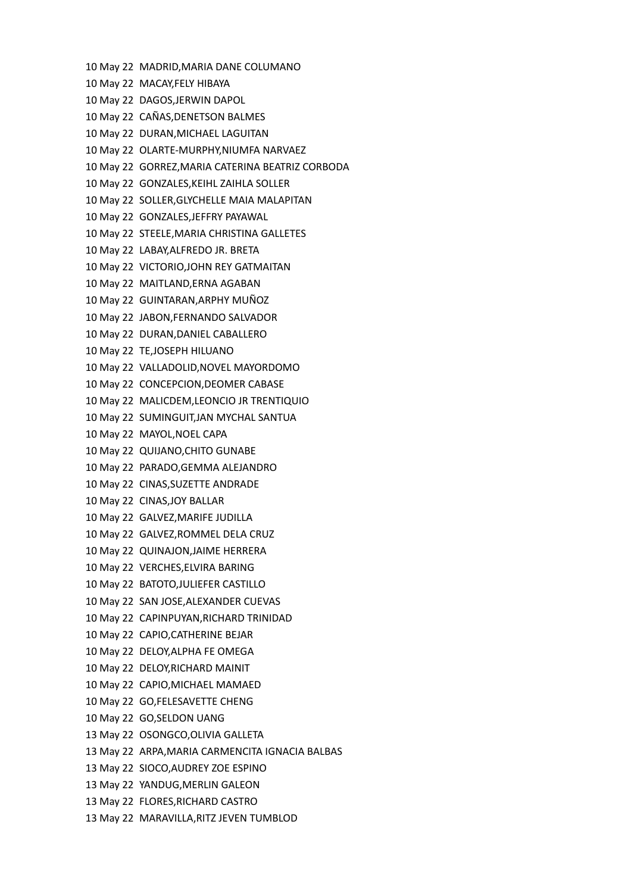10 May 22 MADRID,MARIA DANE COLUMANO
10 May 22 MACAY,FELY HIBAYA
10 May 22 DAGOS,JERWIN DAPOL
10 May 22 CAÑAS,DENETSON BALMES
10 May 22 DURAN,MICHAEL LAGUITAN
10 May 22 OLARTE-MURPHY,NIUMFA NARVAEZ
10 May 22 GORREZ,MARIA CATERINA BEATRIZ CORBODA
10 May 22 GONZALES,KEIHL ZAIHLA SOLLER
10 May 22 SOLLER,GLYCHELLE MAIA MALAPITAN
10 May 22 GONZALES,JEFFRY PAYAWAL
10 May 22 STEELE,MARIA CHRISTINA GALLETES
10 May 22 LABAY,ALFREDO JR. BRETA
10 May 22 VICTORIO,JOHN REY GATMAITAN
10 May 22 MAITLAND,ERNA AGABAN
10 May 22 GUINTARAN,ARPHY MUÑOZ
10 May 22 JABON,FERNANDO SALVADOR
10 May 22 DURAN,DANIEL CABALLERO
10 May 22 TE,JOSEPH HILUANO
10 May 22 VALLADOLID,NOVEL MAYORDOMO
10 May 22 CONCEPCION,DEOMER CABASE
10 May 22 MALICDEM,LEONCIO JR TRENTIQUIO
10 May 22 SUMINGUIT,JAN MYCHAL SANTUA
10 May 22 MAYOL,NOEL CAPA
10 May 22 QUIJANO,CHITO GUNABE
10 May 22 PARADO,GEMMA ALEJANDRO
10 May 22 CINAS,SUZETTE ANDRADE
10 May 22 CINAS,JOY BALLAR
10 May 22 GALVEZ,MARIFE JUDILLA
10 May 22 GALVEZ,ROMMEL DELA CRUZ
10 May 22 QUINAJON,JAIME HERRERA
10 May 22 VERCHES,ELVIRA BARING
10 May 22 BATOTO,JULIEFER CASTILLO
10 May 22 SAN JOSE,ALEXANDER CUEVAS
10 May 22 CAPINPUYAN,RICHARD TRINIDAD
10 May 22 CAPIO,CATHERINE BEJAR
10 May 22 DELOY,ALPHA FE OMEGA
10 May 22 DELOY,RICHARD MAINIT
10 May 22 CAPIO,MICHAEL MAMAED
10 May 22 GO,FELESAVETTE CHENG
10 May 22 GO,SELDON UANG
13 May 22 OSONGCO,OLIVIA GALLETA
13 May 22 ARPA,MARIA CARMENCITA IGNACIA BALBAS
13 May 22 SIOCO,AUDREY ZOE ESPINO
13 May 22 YANDUG,MERLIN GALEON
13 May 22 FLORES,RICHARD CASTRO
13 May 22 MARAVILLA,RITZ JEVEN TUMBLOD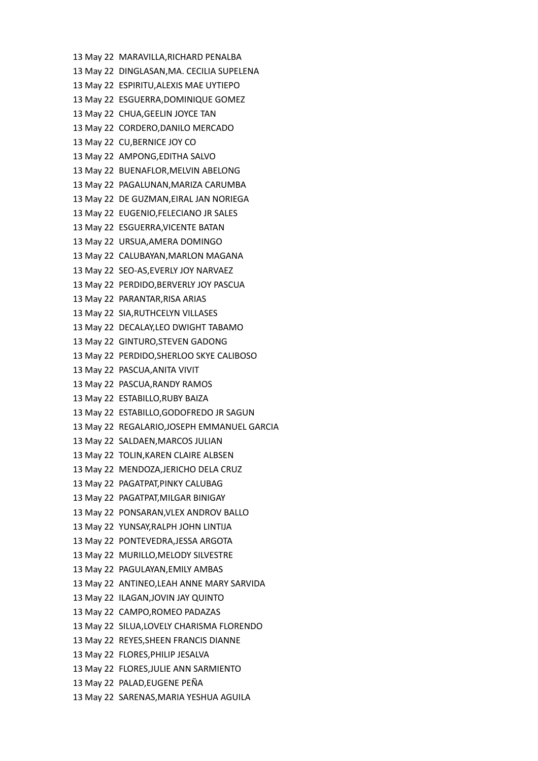13 May 22 MARAVILLA,RICHARD PENALBA
13 May 22 DINGLASAN,MA. CECILIA SUPELENA
13 May 22 ESPIRITU,ALEXIS MAE UYTIEPO
13 May 22 ESGUERRA,DOMINIQUE GOMEZ
13 May 22 CHUA,GEELIN JOYCE TAN
13 May 22 CORDERO,DANILO MERCADO
13 May 22 CU,BERNICE JOY CO
13 May 22 AMPONG,EDITHA SALVO
13 May 22 BUENAFLOR,MELVIN ABELONG
13 May 22 PAGALUNAN,MARIZA CARUMBA
13 May 22 DE GUZMAN,EIRAL JAN NORIEGA
13 May 22 EUGENIO,FELECIANO JR SALES
13 May 22 ESGUERRA,VICENTE BATAN
13 May 22 URSUA,AMERA DOMINGO
13 May 22 CALUBAYAN,MARLON MAGANA
13 May 22 SEO-AS,EVERLY JOY NARVAEZ
13 May 22 PERDIDO,BERVERLY JOY PASCUA
13 May 22 PARANTAR,RISA ARIAS
13 May 22 SIA,RUTHCELYN VILLASES
13 May 22 DECALAY,LEO DWIGHT TABAMO
13 May 22 GINTURO,STEVEN GADONG
13 May 22 PERDIDO,SHERLOO SKYE CALIBOSO
13 May 22 PASCUA,ANITA VIVIT
13 May 22 PASCUA,RANDY RAMOS
13 May 22 ESTABILLO,RUBY BAIZA
13 May 22 ESTABILLO,GODOFREDO JR SAGUN
13 May 22 REGALARIO,JOSEPH EMMANUEL GARCIA
13 May 22 SALDAEN,MARCOS JULIAN
13 May 22 TOLIN,KAREN CLAIRE ALBSEN
13 May 22 MENDOZA,JERICHO DELA CRUZ
13 May 22 PAGATPAT,PINKY CALUBAG
13 May 22 PAGATPAT,MILGAR BINIGAY
13 May 22 PONSARAN,VLEX ANDROV BALLO
13 May 22 YUNSAY,RALPH JOHN LINTIJA
13 May 22 PONTEVEDRA,JESSA ARGOTA
13 May 22 MURILLO,MELODY SILVESTRE
13 May 22 PAGULAYAN,EMILY AMBAS
13 May 22 ANTINEO,LEAH ANNE MARY SARVIDA
13 May 22 ILAGAN,JOVIN JAY QUINTO
13 May 22 CAMPO,ROMEO PADAZAS
13 May 22 SILUA,LOVELY CHARISMA FLORENDO
13 May 22 REYES,SHEEN FRANCIS DIANNE
13 May 22 FLORES,PHILIP JESALVA
13 May 22 FLORES,JULIE ANN SARMIENTO
13 May 22 PALAD,EUGENE PEÑA
13 May 22 SARENAS,MARIA YESHUA AGUILA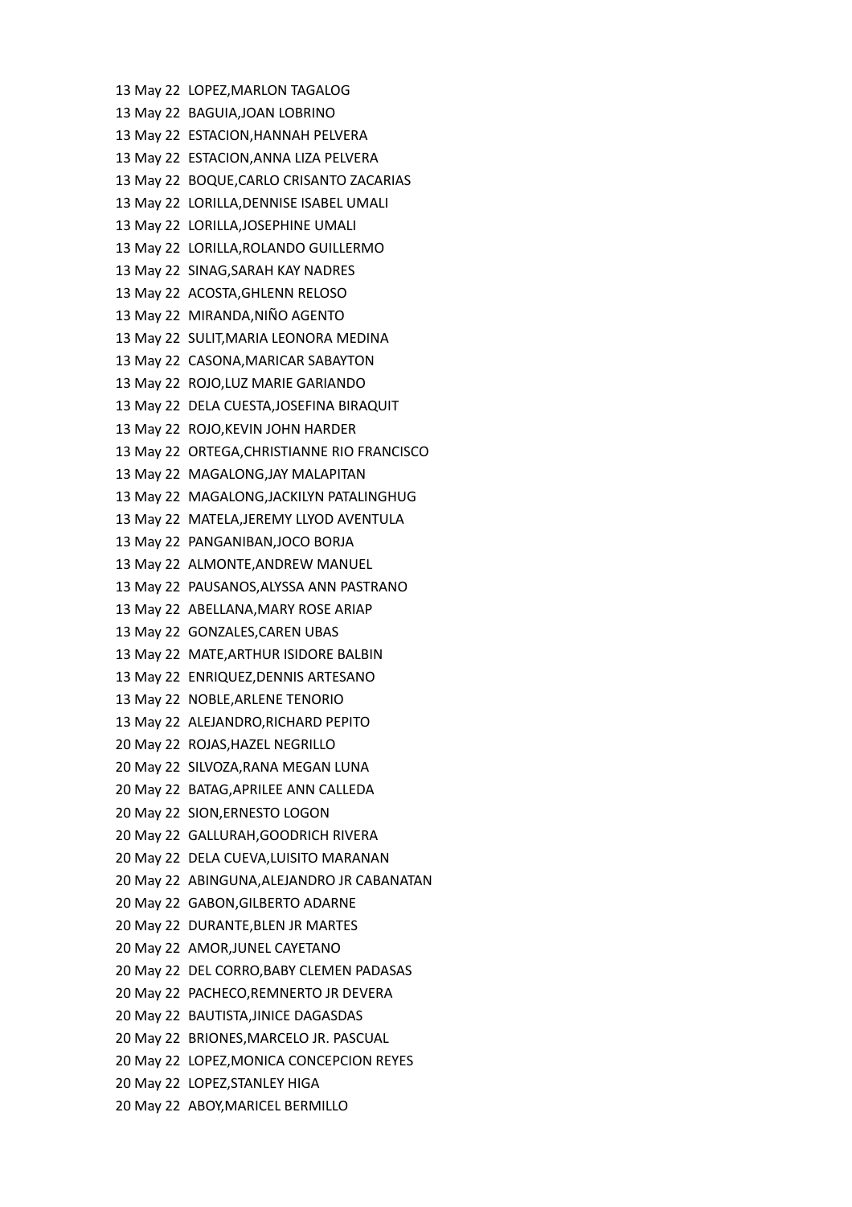13 May 22 LOPEZ,MARLON TAGALOG
13 May 22 BAGUIA,JOAN LOBRINO
13 May 22 ESTACION,HANNAH PELVERA
13 May 22 ESTACION,ANNA LIZA PELVERA
13 May 22 BOQUE,CARLO CRISANTO ZACARIAS
13 May 22 LORILLA,DENNISE ISABEL UMALI
13 May 22 LORILLA,JOSEPHINE UMALI
13 May 22 LORILLA,ROLANDO GUILLERMO
13 May 22 SINAG,SARAH KAY NADRES
13 May 22 ACOSTA,GHLENN RELOSO
13 May 22 MIRANDA,NIÑO AGENTO
13 May 22 SULIT,MARIA LEONORA MEDINA
13 May 22 CASONA,MARICAR SABAYTON
13 May 22 ROJO,LUZ MARIE GARIANDO
13 May 22 DELA CUESTA,JOSEFINA BIRAQUIT
13 May 22 ROJO,KEVIN JOHN HARDER
13 May 22 ORTEGA,CHRISTIANNE RIO FRANCISCO
13 May 22 MAGALONG,JAY MALAPITAN
13 May 22 MAGALONG,JACKILYN PATALINGHUG
13 May 22 MATELA,JEREMY LLYOD AVENTULA
13 May 22 PANGANIBAN,JOCO BORJA
13 May 22 ALMONTE,ANDREW MANUEL
13 May 22 PAUSANOS,ALYSSA ANN PASTRANO
13 May 22 ABELLANA,MARY ROSE ARIAP
13 May 22 GONZALES,CAREN UBAS
13 May 22 MATE,ARTHUR ISIDORE BALBIN
13 May 22 ENRIQUEZ,DENNIS ARTESANO
13 May 22 NOBLE,ARLENE TENORIO
13 May 22 ALEJANDRO,RICHARD PEPITO
20 May 22 ROJAS,HAZEL NEGRILLO
20 May 22 SILVOZA,RANA MEGAN LUNA
20 May 22 BATAG,APRILEE ANN CALLEDA
20 May 22 SION,ERNESTO LOGON
20 May 22 GALLURAH,GOODRICH RIVERA
20 May 22 DELA CUEVA,LUISITO MARANAN
20 May 22 ABINGUNA,ALEJANDRO JR CABANATAN
20 May 22 GABON,GILBERTO ADARNE
20 May 22 DURANTE,BLEN JR MARTES
20 May 22 AMOR,JUNEL CAYETANO
20 May 22 DEL CORRO,BABY CLEMEN PADASAS
20 May 22 PACHECO,REMNERTO JR DEVERA
20 May 22 BAUTISTA,JINICE DAGASDAS
20 May 22 BRIONES,MARCELO JR. PASCUAL
20 May 22 LOPEZ,MONICA CONCEPCION REYES
20 May 22 LOPEZ,STANLEY HIGA
20 May 22 ABOY,MARICEL BERMILLO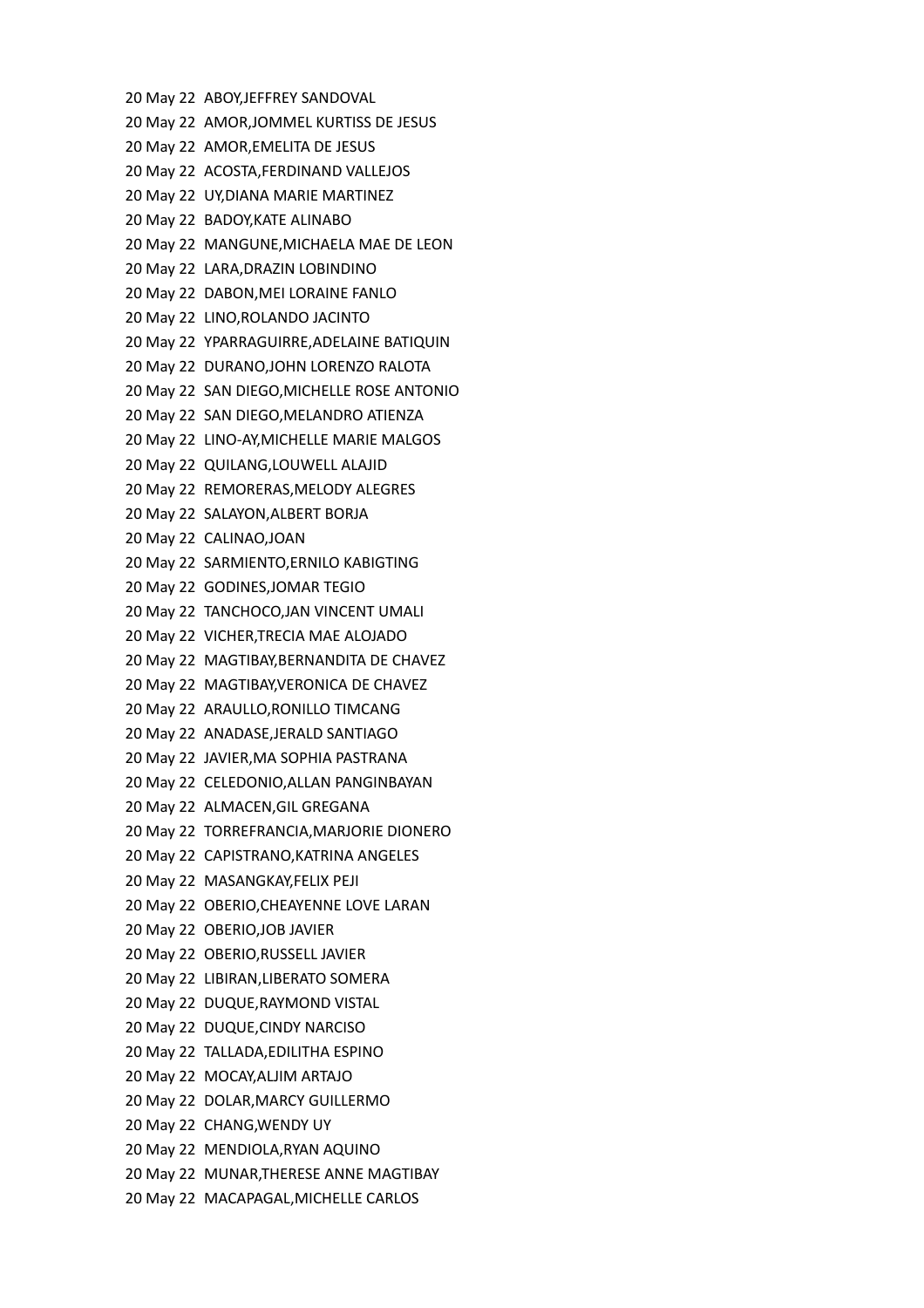20 May 22 ABOY,JEFFREY SANDOVAL
20 May 22 AMOR,JOMMEL KURTISS DE JESUS
20 May 22 AMOR,EMELITA DE JESUS
20 May 22 ACOSTA,FERDINAND VALLEJOS
20 May 22 UY,DIANA MARIE MARTINEZ
20 May 22 BADOY,KATE ALINABO
20 May 22 MANGUNE,MICHAELA MAE DE LEON
20 May 22 LARA,DRAZIN LOBINDINO
20 May 22 DABON,MEI LORAINE FANLO
20 May 22 LINO,ROLANDO JACINTO
20 May 22 YPARRAGUIRRE,ADELAINE BATIQUIN
20 May 22 DURANO,JOHN LORENZO RALOTA
20 May 22 SAN DIEGO,MICHELLE ROSE ANTONIO
20 May 22 SAN DIEGO,MELANDRO ATIENZA
20 May 22 LINO-AY,MICHELLE MARIE MALGOS
20 May 22 QUILANG,LOUWELL ALAJID
20 May 22 REMORERAS,MELODY ALEGRES
20 May 22 SALAYON,ALBERT BORJA
20 May 22 CALINAO,JOAN
20 May 22 SARMIENTO,ERNILO KABIGTING
20 May 22 GODINES,JOMAR TEGIO
20 May 22 TANCHOCO,JAN VINCENT UMALI
20 May 22 VICHER,TRECIA MAE ALOJADO
20 May 22 MAGTIBAY,BERNANDITA DE CHAVEZ
20 May 22 MAGTIBAY,VERONICA DE CHAVEZ
20 May 22 ARAULLO,RONILLO TIMCANG
20 May 22 ANADASE,JERALD SANTIAGO
20 May 22 JAVIER,MA SOPHIA PASTRANA
20 May 22 CELEDONIO,ALLAN PANGINBAYAN
20 May 22 ALMACEN,GIL GREGANA
20 May 22 TORREFRANCIA,MARJORIE DIONERO
20 May 22 CAPISTRANO,KATRINA ANGELES
20 May 22 MASANGKAY,FELIX PEJI
20 May 22 OBERIO,CHEAYENNE LOVE LARAN
20 May 22 OBERIO,JOB JAVIER
20 May 22 OBERIO,RUSSELL JAVIER
20 May 22 LIBIRAN,LIBERATO SOMERA
20 May 22 DUQUE,RAYMOND VISTAL
20 May 22 DUQUE,CINDY NARCISO
20 May 22 TALLADA,EDILITHA ESPINO
20 May 22 MOCAY,ALJIM ARTAJO
20 May 22 DOLAR,MARCY GUILLERMO
20 May 22 CHANG,WENDY UY
20 May 22 MENDIOLA,RYAN AQUINO
20 May 22 MUNAR,THERESE ANNE MAGTIBAY
20 May 22 MACAPAGAL,MICHELLE CARLOS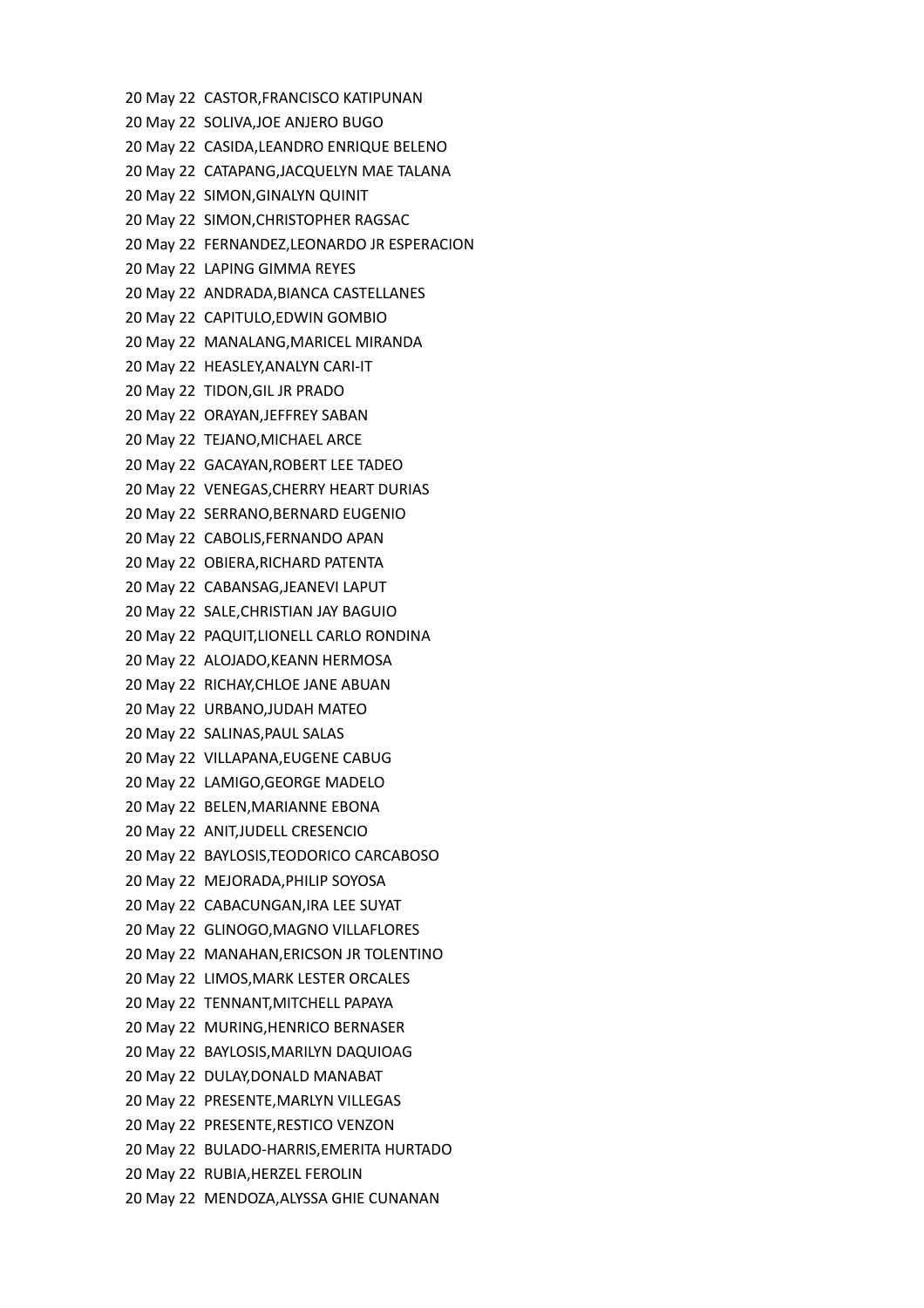20 May 22 CASTOR,FRANCISCO KATIPUNAN
20 May 22 SOLIVA,JOE ANJERO BUGO
20 May 22 CASIDA,LEANDRO ENRIQUE BELENO
20 May 22 CATAPANG,JACQUELYN MAE TALANA
20 May 22 SIMON,GINALYN QUINIT
20 May 22 SIMON,CHRISTOPHER RAGSAC
20 May 22 FERNANDEZ,LEONARDO JR ESPERACION
20 May 22 LAPING GIMMA REYES
20 May 22 ANDRADA,BIANCA CASTELLANES
20 May 22 CAPITULO,EDWIN GOMBIO
20 May 22 MANALANG,MARICEL MIRANDA
20 May 22 HEASLEY,ANALYN CARI-IT
20 May 22 TIDON,GIL JR PRADO
20 May 22 ORAYAN,JEFFREY SABAN
20 May 22 TEJANO,MICHAEL ARCE
20 May 22 GACAYAN,ROBERT LEE TADEO
20 May 22 VENEGAS,CHERRY HEART DURIAS
20 May 22 SERRANO,BERNARD EUGENIO
20 May 22 CABOLIS,FERNANDO APAN
20 May 22 OBIERA,RICHARD PATENTA
20 May 22 CABANSAG,JEANEVI LAPUT
20 May 22 SALE,CHRISTIAN JAY BAGUIO
20 May 22 PAQUIT,LIONELL CARLO RONDINA
20 May 22 ALOJADO,KEANN HERMOSA
20 May 22 RICHAY,CHLOE JANE ABUAN
20 May 22 URBANO,JUDAH MATEO
20 May 22 SALINAS,PAUL SALAS
20 May 22 VILLAPANA,EUGENE CABUG
20 May 22 LAMIGO,GEORGE MADELO
20 May 22 BELEN,MARIANNE EBONA
20 May 22 ANIT,JUDELL CRESENCIO
20 May 22 BAYLOSIS,TEODORICO CARCABOSO
20 May 22 MEJORADA,PHILIP SOYOSA
20 May 22 CABACUNGAN,IRA LEE SUYAT
20 May 22 GLINOGO,MAGNO VILLAFLORES
20 May 22 MANAHAN,ERICSON JR TOLENTINO
20 May 22 LIMOS,MARK LESTER ORCALES
20 May 22 TENNANT,MITCHELL PAPAYA
20 May 22 MURING,HENRICO BERNASER
20 May 22 BAYLOSIS,MARILYN DAQUIOAG
20 May 22 DULAY,DONALD MANABAT
20 May 22 PRESENTE,MARLYN VILLEGAS
20 May 22 PRESENTE,RESTICO VENZON
20 May 22 BULADO-HARRIS,EMERITA HURTADO
20 May 22 RUBIA,HERZEL FEROLIN
20 May 22 MENDOZA,ALYSSA GHIE CUNANAN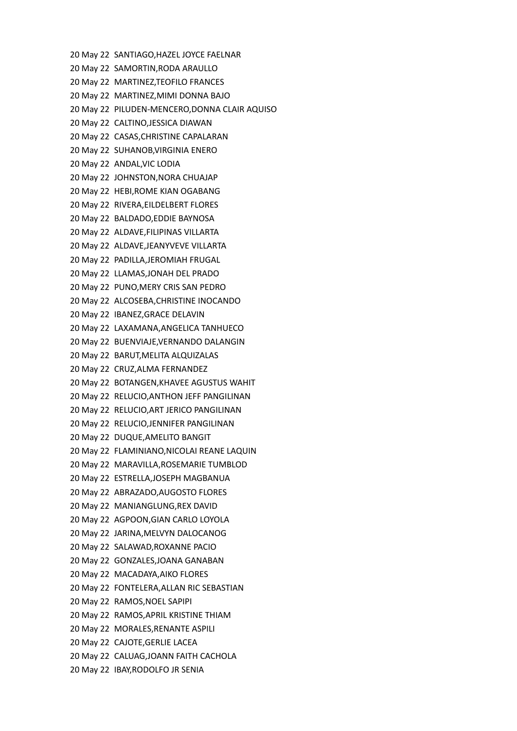20 May 22 SANTIAGO,HAZEL JOYCE FAELNAR
20 May 22 SAMORTIN,RODA ARAULLO
20 May 22 MARTINEZ,TEOFILO FRANCES
20 May 22 MARTINEZ,MIMI DONNA BAJO
20 May 22 PILUDEN-MENCERO,DONNA CLAIR AQUISO
20 May 22 CALTINO,JESSICA DIAWAN
20 May 22 CASAS,CHRISTINE CAPALARAN
20 May 22 SUHANOB,VIRGINIA ENERO
20 May 22 ANDAL,VIC LODIA
20 May 22 JOHNSTON,NORA CHUAJAP
20 May 22 HEBI,ROME KIAN OGABANG
20 May 22 RIVERA,EILDELBERT FLORES
20 May 22 BALDADO,EDDIE BAYNOSA
20 May 22 ALDAVE,FILIPINAS VILLARTA
20 May 22 ALDAVE,JEANYVEVE VILLARTA
20 May 22 PADILLA,JEROMIAH FRUGAL
20 May 22 LLAMAS,JONAH DEL PRADO
20 May 22 PUNO,MERY CRIS SAN PEDRO
20 May 22 ALCOSEBA,CHRISTINE INOCANDO
20 May 22 IBANEZ,GRACE DELAVIN
20 May 22 LAXAMANA,ANGELICA TANHUECO
20 May 22 BUENVIAJE,VERNANDO DALANGIN
20 May 22 BARUT,MELITA ALQUIZALAS
20 May 22 CRUZ,ALMA FERNANDEZ
20 May 22 BOTANGEN,KHAVEE AGUSTUS WAHIT
20 May 22 RELUCIO,ANTHON JEFF PANGILINAN
20 May 22 RELUCIO,ART JERICO PANGILINAN
20 May 22 RELUCIO,JENNIFER PANGILINAN
20 May 22 DUQUE,AMELITO BANGIT
20 May 22 FLAMINIANO,NICOLAI REANE LAQUIN
20 May 22 MARAVILLA,ROSEMARIE TUMBLOD
20 May 22 ESTRELLA,JOSEPH MAGBANUA
20 May 22 ABRAZADO,AUGOSTO FLORES
20 May 22 MANIANGLUNG,REX DAVID
20 May 22 AGPOON,GIAN CARLO LOYOLA
20 May 22 JARINA,MELVYN DALOCANOG
20 May 22 SALAWAD,ROXANNE PACIO
20 May 22 GONZALES,JOANA GANABAN
20 May 22 MACADAYA,AIKO FLORES
20 May 22 FONTELERA,ALLAN RIC SEBASTIAN
20 May 22 RAMOS,NOEL SAPIPI
20 May 22 RAMOS,APRIL KRISTINE THIAM
20 May 22 MORALES,RENANTE ASPILI
20 May 22 CAJOTE,GERLIE LACEA
20 May 22 CALUAG,JOANN FAITH CACHOLA
20 May 22 IBAY,RODOLFO JR SENIA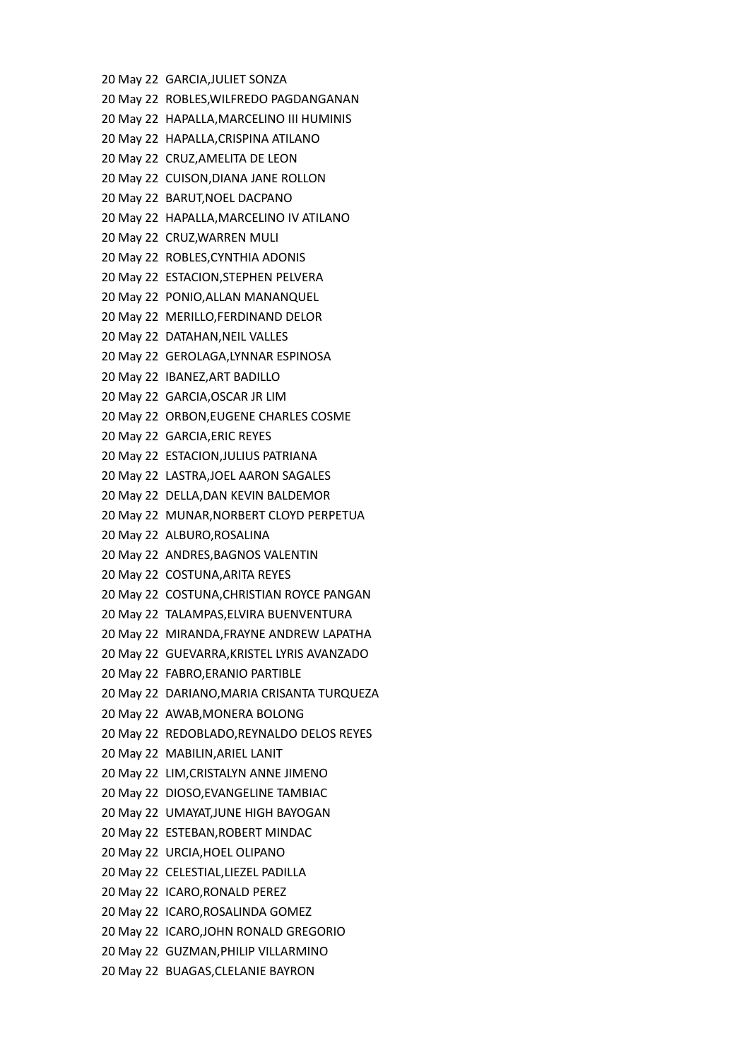20 May 22 GARCIA,JULIET SONZA
20 May 22 ROBLES,WILFREDO PAGDANGANAN
20 May 22 HAPALLA,MARCELINO III HUMINIS
20 May 22 HAPALLA,CRISPINA ATILANO
20 May 22 CRUZ,AMELITA DE LEON
20 May 22 CUISON,DIANA JANE ROLLON
20 May 22 BARUT,NOEL DACPANO
20 May 22 HAPALLA,MARCELINO IV ATILANO
20 May 22 CRUZ,WARREN MULI
20 May 22 ROBLES,CYNTHIA ADONIS
20 May 22 ESTACION,STEPHEN PELVERA
20 May 22 PONIO,ALLAN MANANQUEL
20 May 22 MERILLO,FERDINAND DELOR
20 May 22 DATAHAN,NEIL VALLES
20 May 22 GEROLAGA,LYNNAR ESPINOSA
20 May 22 IBANEZ,ART BADILLO
20 May 22 GARCIA,OSCAR JR LIM
20 May 22 ORBON,EUGENE CHARLES COSME
20 May 22 GARCIA,ERIC REYES
20 May 22 ESTACION,JULIUS PATRIANA
20 May 22 LASTRA,JOEL AARON SAGALES
20 May 22 DELLA,DAN KEVIN BALDEMOR
20 May 22 MUNAR,NORBERT CLOYD PERPETUA
20 May 22 ALBURO,ROSALINA
20 May 22 ANDRES,BAGNOS VALENTIN
20 May 22 COSTUNA,ARITA REYES
20 May 22 COSTUNA,CHRISTIAN ROYCE PANGAN
20 May 22 TALAMPAS,ELVIRA BUENVENTURA
20 May 22 MIRANDA,FRAYNE ANDREW LAPATHA
20 May 22 GUEVARRA,KRISTEL LYRIS AVANZADO
20 May 22 FABRO,ERANIO PARTIBLE
20 May 22 DARIANO,MARIA CRISANTA TURQUEZA
20 May 22 AWAB,MONERA BOLONG
20 May 22 REDOBLADO,REYNALDO DELOS REYES
20 May 22 MABILIN,ARIEL LANIT
20 May 22 LIM,CRISTALYN ANNE JIMENO
20 May 22 DIOSO,EVANGELINE TAMBIAC
20 May 22 UMAYAT,JUNE HIGH BAYOGAN
20 May 22 ESTEBAN,ROBERT MINDAC
20 May 22 URCIA,HOEL OLIPANO
20 May 22 CELESTIAL,LIEZEL PADILLA
20 May 22 ICARO,RONALD PEREZ
20 May 22 ICARO,ROSALINDA GOMEZ
20 May 22 ICARO,JOHN RONALD GREGORIO
20 May 22 GUZMAN,PHILIP VILLARMINO
20 May 22 BUAGAS,CLELANIE BAYRON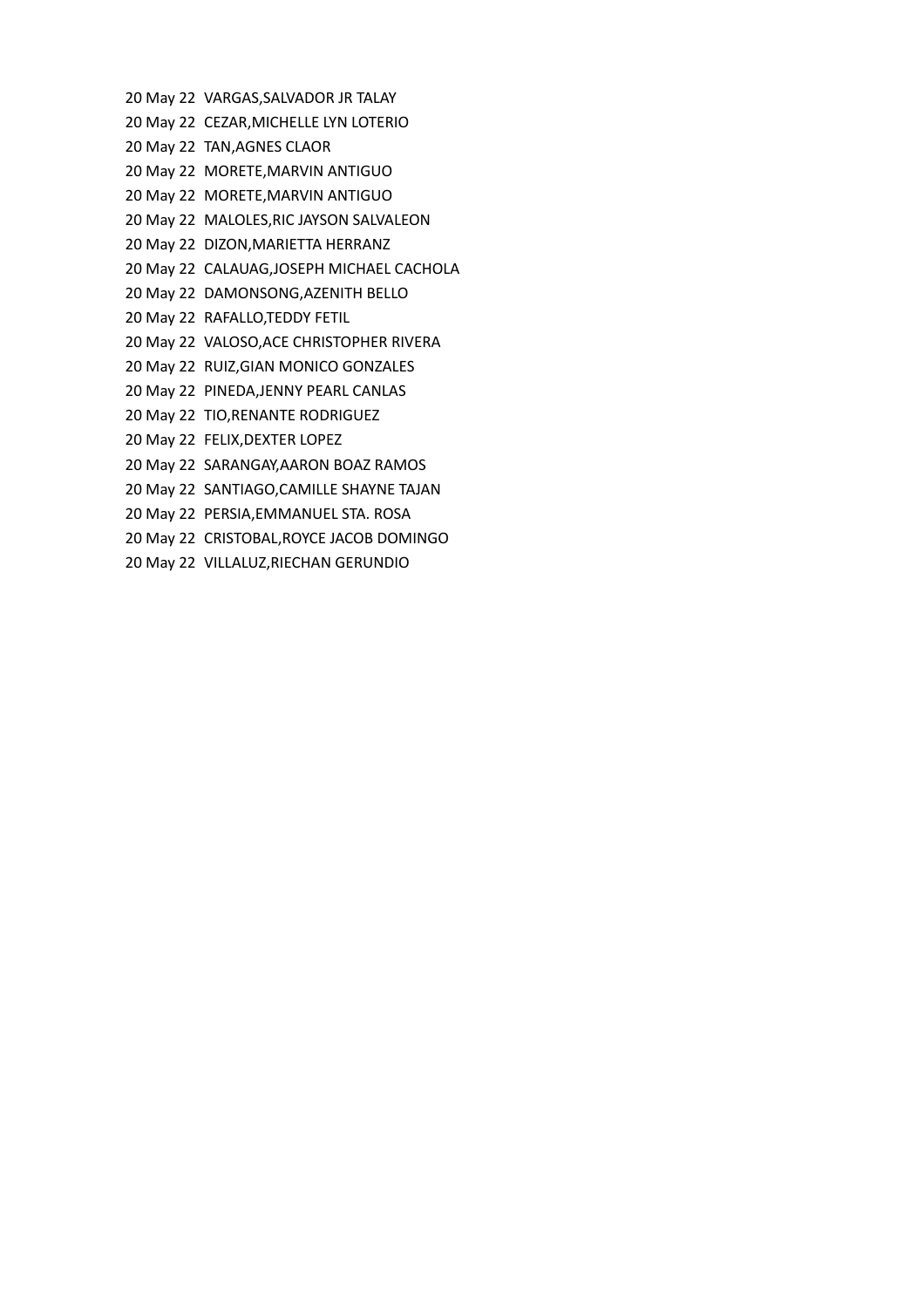20 May 22 VARGAS,SALVADOR JR TALAY
20 May 22 CEZAR,MICHELLE LYN LOTERIO
20 May 22 TAN,AGNES CLAOR
20 May 22 MORETE,MARVIN ANTIGUO
20 May 22 MORETE,MARVIN ANTIGUO
20 May 22 MALOLES,RIC JAYSON SALVALEON
20 May 22 DIZON,MARIETTA HERRANZ
20 May 22 CALAUAG,JOSEPH MICHAEL CACHOLA
20 May 22 DAMONSONG,AZENITH BELLO
20 May 22 RAFALLO,TEDDY FETIL
20 May 22 VALOSO,ACE CHRISTOPHER RIVERA
20 May 22 RUIZ,GIAN MONICO GONZALES
20 May 22 PINEDA,JENNY PEARL CANLAS
20 May 22 TIO,RENANTE RODRIGUEZ
20 May 22 FELIX,DEXTER LOPEZ
20 May 22 SARANGAY,AARON BOAZ RAMOS
20 May 22 SANTIAGO,CAMILLE SHAYNE TAJAN
20 May 22 PERSIA,EMMANUEL STA. ROSA
20 May 22 CRISTOBAL,ROYCE JACOB DOMINGO
20 May 22 VILLALUZ,RIECHAN GERUNDIO